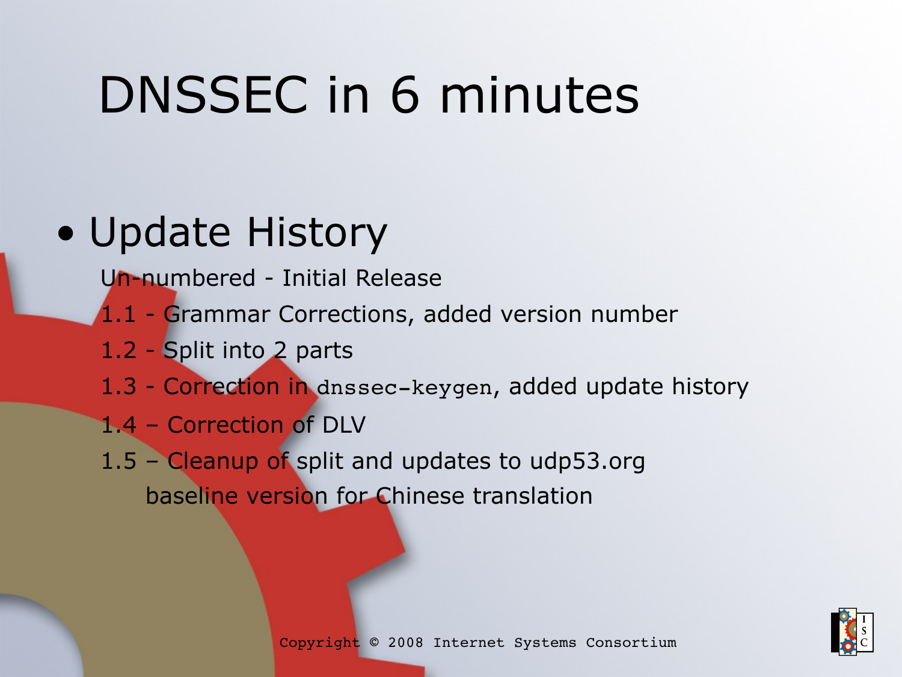# DNSSEC in 6 minutes

- Update History

  Un-numbered - Initial Release

  1.1 - Grammar Corrections, added version number

  1.2 - Split into 2 parts

  1.3 - Correction in `dnssec-keygen`, added update history

  1.4 – Correction of DLV

  1.5 – Cleanup of split and updates to udp53.org
  baseline version for Chinese translation

Copyright © 2008 Internet Systems Consortium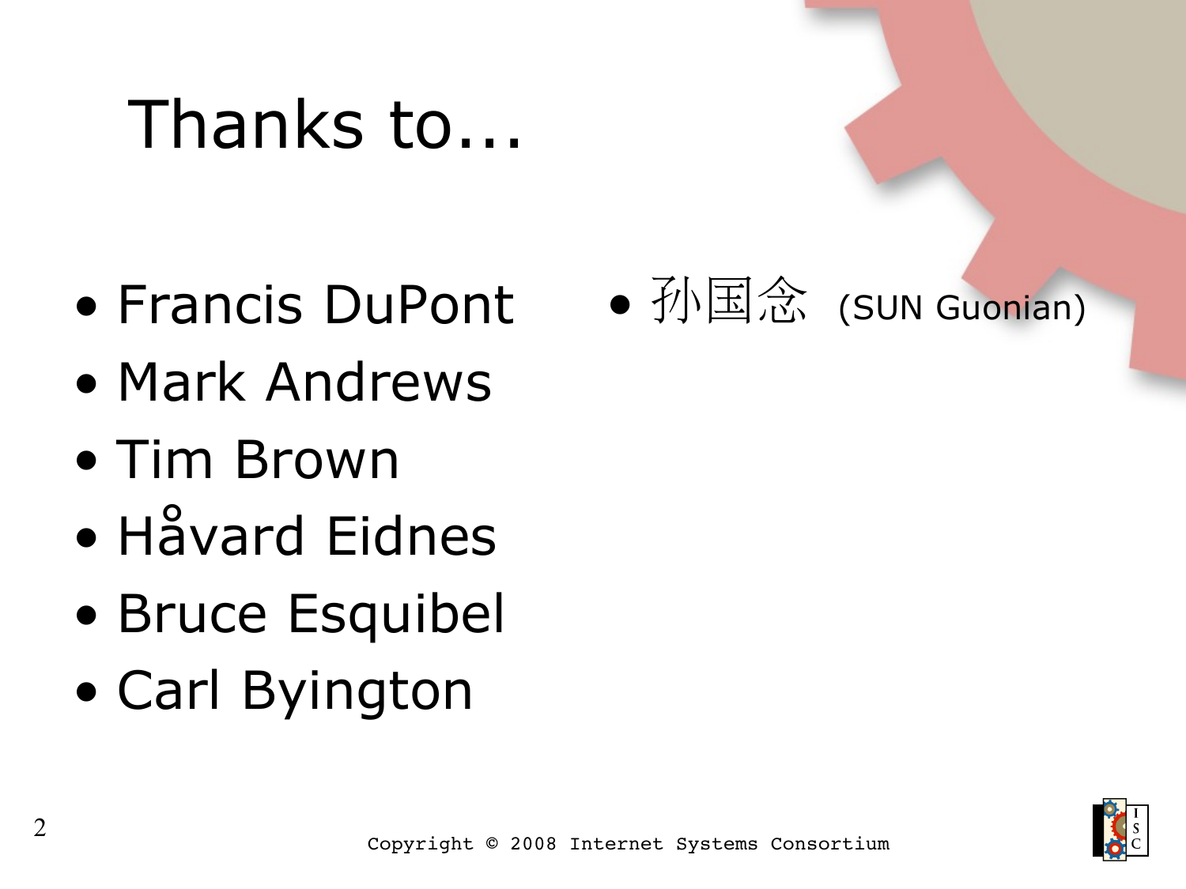# Thanks to...

- Francis DuPont
- Mark Andrews
- Tim Brown
- Håvard Eidnes
- Bruce Esquibel
- Carl Byington
- 孙国念 (SUN Guonian)

Copyright © 2008 Internet Systems Consortium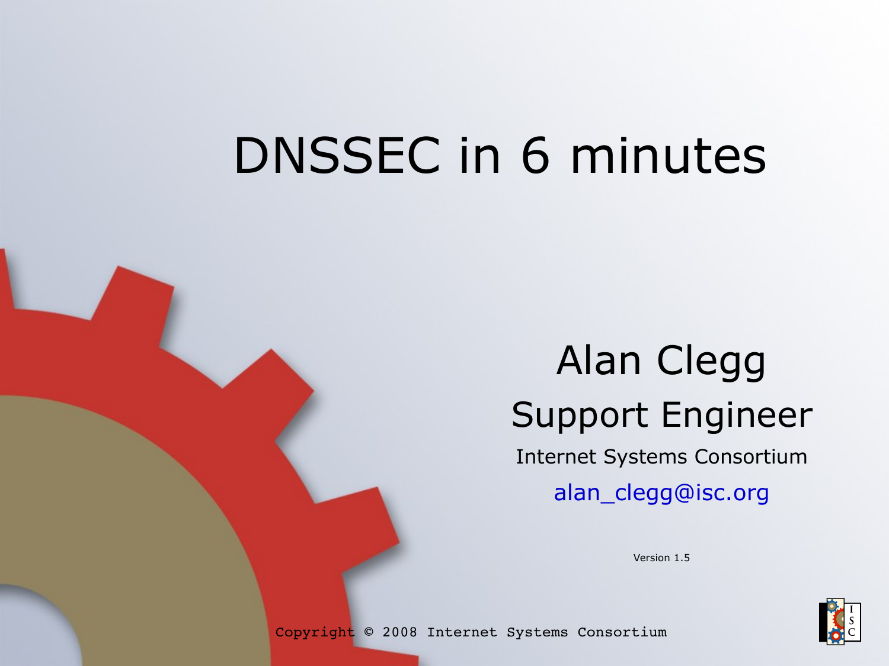# DNSSEC in 6 minutes

Alan Clegg

Support Engineer

Internet Systems Consortium

alan_clegg@isc.org

Version 1.5

Copyright © 2008 Internet Systems Consortium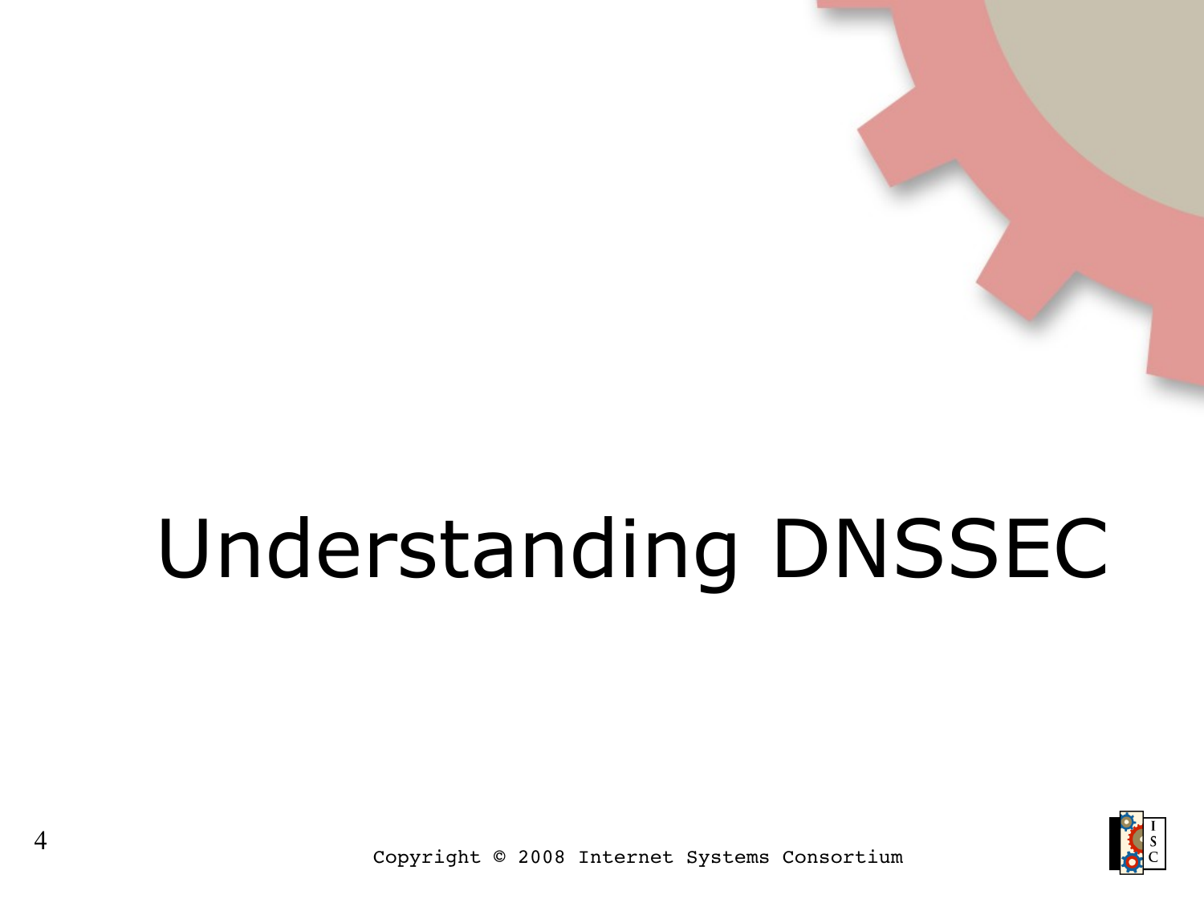# Understanding DNSSEC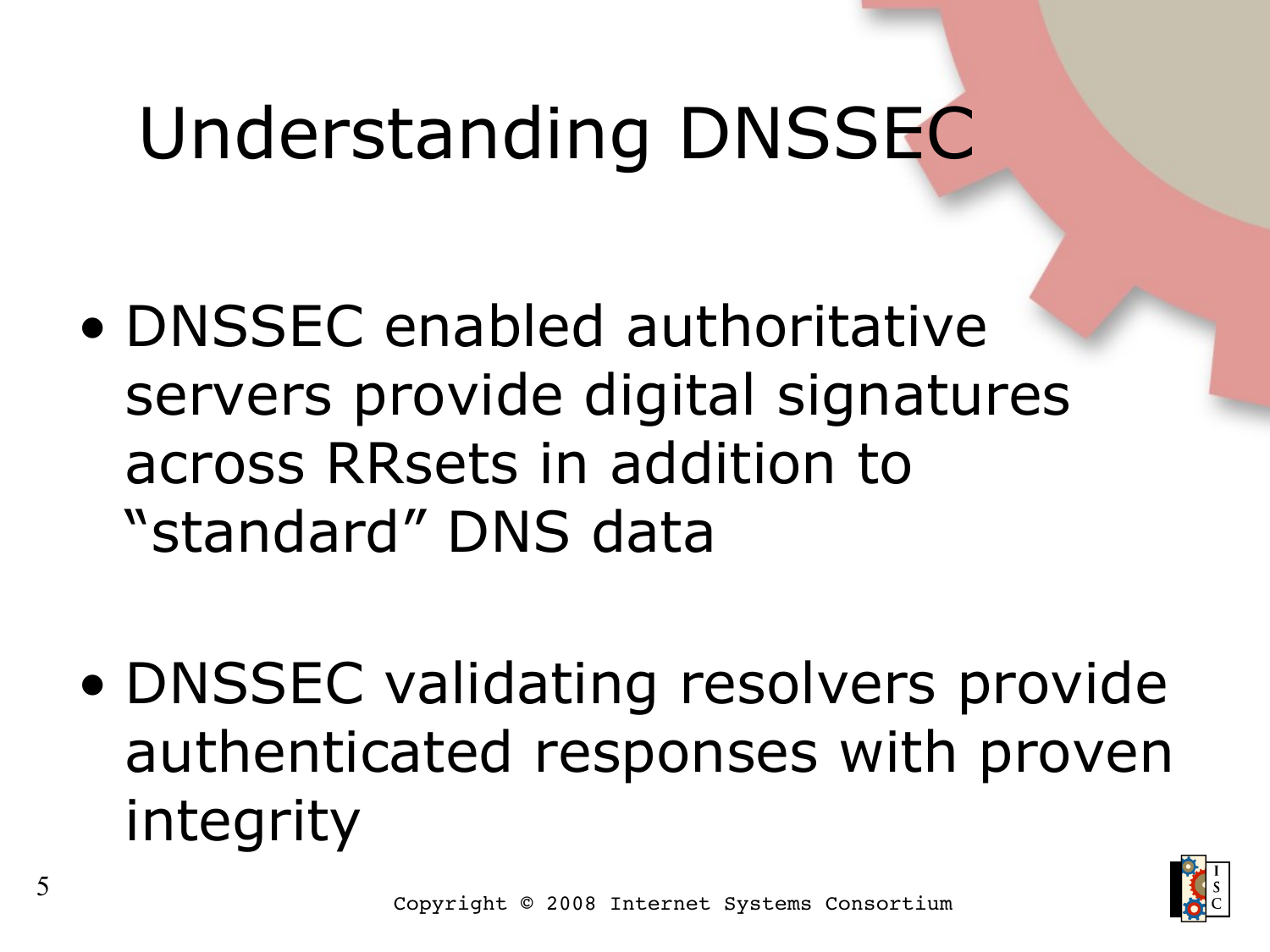# Understanding DNSSEC

- DNSSEC enabled authoritative servers provide digital signatures across RRsets in addition to "standard" DNS data

- DNSSEC validating resolvers provide authenticated responses with proven integrity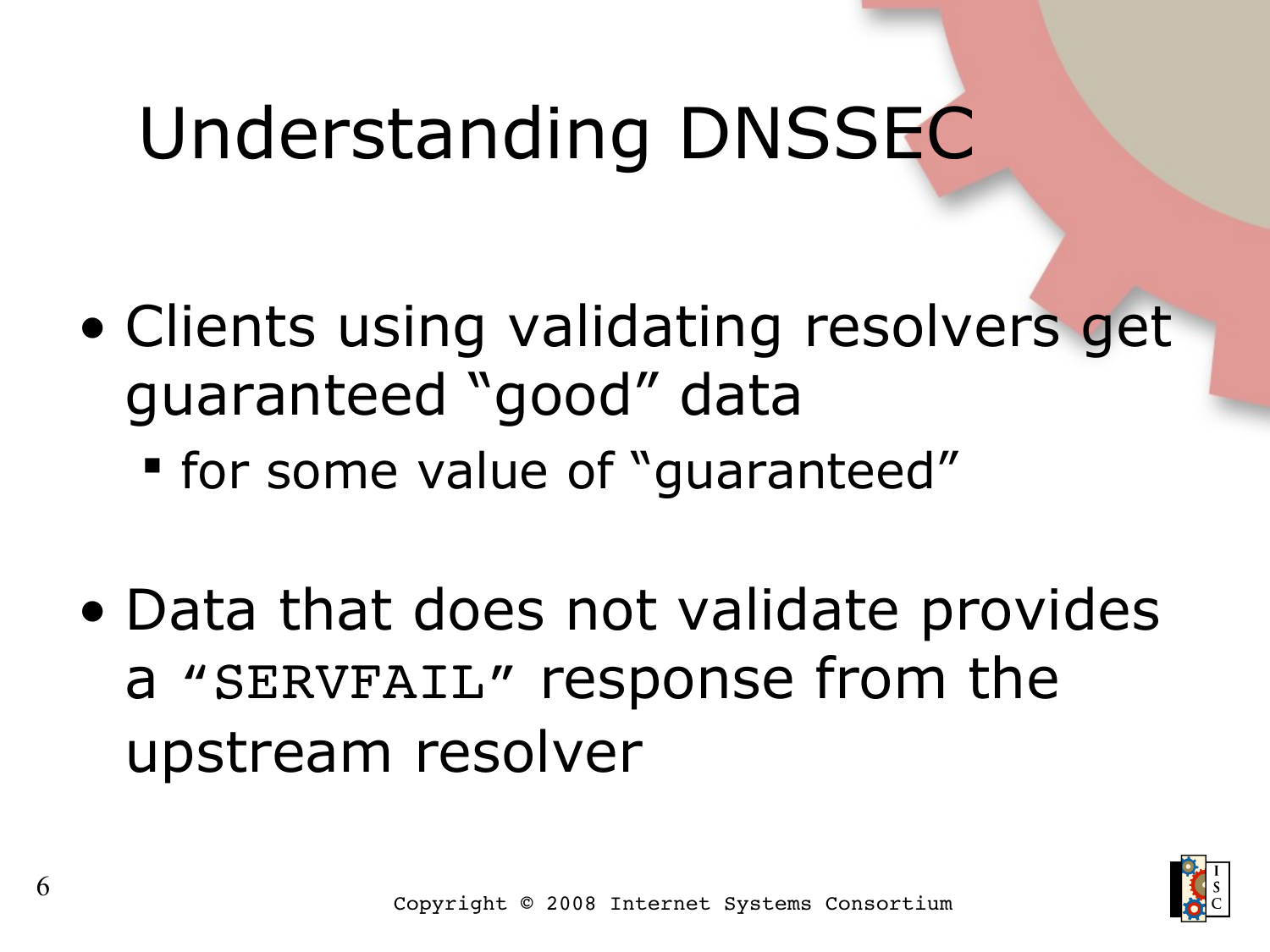# Understanding DNSSEC

- Clients using validating resolvers get guaranteed "good" data
  - for some value of "guaranteed"

- Data that does not validate provides a "`SERVFAIL`" response from the upstream resolver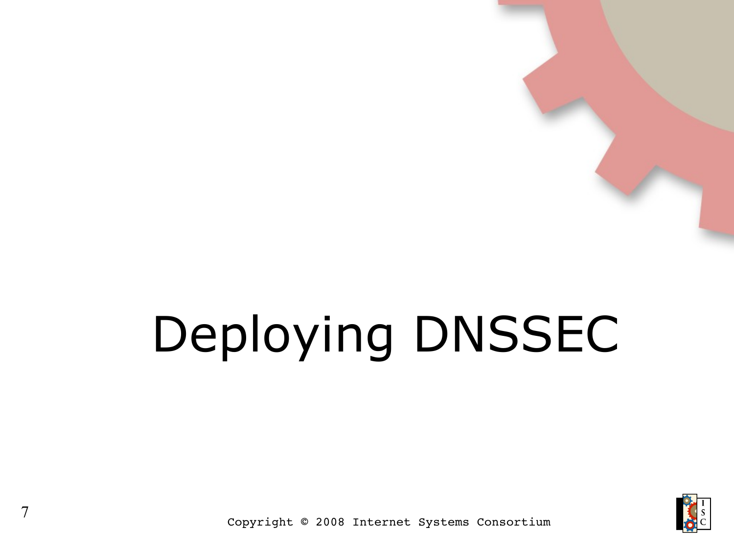# Deploying DNSSEC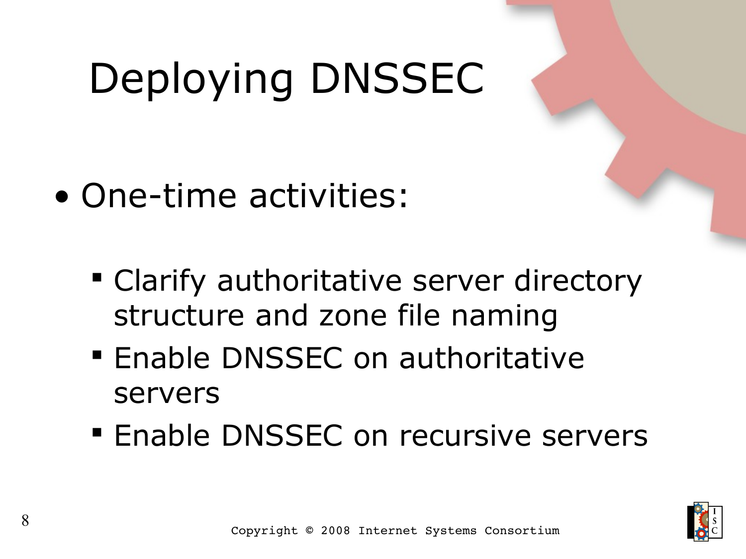# Deploying DNSSEC

- One-time activities:
  - Clarify authoritative server directory structure and zone file naming
  - Enable DNSSEC on authoritative servers
  - Enable DNSSEC on recursive servers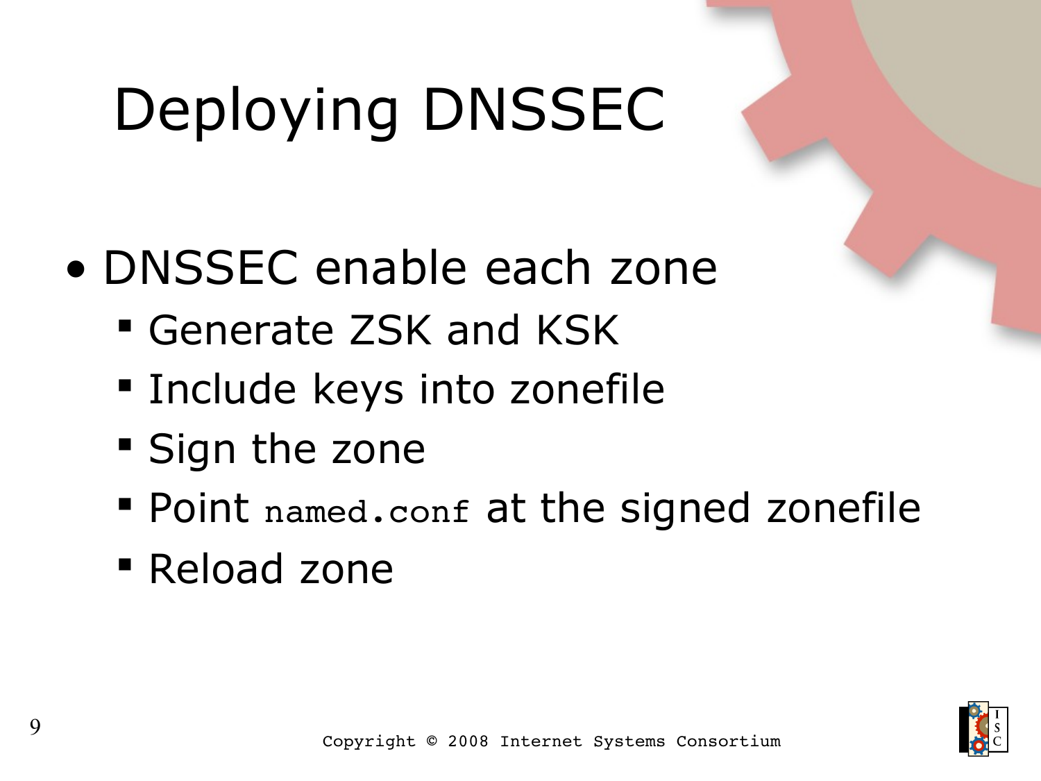# Deploying DNSSEC

- DNSSEC enable each zone
  - Generate ZSK and KSK
  - Include keys into zonefile
  - Sign the zone
  - Point `named.conf` at the signed zonefile
  - Reload zone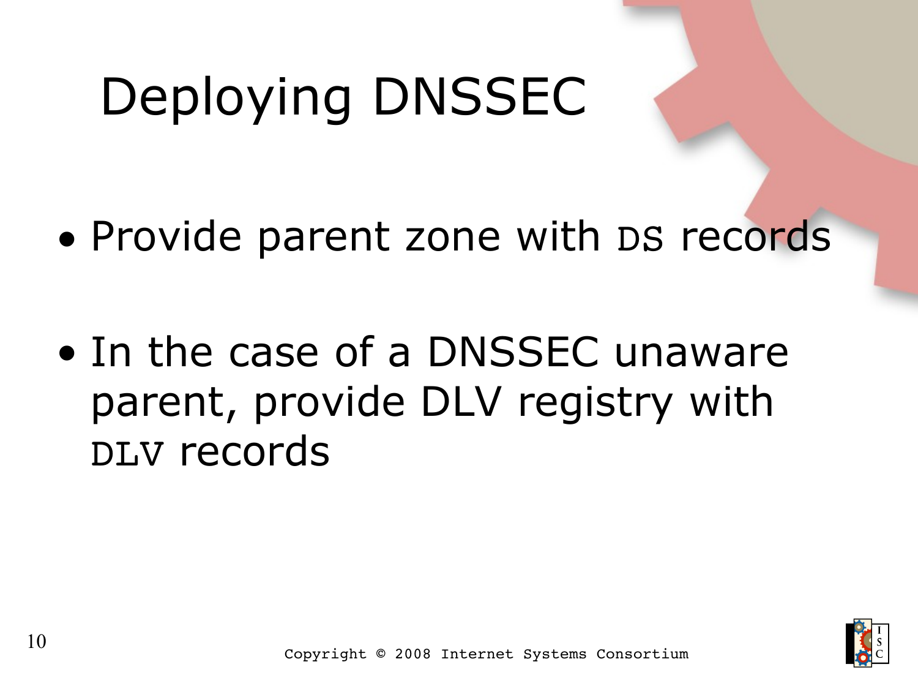# Deploying DNSSEC

- Provide parent zone with DS records
- In the case of a DNSSEC unaware parent, provide DLV registry with DLV records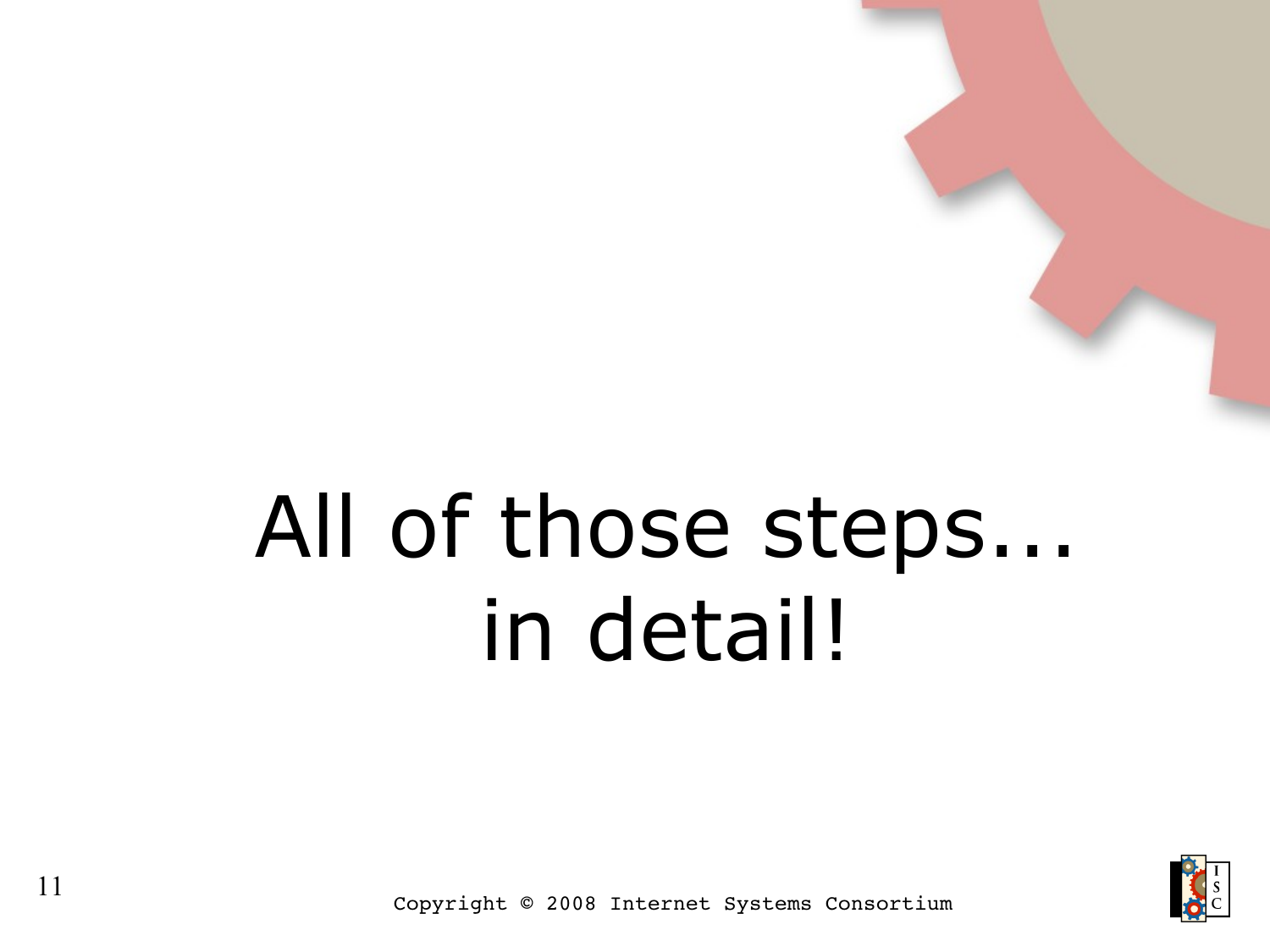# All of those steps... in detail!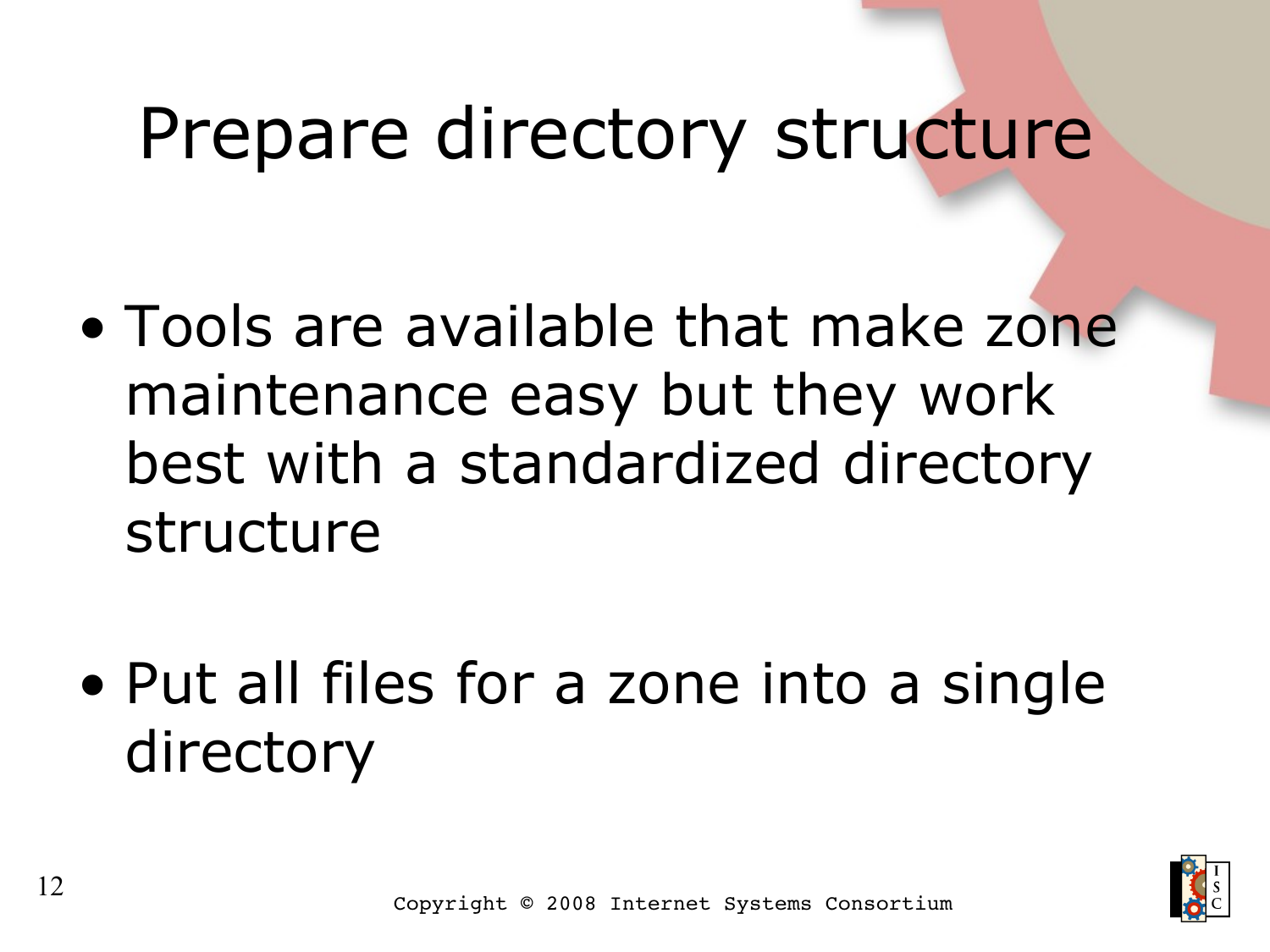# Prepare directory structure

- Tools are available that make zone maintenance easy but they work best with a standardized directory structure

- Put all files for a zone into a single directory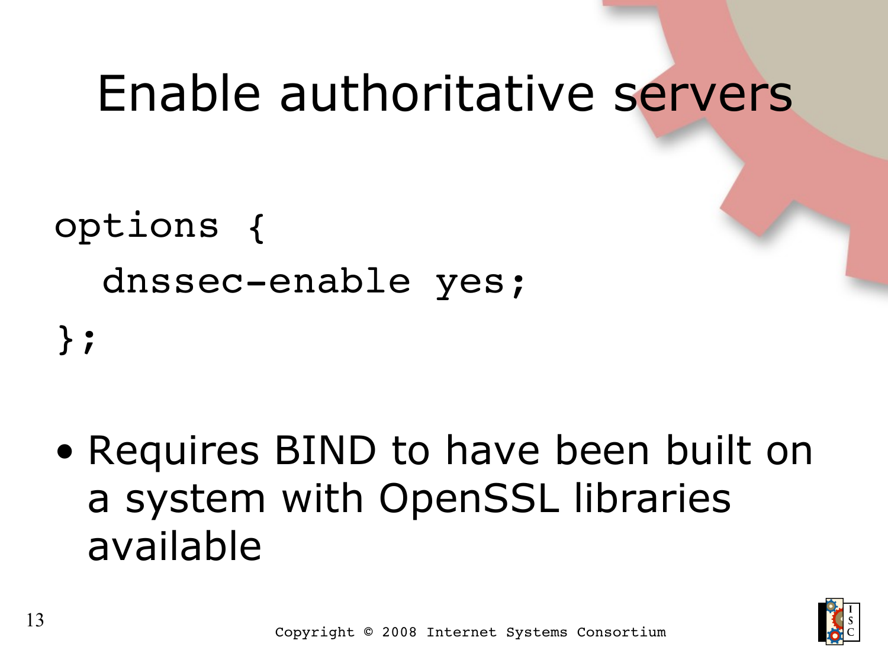# Enable authoritative servers

```
options {
  dnssec-enable yes;
};
```

- Requires BIND to have been built on a system with OpenSSL libraries available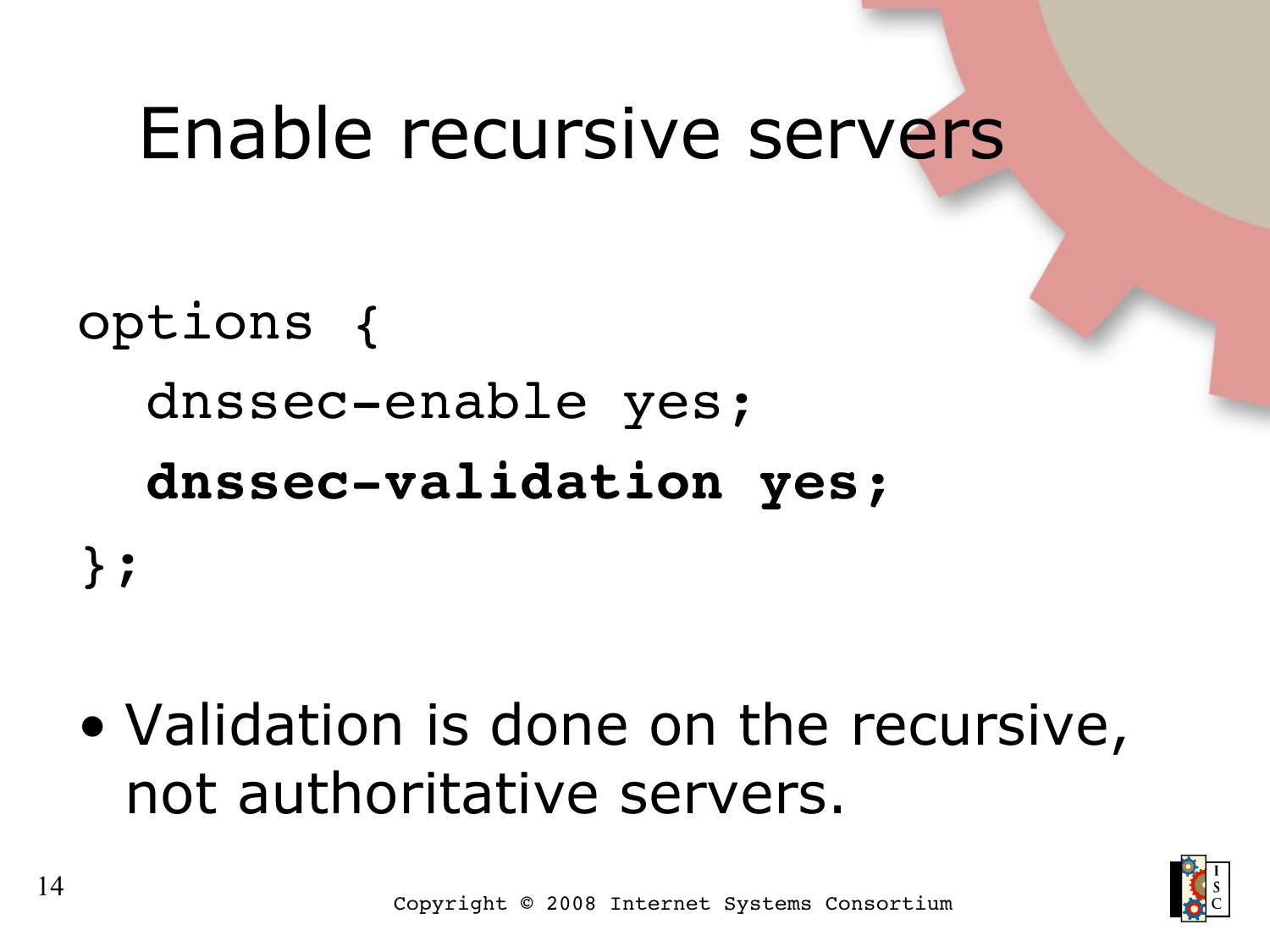# Enable recursive servers

```
options {
  dnssec-enable yes;
  dnssec-validation yes;
};
```

- Validation is done on the recursive, not authoritative servers.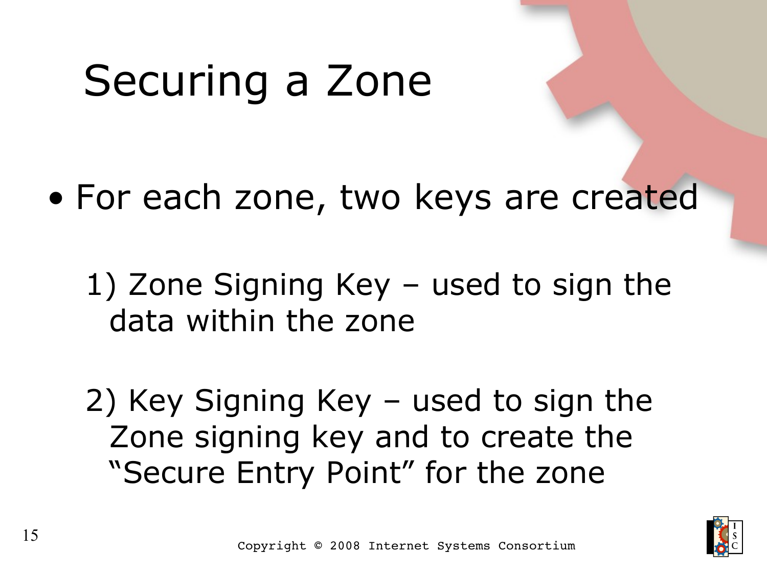# Securing a Zone

- For each zone, two keys are created

  1) Zone Signing Key – used to sign the data within the zone

  2) Key Signing Key – used to sign the Zone signing key and to create the "Secure Entry Point" for the zone

Copyright © 2008 Internet Systems Consortium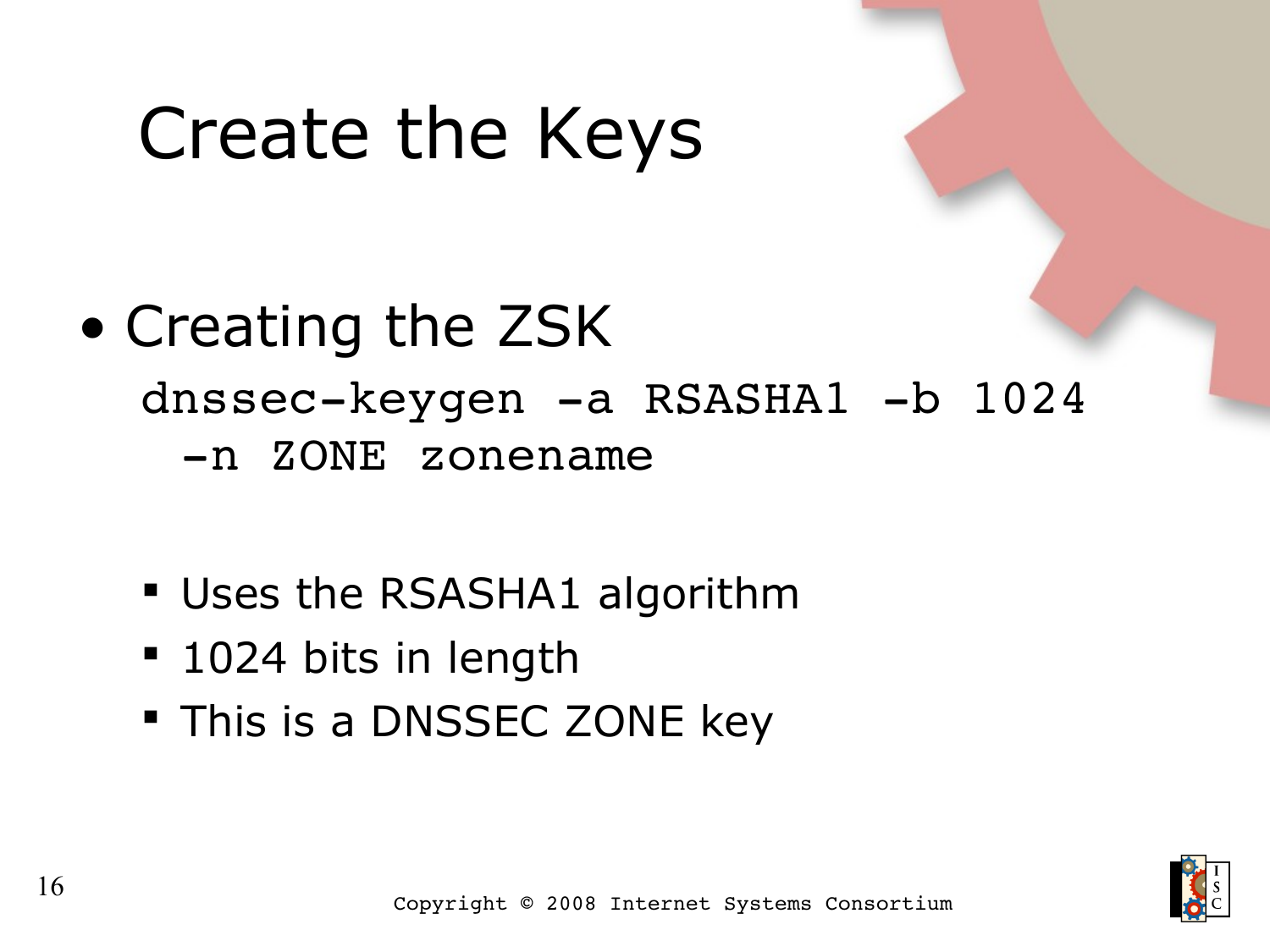# Create the Keys

- Creating the ZSK

```
dnssec-keygen -a RSASHA1 -b 1024
  -n ZONE zonename
```

  - Uses the RSASHA1 algorithm
  - 1024 bits in length
  - This is a DNSSEC ZONE key

Copyright © 2008 Internet Systems Consortium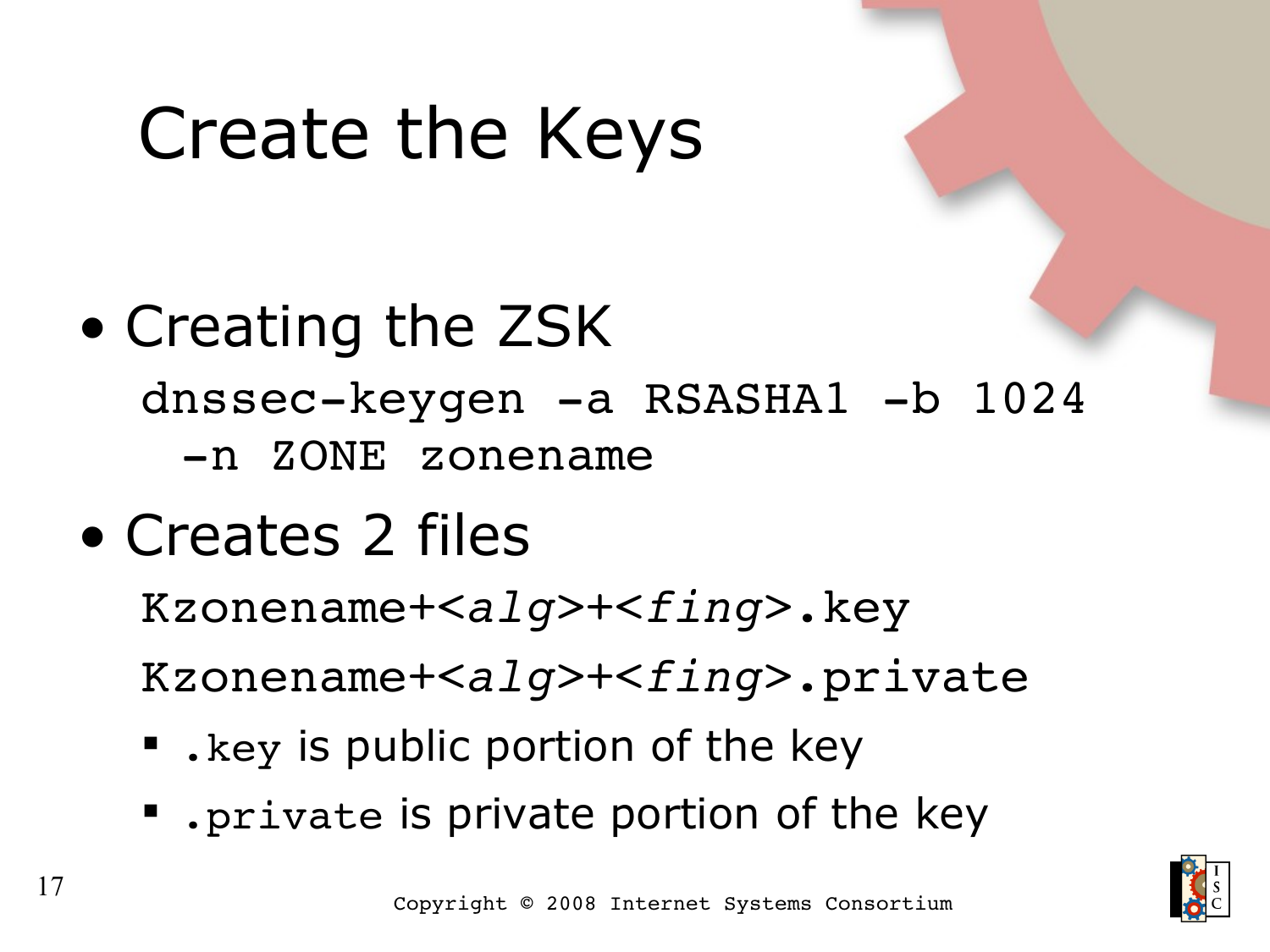# Create the Keys

- Creating the ZSK

```
dnssec-keygen -a RSASHA1 -b 1024
  -n ZONE zonename
```

- Creates 2 files

  Kzonename+<*alg*>+<*fing*>.key

  Kzonename+<*alg*>+<*fing*>.private

  - `.key` is public portion of the key
  - `.private` is private portion of the key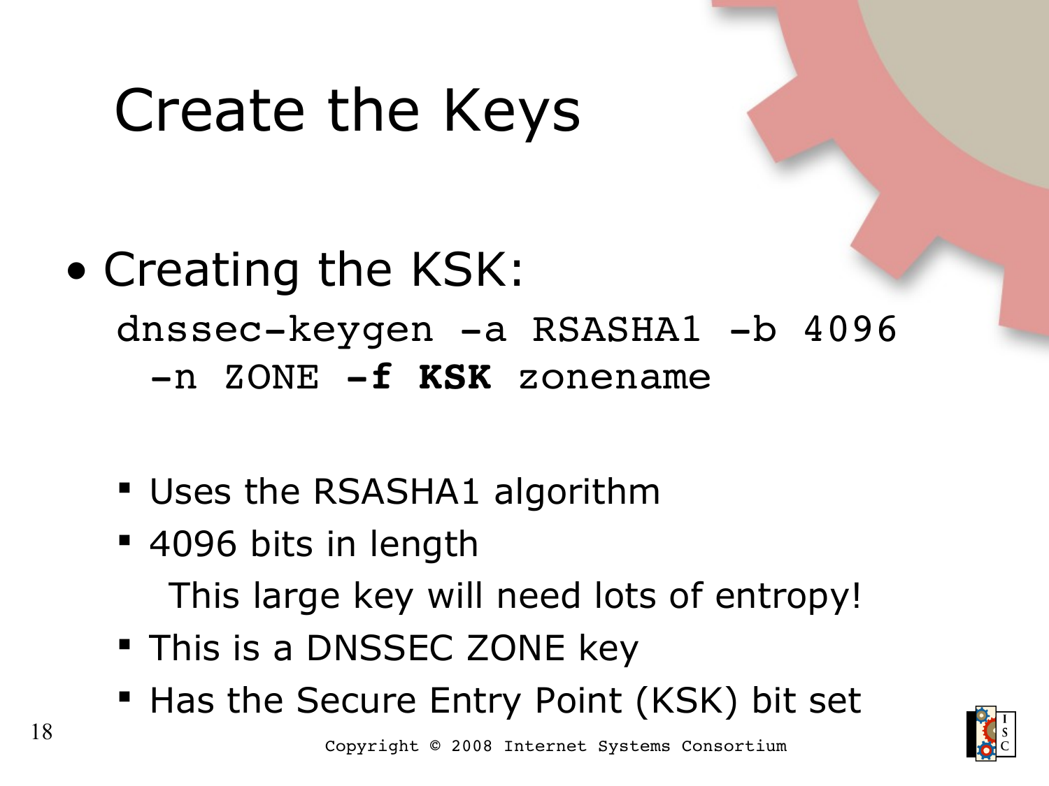# Create the Keys

- Creating the KSK:

```
dnssec-keygen -a RSASHA1 -b 4096
  -n ZONE -f KSK zonename
```

  - Uses the RSASHA1 algorithm
  - 4096 bits in length

    This large key will need lots of entropy!
  - This is a DNSSEC ZONE key
  - Has the Secure Entry Point (KSK) bit set

Copyright © 2008 Internet Systems Consortium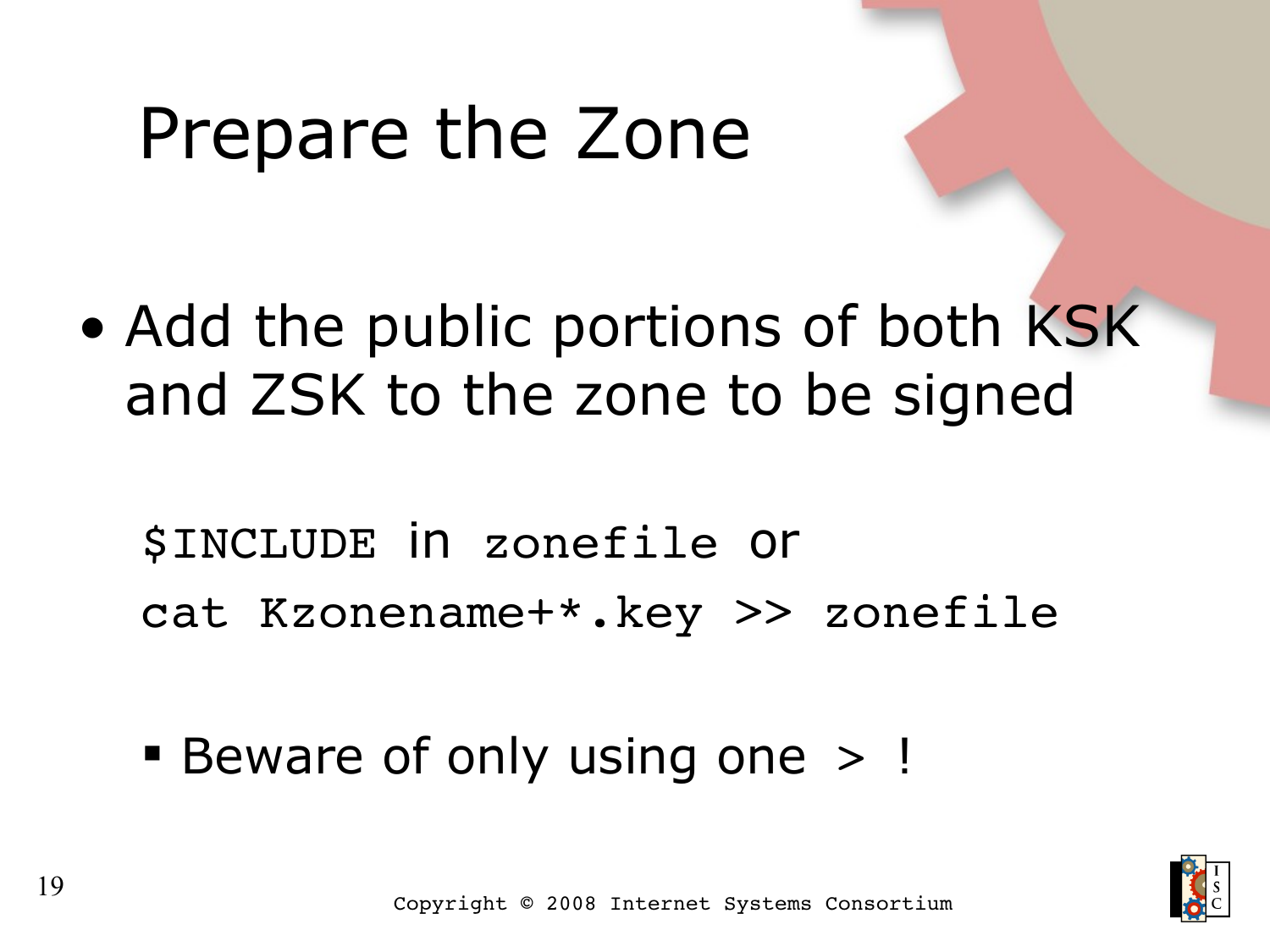# Prepare the Zone

- Add the public portions of both KSK and ZSK to the zone to be signed

  `$INCLUDE` in `zonefile` or

  ```
  cat Kzonename+*.key >> zonefile
  ```

  - Beware of only using one `>` !

Copyright © 2008 Internet Systems Consortium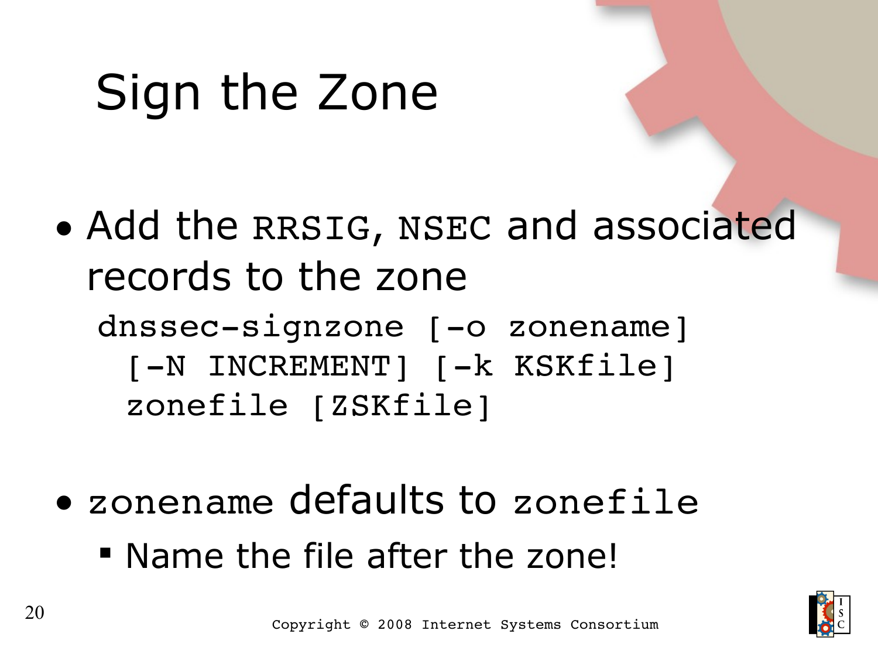# Sign the Zone

- Add the RRSIG, NSEC and associated records to the zone

```
dnssec-signzone [-o zonename]
  [-N INCREMENT] [-k KSKfile]
  zonefile [ZSKfile]
```

- zonename defaults to zonefile
  - Name the file after the zone!

Copyright © 2008 Internet Systems Consortium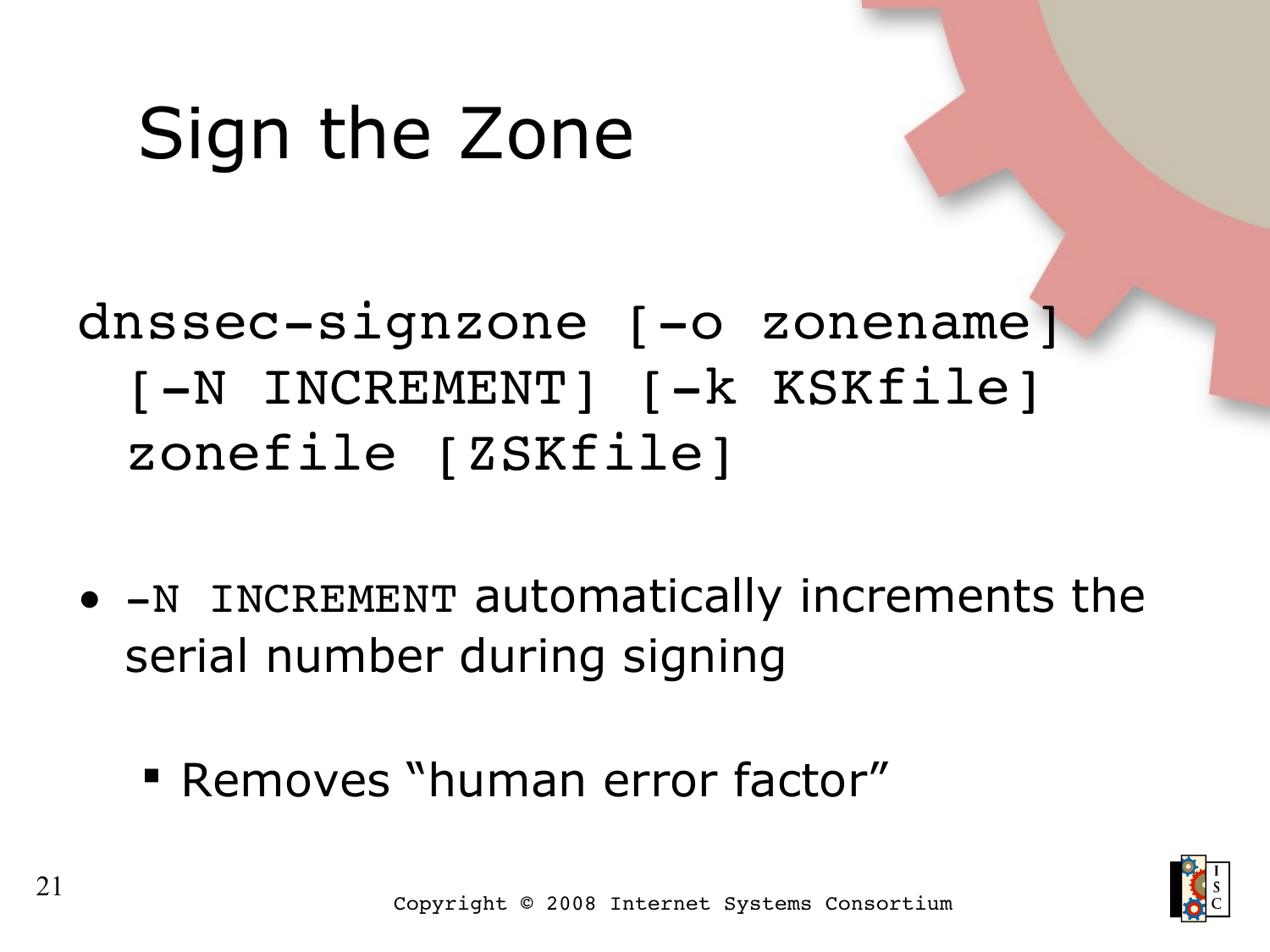# Sign the Zone

```
dnssec-signzone [-o zonename]
  [-N INCREMENT] [-k KSKfile]
  zonefile [ZSKfile]
```

- `-N INCREMENT` automatically increments the serial number during signing
  - Removes "human error factor"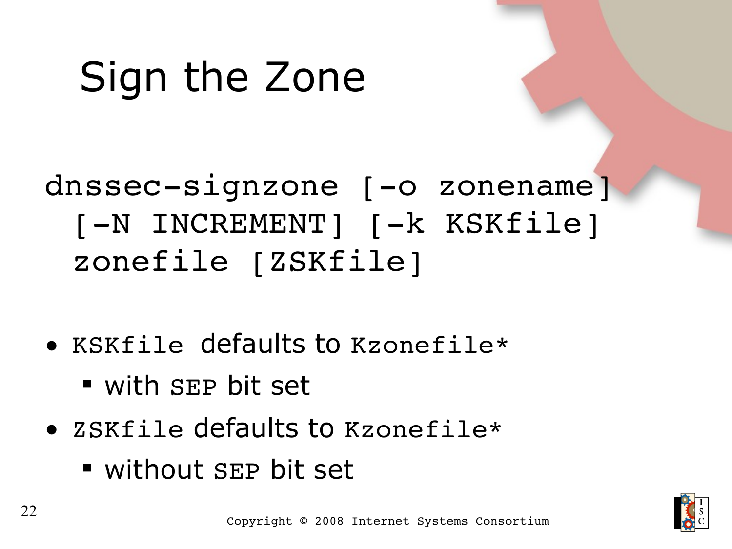# Sign the Zone

```
dnssec-signzone [-o zonename]
  [-N INCREMENT] [-k KSKfile]
  zonefile [ZSKfile]
```

- `KSKfile` defaults to `Kzonefile*`
  - with `SEP` bit set
- `ZSKfile` defaults to `Kzonefile*`
  - without `SEP` bit set

Copyright © 2008 Internet Systems Consortium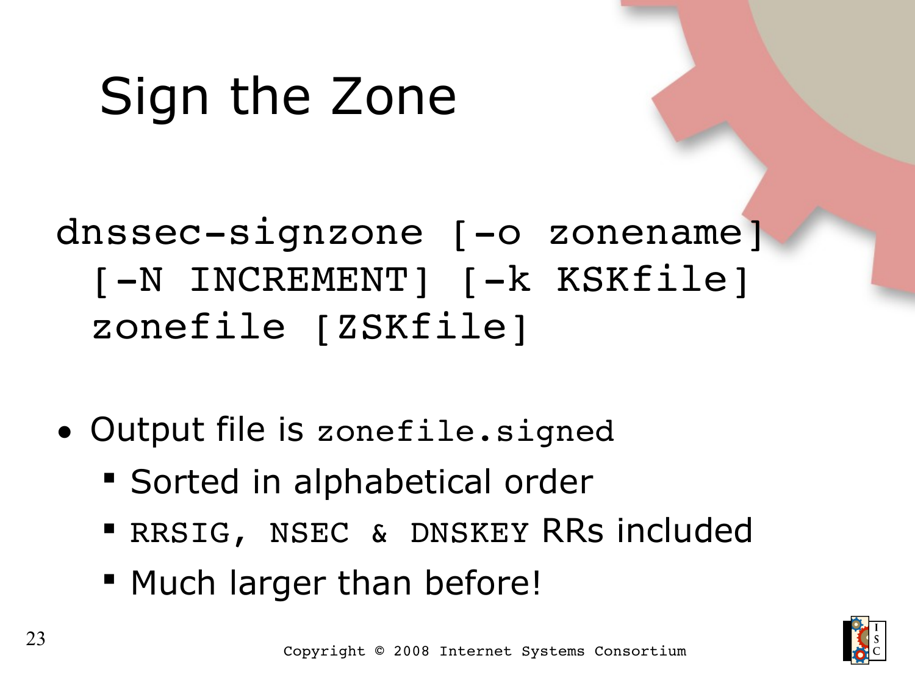# Sign the Zone

```
dnssec-signzone [-o zonename]
  [-N INCREMENT] [-k KSKfile]
  zonefile [ZSKfile]
```

- Output file is `zonefile.signed`
  - Sorted in alphabetical order
  - `RRSIG, NSEC & DNSKEY` RRs included
  - Much larger than before!

Copyright © 2008 Internet Systems Consortium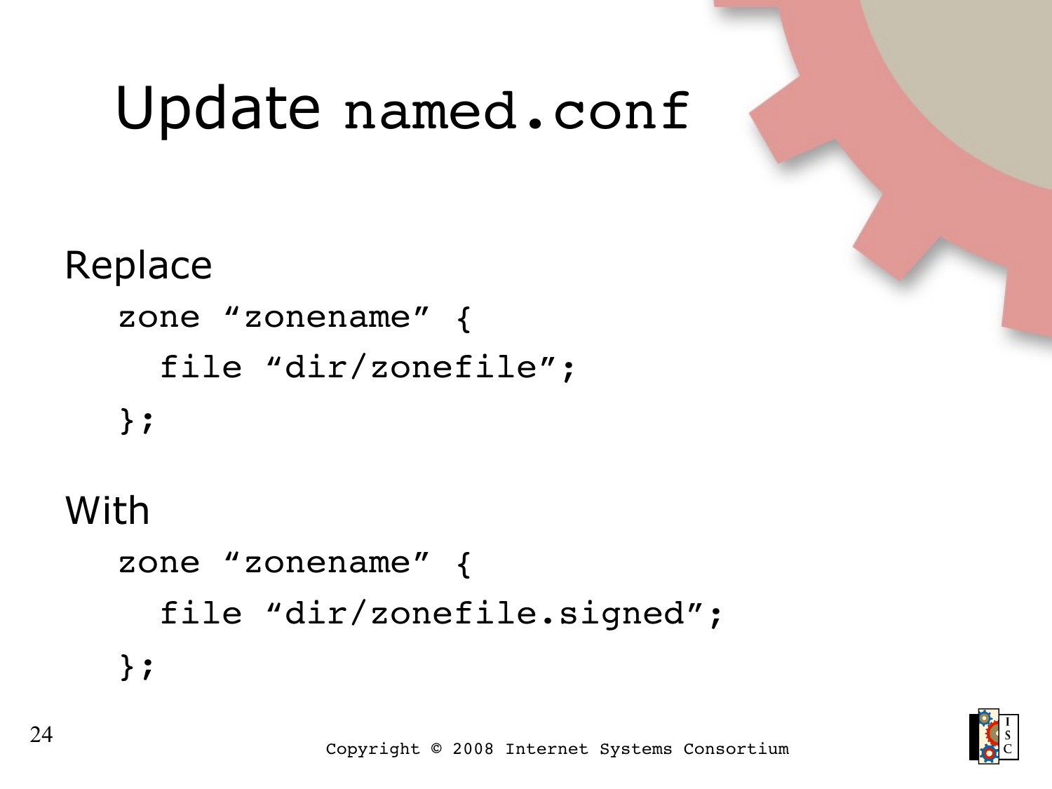# Update named.conf

Replace

```
zone "zonename" {
  file "dir/zonefile";
};
```

With

```
zone "zonename" {
  file "dir/zonefile.signed";
};
```

Copyright © 2008 Internet Systems Consortium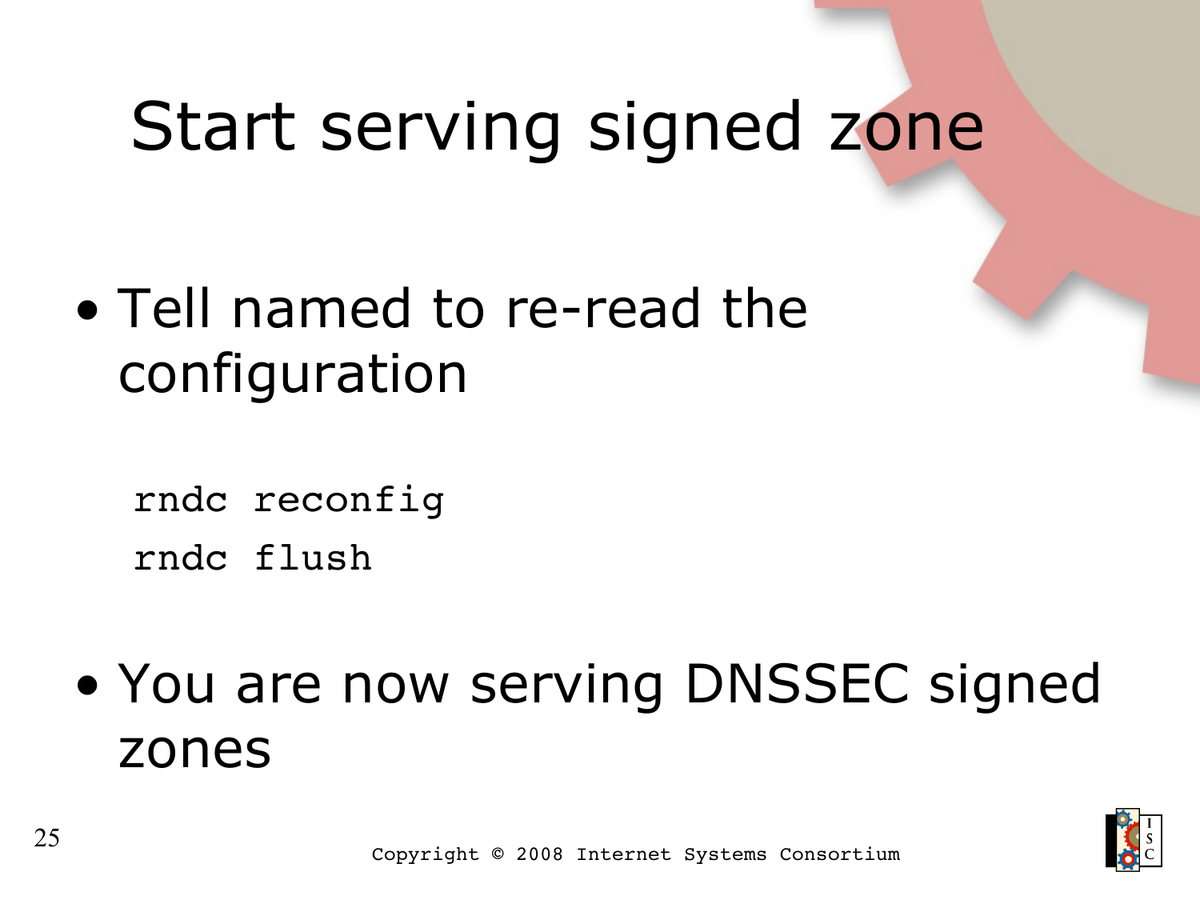# Start serving signed zone

- Tell named to re-read the configuration

```
rndc reconfig
rndc flush
```

- You are now serving DNSSEC signed zones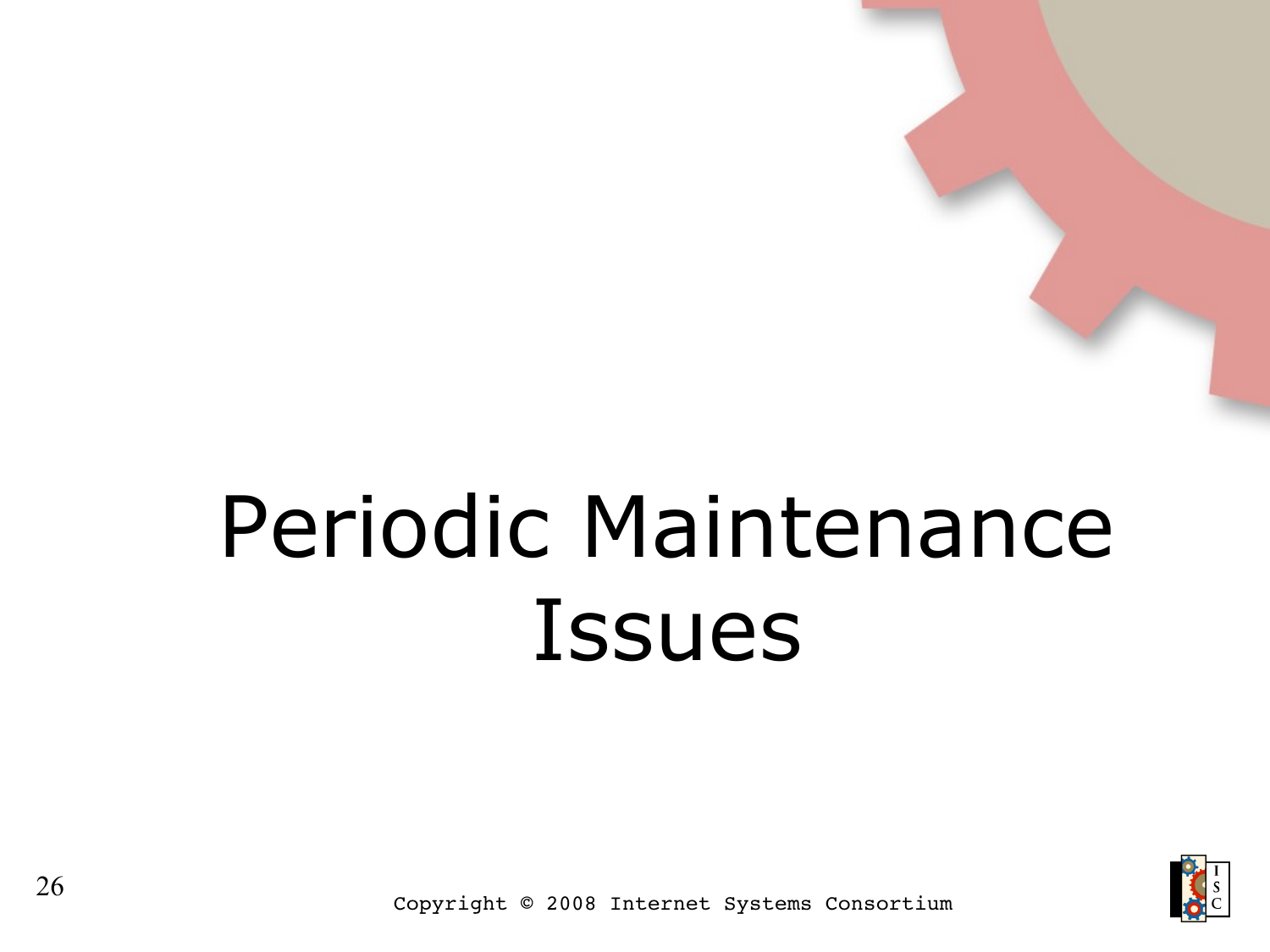# Periodic Maintenance Issues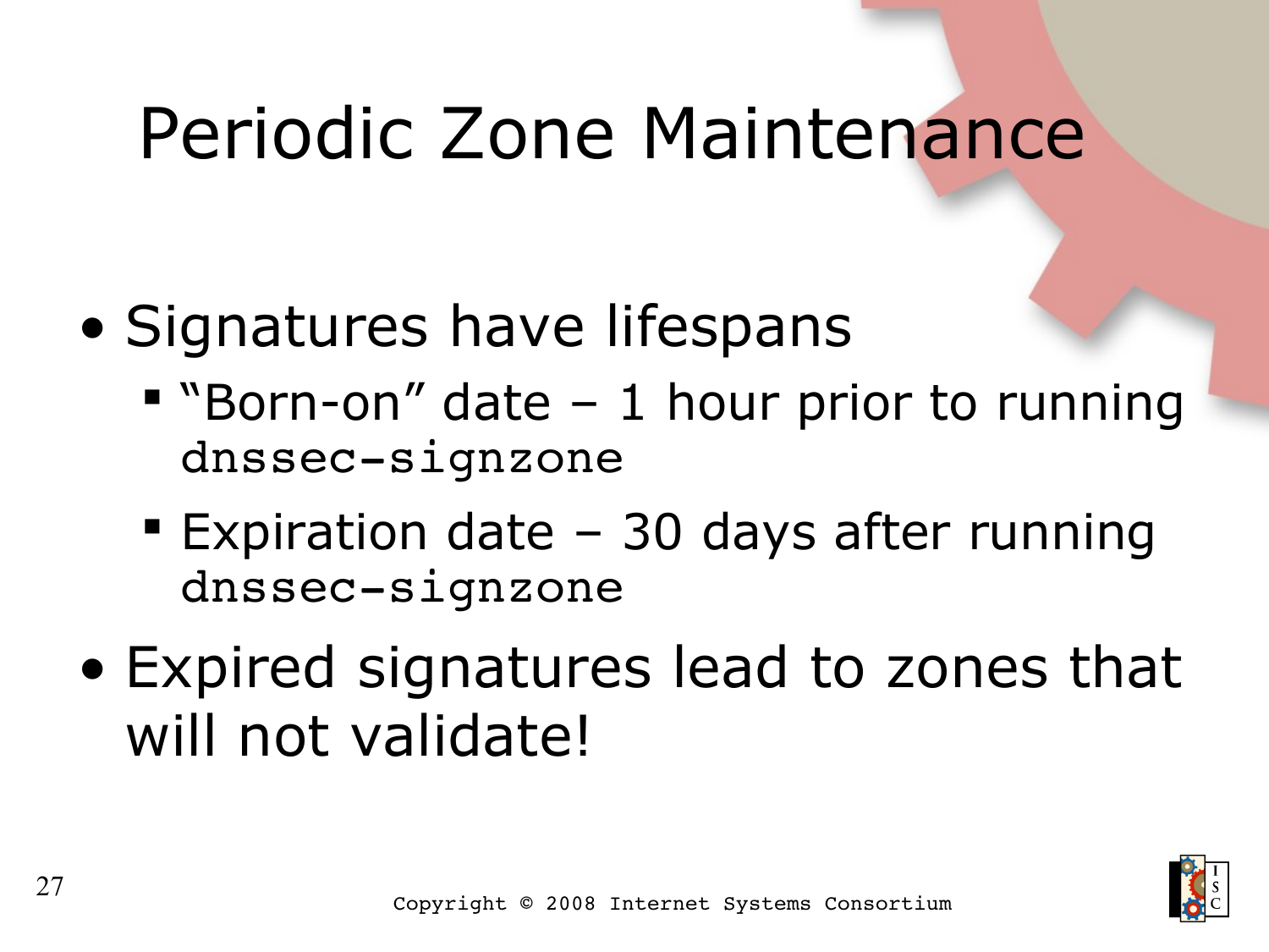# Periodic Zone Maintenance

- Signatures have lifespans
  - "Born-on" date – 1 hour prior to running `dnssec-signzone`
  - Expiration date – 30 days after running `dnssec-signzone`
- Expired signatures lead to zones that will not validate!

Copyright © 2008 Internet Systems Consortium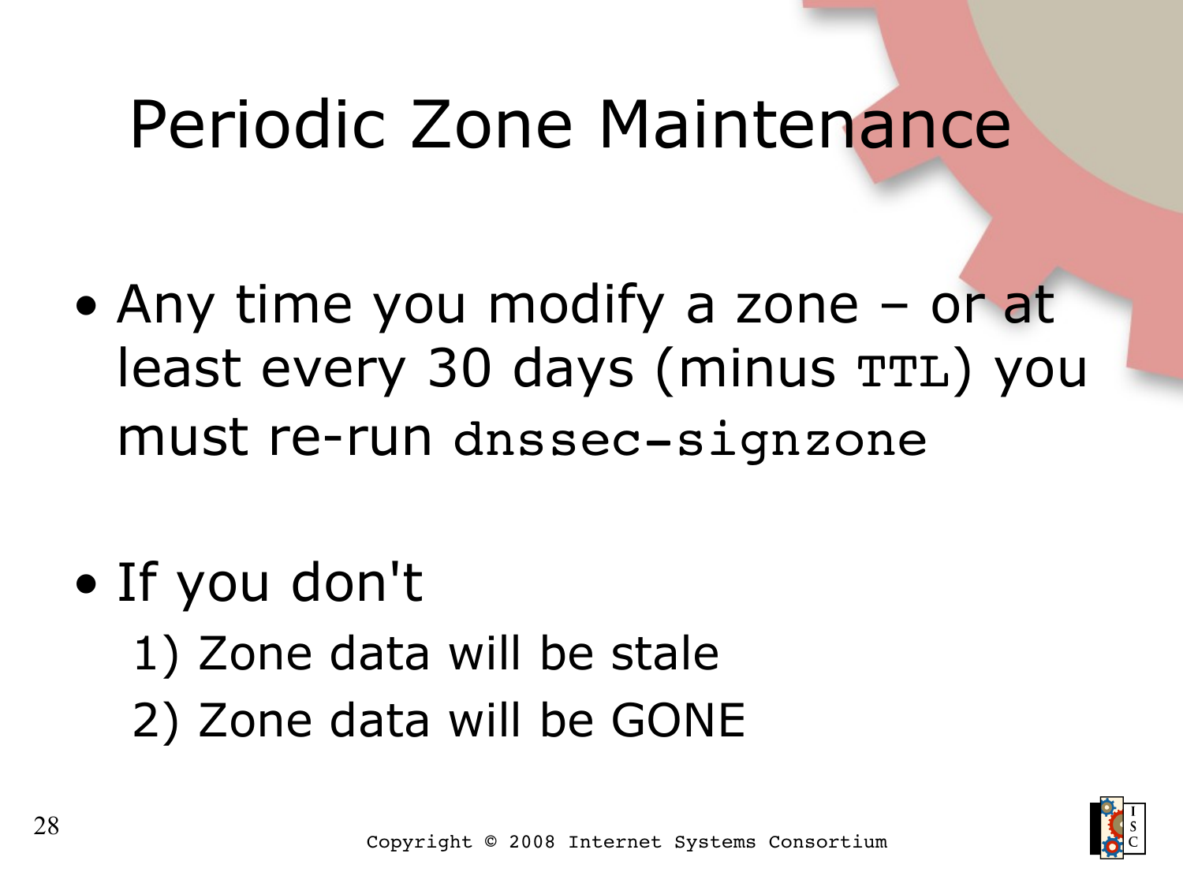# Periodic Zone Maintenance

- Any time you modify a zone – or at least every 30 days (minus `TTL`) you must re-run `dnssec-signzone`
- If you don't
  1) Zone data will be stale
  2) Zone data will be GONE

Copyright © 2008 Internet Systems Consortium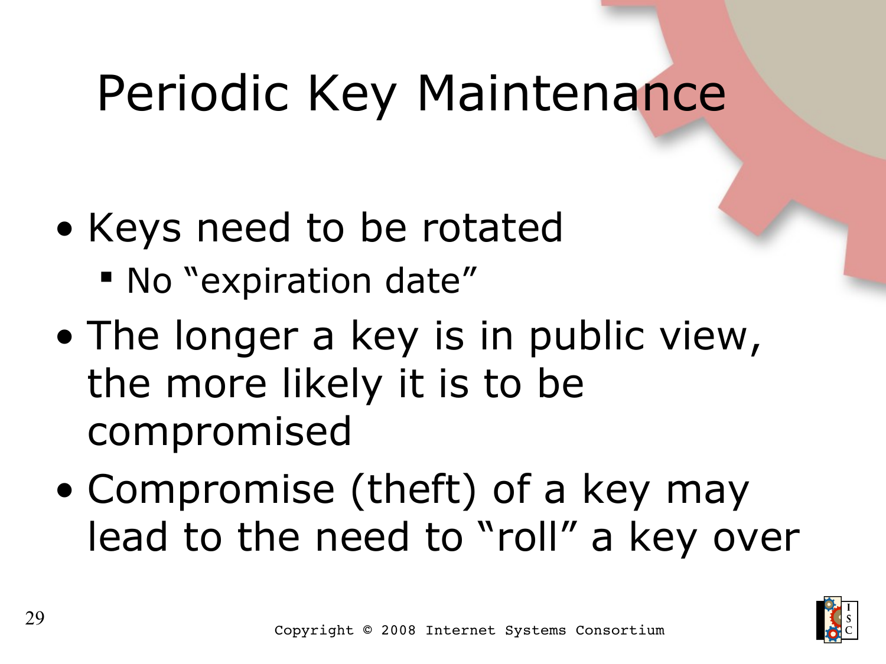# Periodic Key Maintenance

- Keys need to be rotated
  - No “expiration date”
- The longer a key is in public view, the more likely it is to be compromised
- Compromise (theft) of a key may lead to the need to “roll” a key over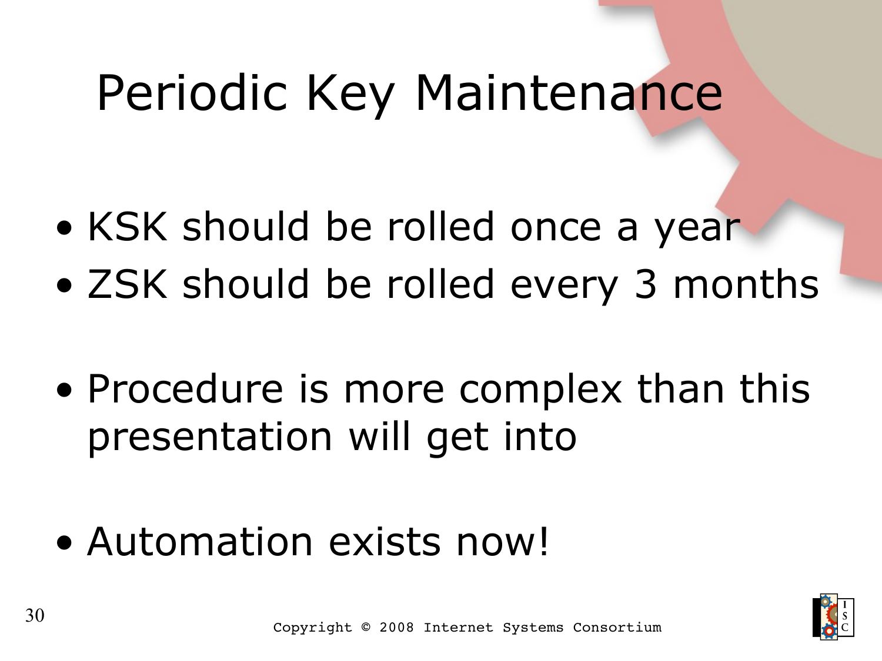# Periodic Key Maintenance

- KSK should be rolled once a year
- ZSK should be rolled every 3 months

- Procedure is more complex than this presentation will get into

- Automation exists now!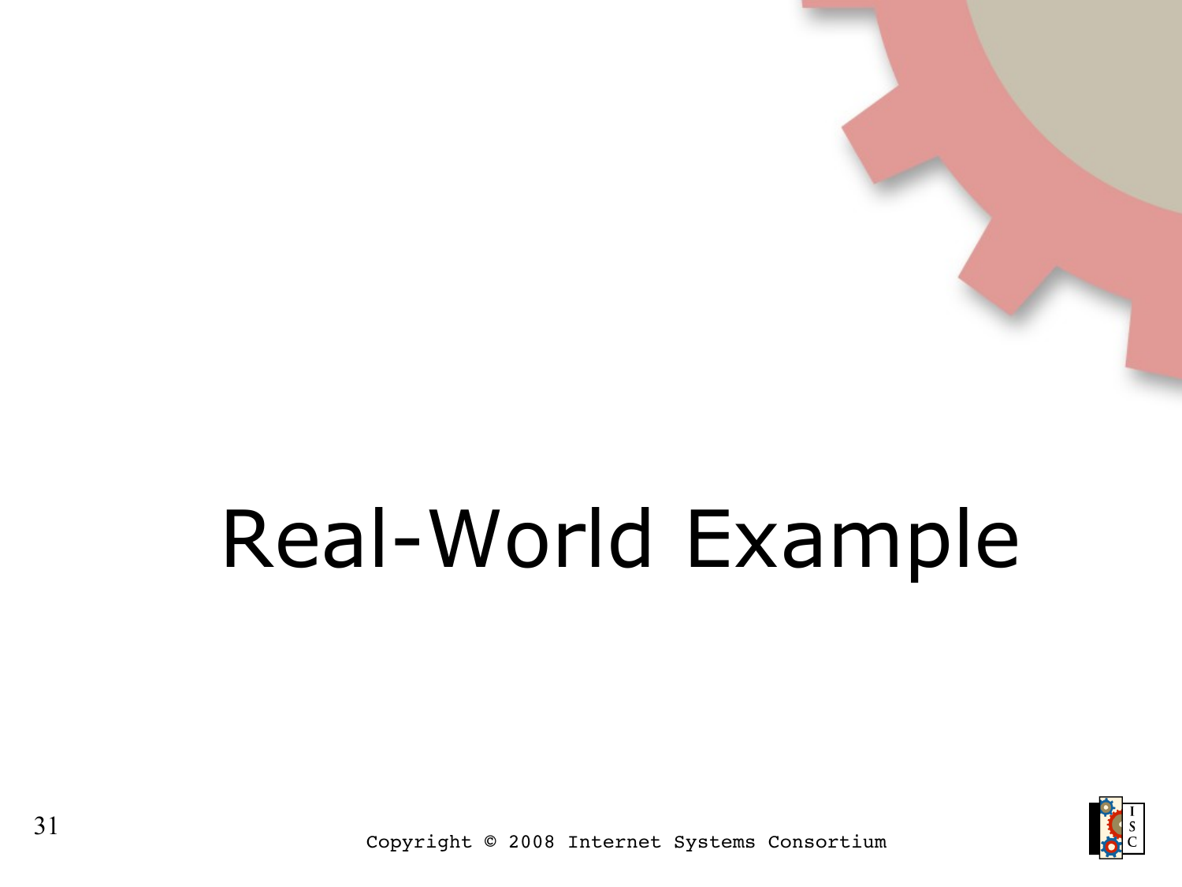# Real-World Example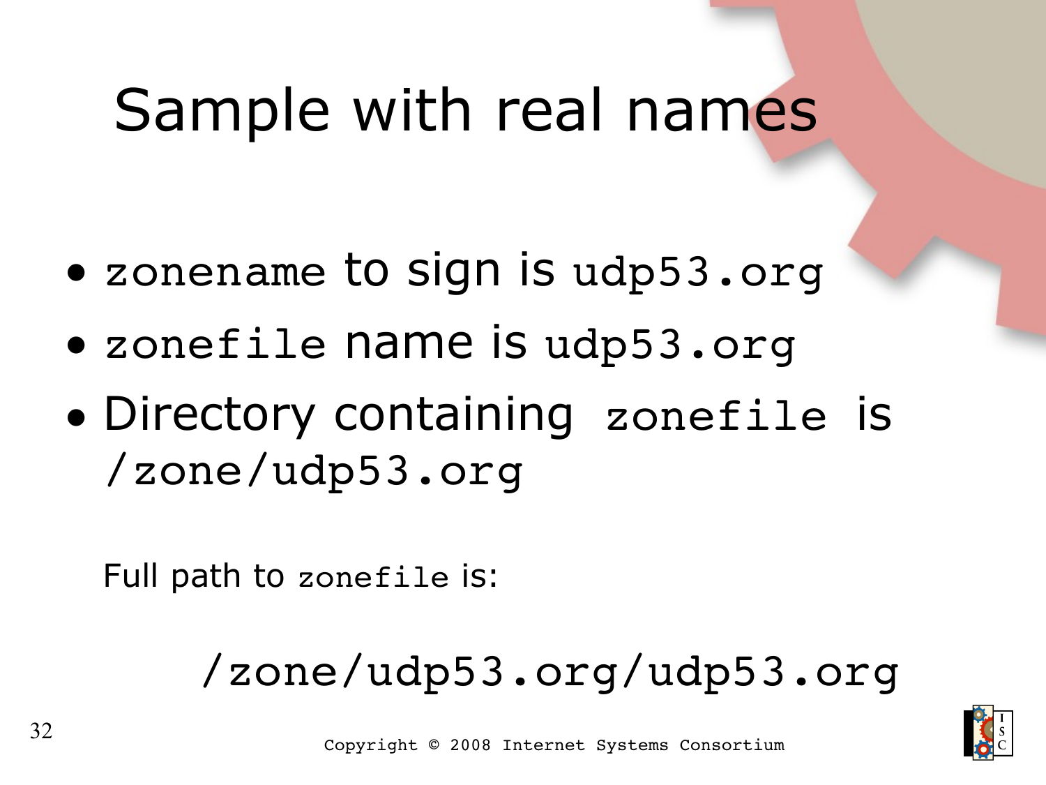# Sample with real names

- `zonename` to sign is `udp53.org`
- `zonefile` name is `udp53.org`
- Directory containing `zonefile` is `/zone/udp53.org`

Full path to `zonefile` is:

`/zone/udp53.org/udp53.org`

Copyright © 2008 Internet Systems Consortium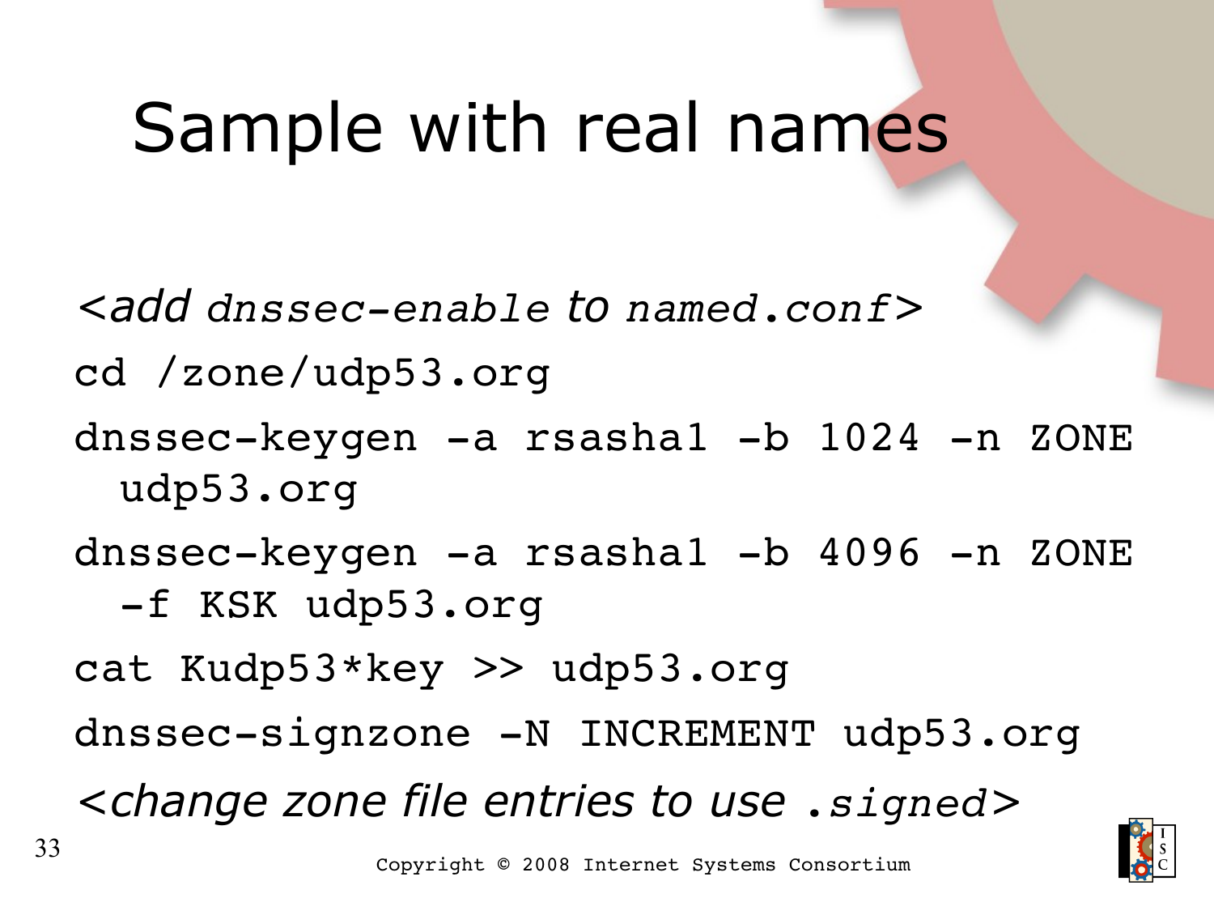# Sample with real names

*<add* `dnssec-enable` *to* `named.conf`*>*

```
cd /zone/udp53.org

dnssec-keygen -a rsasha1 -b 1024 -n ZONE udp53.org

dnssec-keygen -a rsasha1 -b 4096 -n ZONE -f KSK udp53.org

cat Kudp53*key >> udp53.org

dnssec-signzone -N INCREMENT udp53.org
```

*<change zone file entries to use* `.signed`*>*

Copyright © 2008 Internet Systems Consortium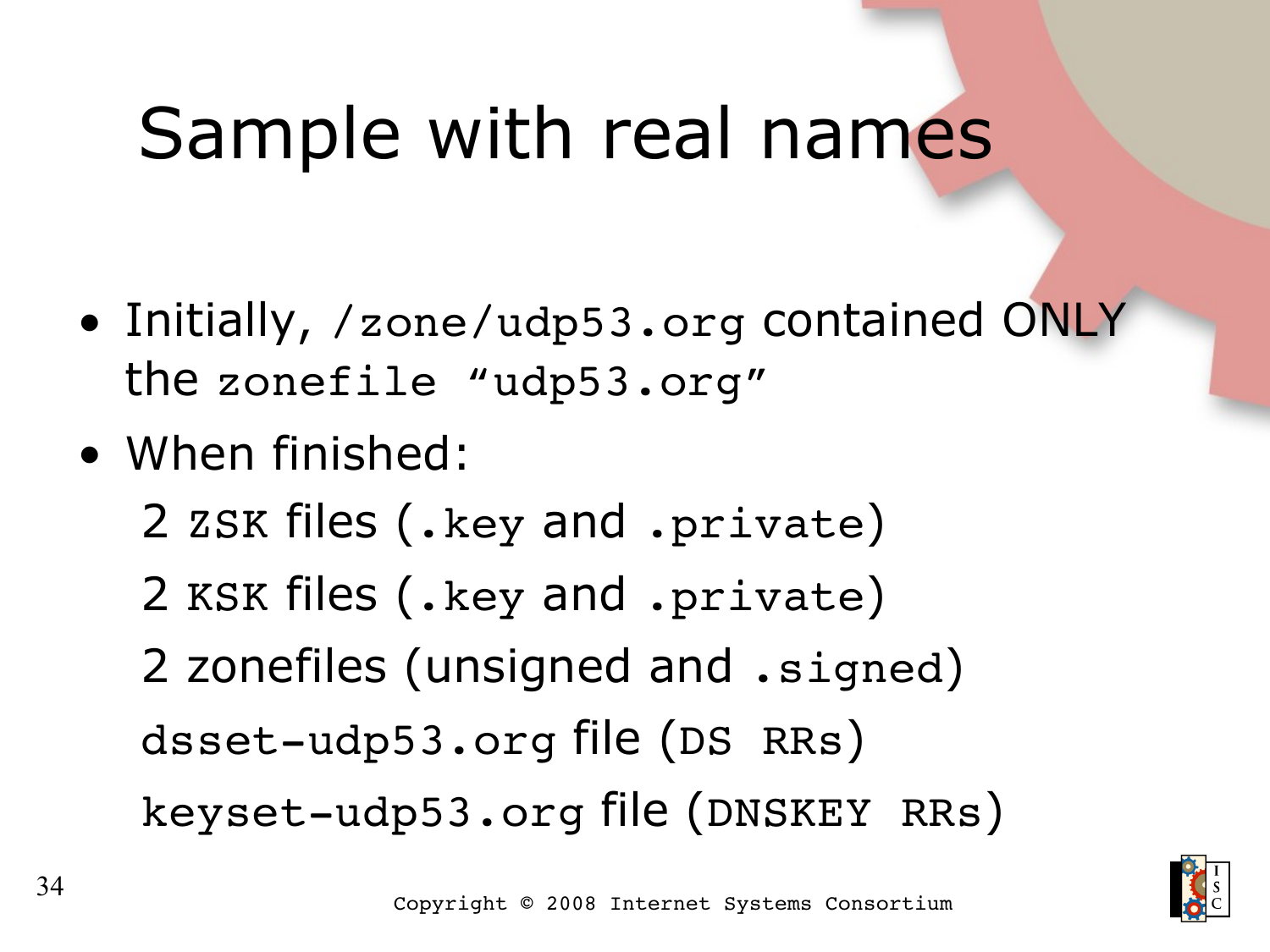# Sample with real names

- Initially, `/zone/udp53.org` contained ONLY the `zonefile "udp53.org"`
- When finished:
  - 2 `ZSK` files (`.key` and `.private`)
  - 2 `KSK` files (`.key` and `.private`)
  - 2 zonefiles (unsigned and `.signed`)
  - `dsset-udp53.org` file (`DS RRs`)
  - `keyset-udp53.org` file (`DNSKEY RRs`)

Copyright © 2008 Internet Systems Consortium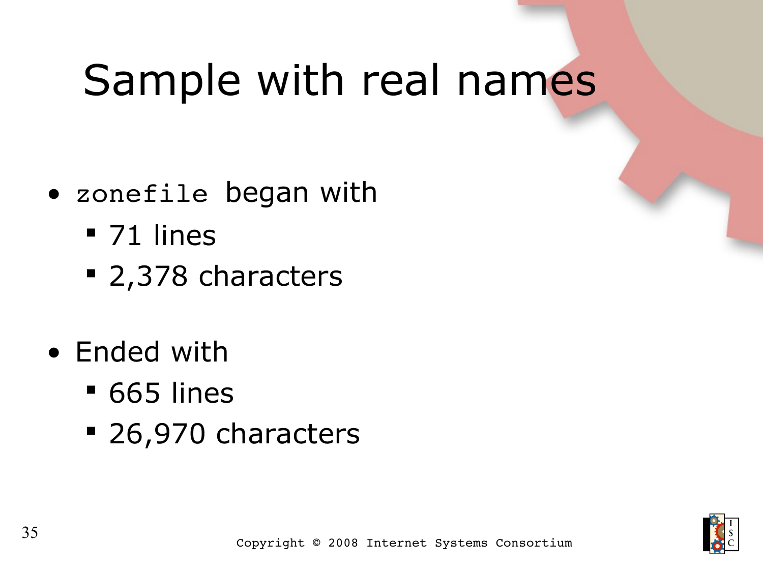# Sample with real names

- `zonefile` began with
  - 71 lines
  - 2,378 characters

- Ended with
  - 665 lines
  - 26,970 characters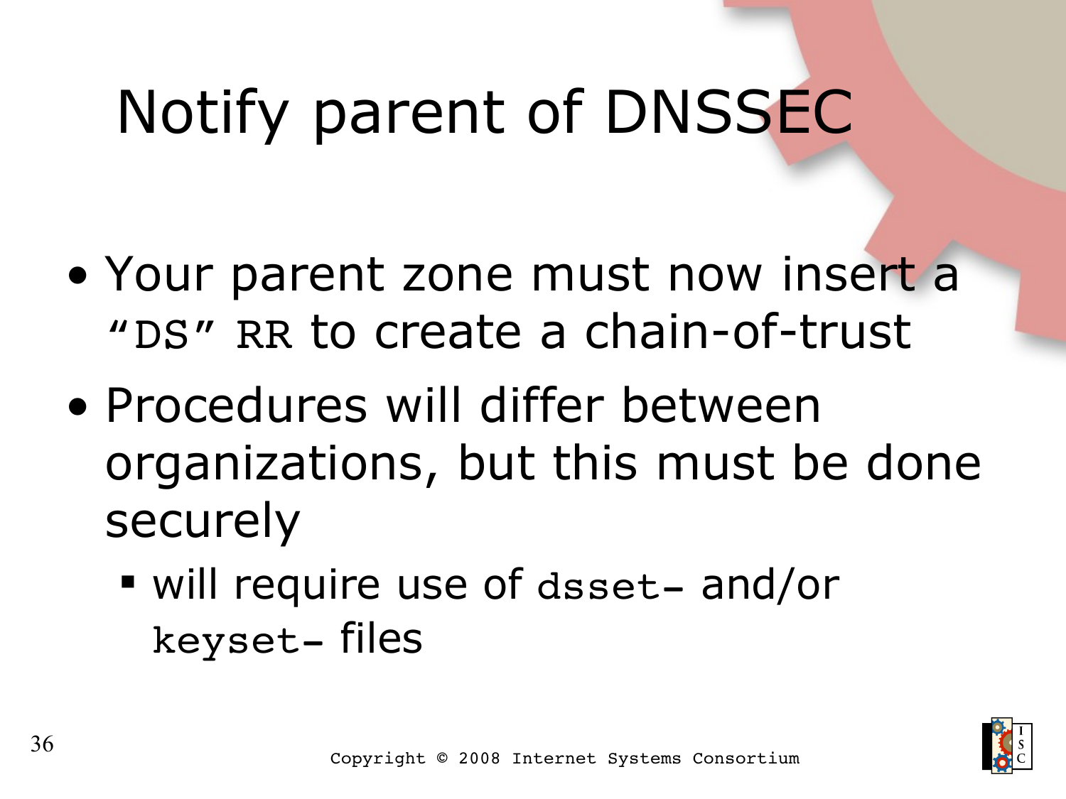# Notify parent of DNSSEC

- Your parent zone must now insert a "DS" RR to create a chain-of-trust
- Procedures will differ between organizations, but this must be done securely
  - will require use of `dsset-` and/or `keyset-` files

Copyright © 2008 Internet Systems Consortium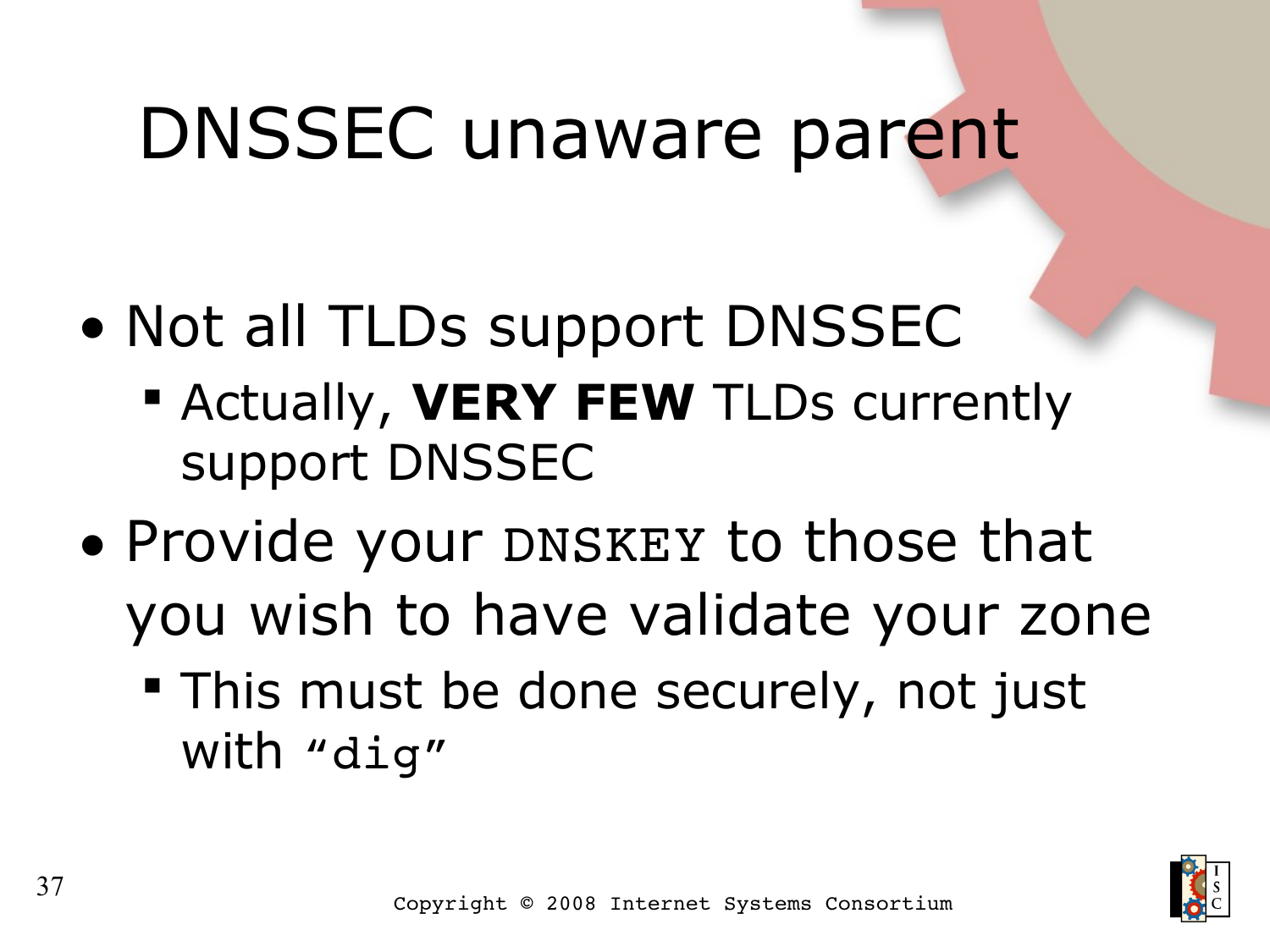# DNSSEC unaware parent

- Not all TLDs support DNSSEC
  - Actually, **VERY FEW** TLDs currently support DNSSEC
- Provide your `DNSKEY` to those that you wish to have validate your zone
  - This must be done securely, not just with "`dig`"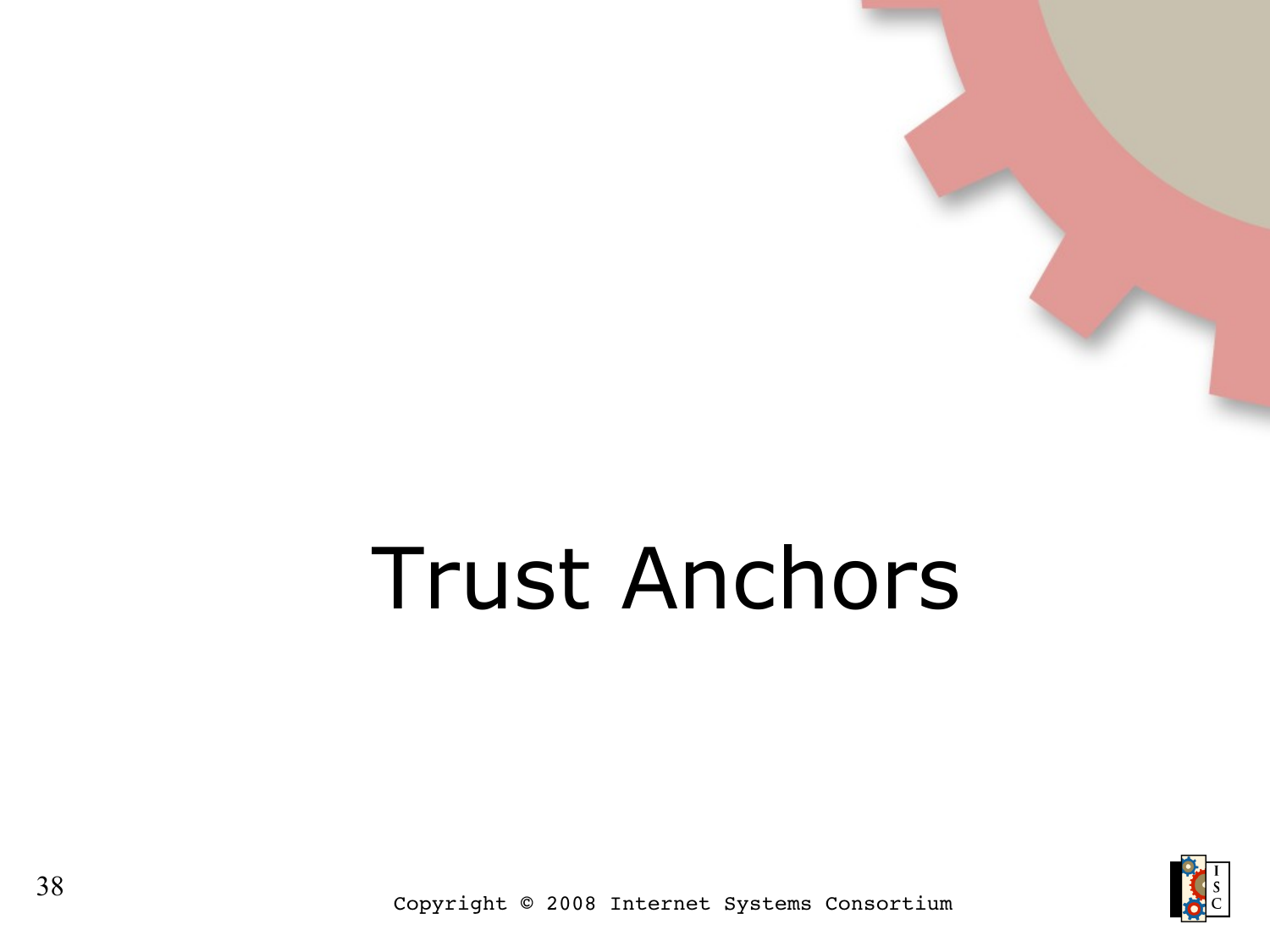# Trust Anchors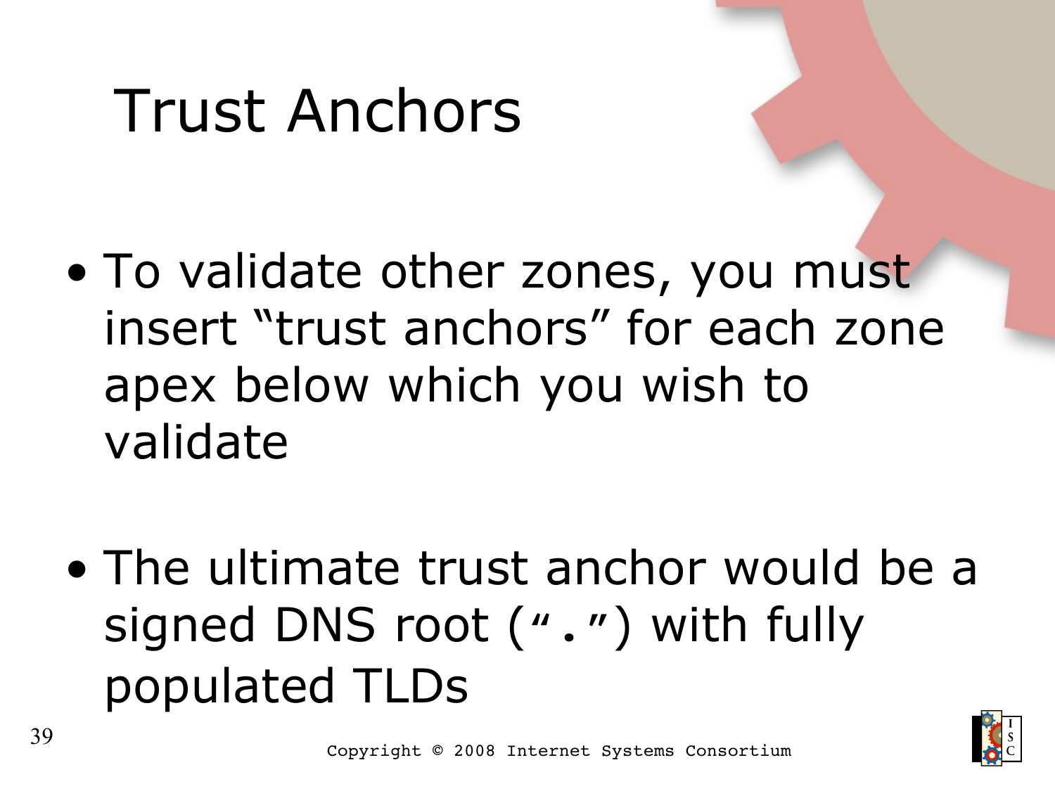# Trust Anchors

- To validate other zones, you must insert “trust anchors” for each zone apex below which you wish to validate

- The ultimate trust anchor would be a signed DNS root (`“.”`) with fully populated TLDs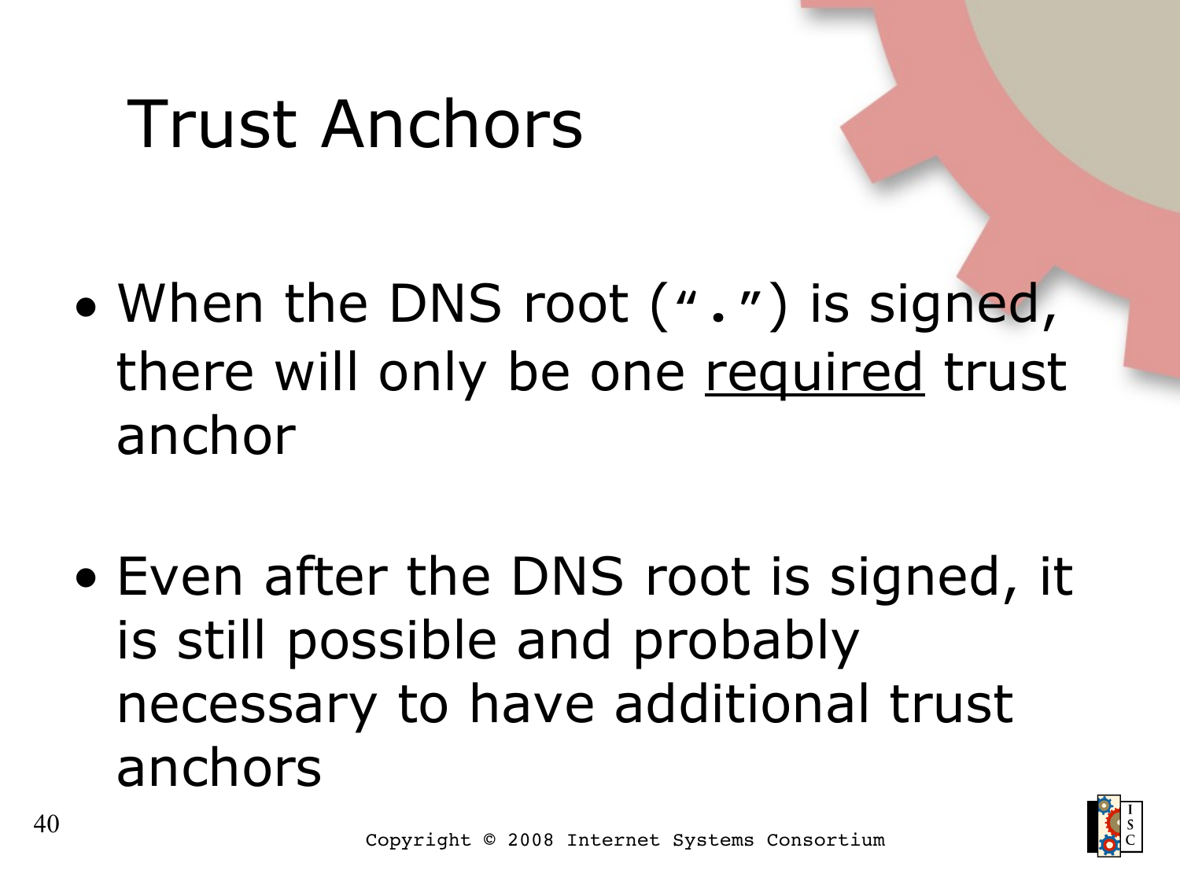# Trust Anchors

- When the DNS root (“.”) is signed, there will only be one <u>required</u> trust anchor

- Even after the DNS root is signed, it is still possible and probably necessary to have additional trust anchors

Copyright © 2008 Internet Systems Consortium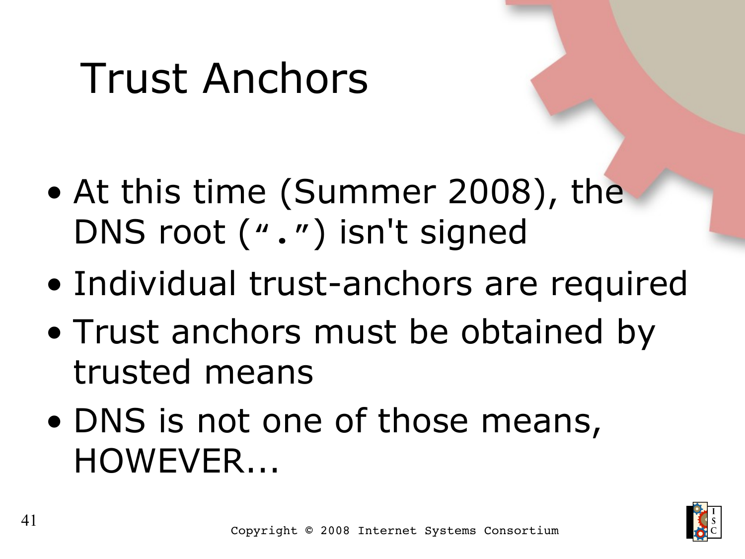# Trust Anchors

- At this time (Summer 2008), the DNS root (“.”) isn't signed
- Individual trust-anchors are required
- Trust anchors must be obtained by trusted means
- DNS is not one of those means, HOWEVER...

Copyright © 2008 Internet Systems Consortium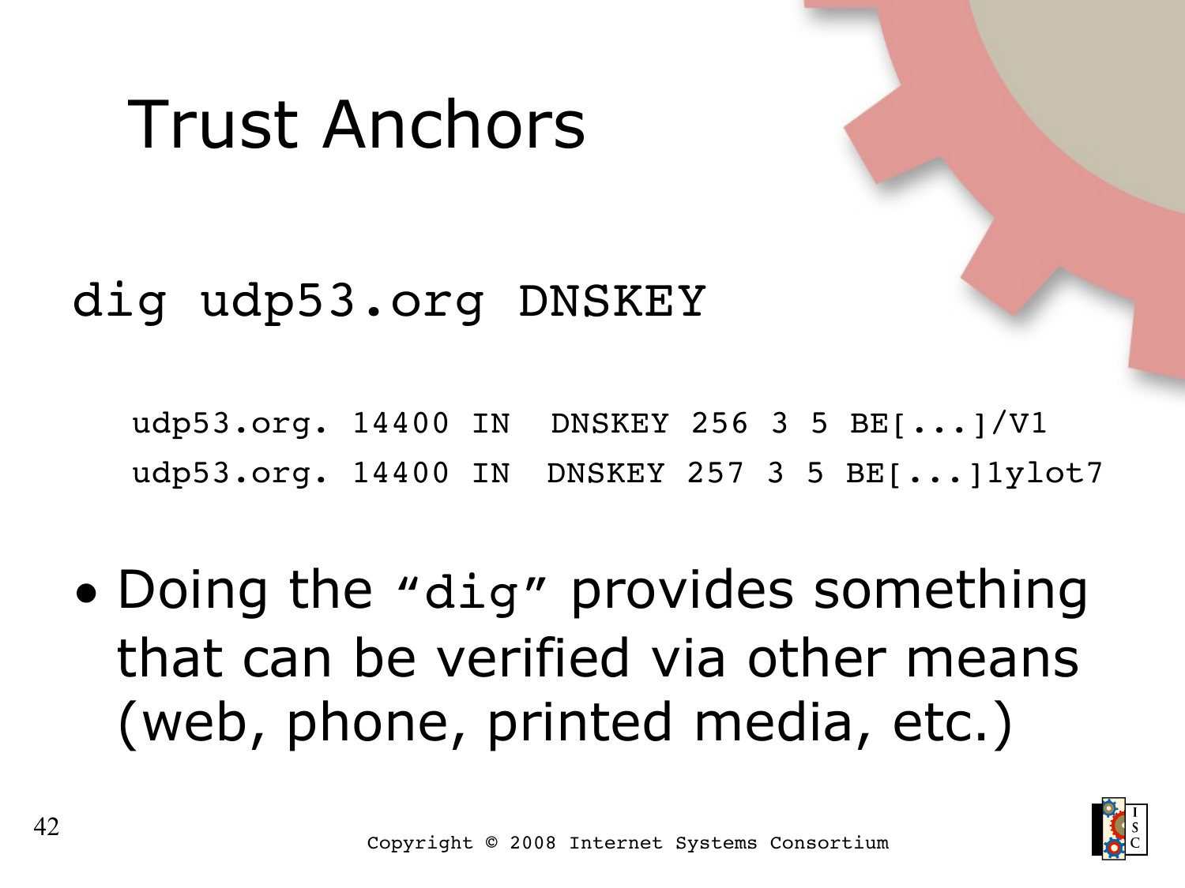# Trust Anchors

```
dig udp53.org DNSKEY
```

```
udp53.org. 14400 IN  DNSKEY 256 3 5 BE[...]/V1
udp53.org. 14400 IN  DNSKEY 257 3 5 BE[...]1ylot7
```

- Doing the “dig” provides something that can be verified via other means (web, phone, printed media, etc.)

Copyright © 2008 Internet Systems Consortium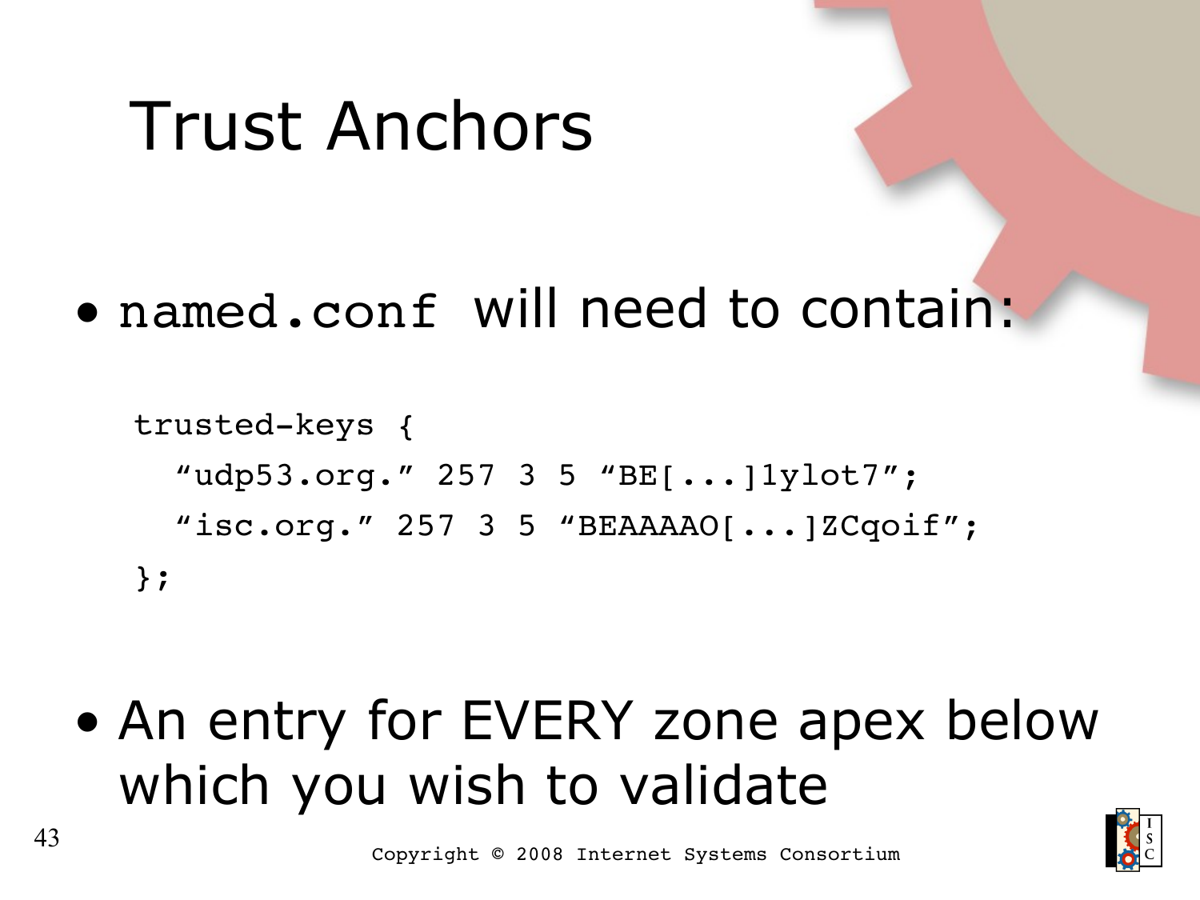# Trust Anchors

- `named.conf` will need to contain:

```
trusted-keys {
  "udp53.org." 257 3 5 "BE[...]1ylot7";
  "isc.org." 257 3 5 "BEAAAAO[...]ZCqoif";
};
```

- An entry for EVERY zone apex below which you wish to validate

Copyright © 2008 Internet Systems Consortium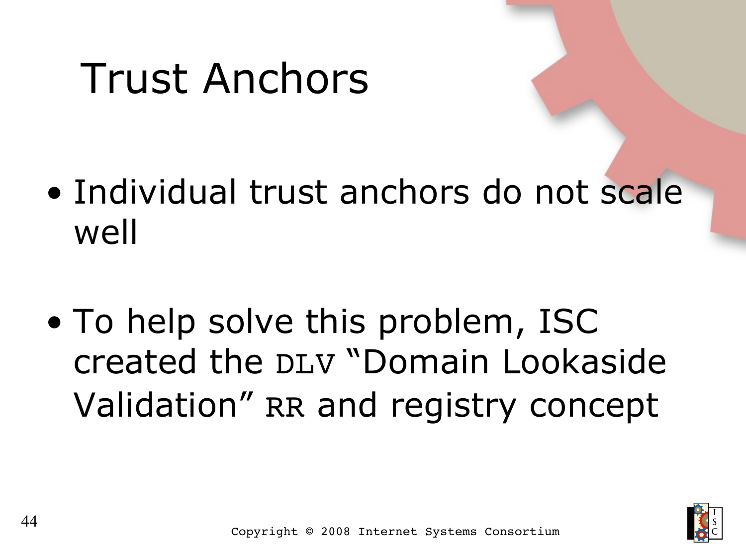# Trust Anchors

- Individual trust anchors do not scale well
- To help solve this problem, ISC created the DLV "Domain Lookaside Validation" RR and registry concept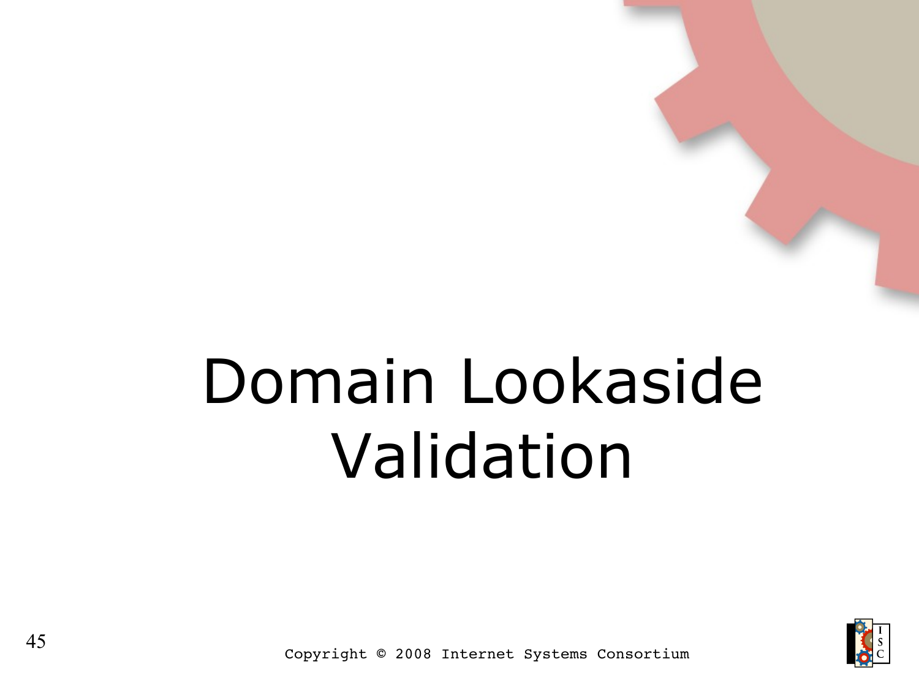# Domain Lookaside Validation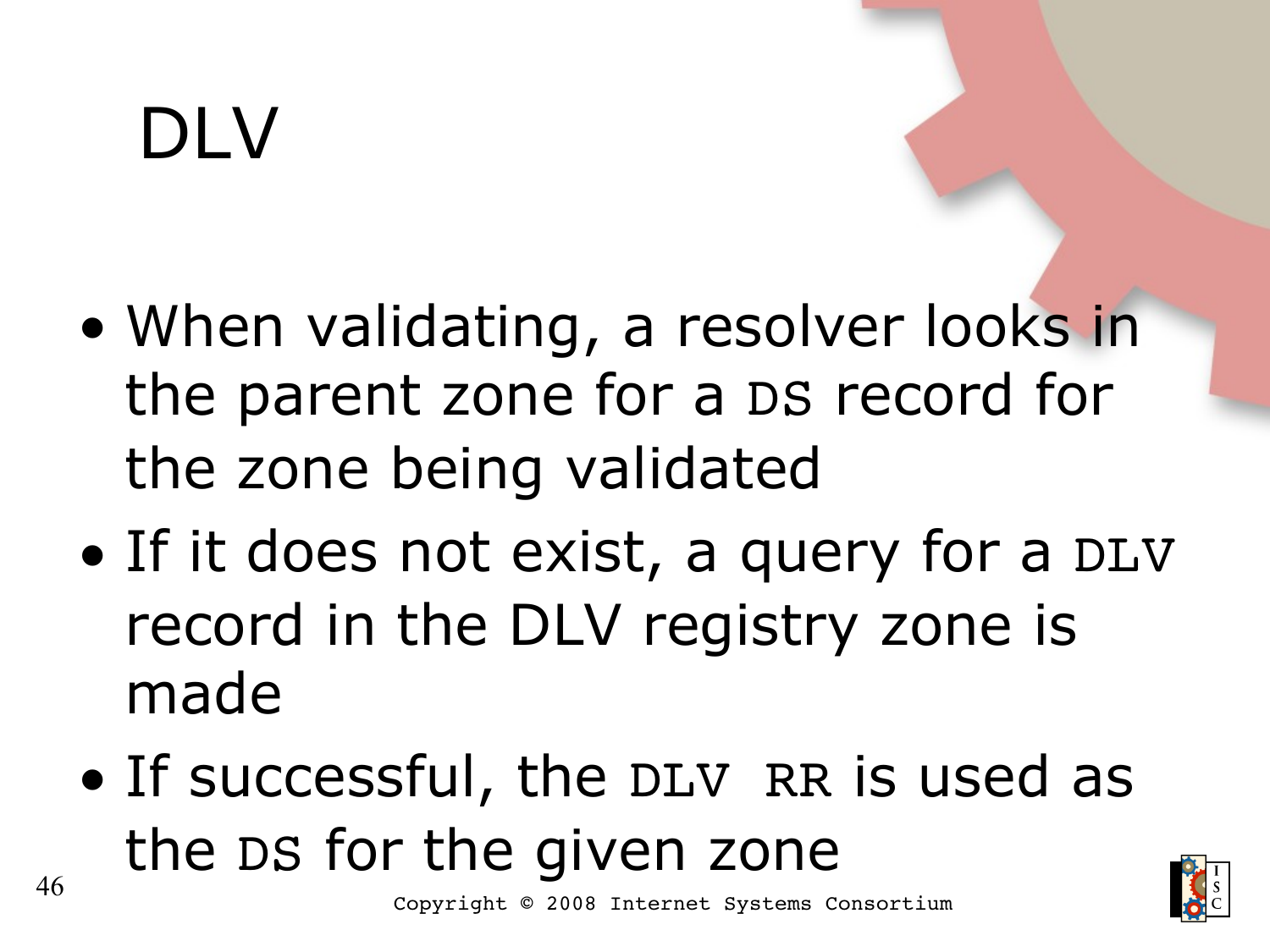# DLV

- When validating, a resolver looks in the parent zone for a `DS` record for the zone being validated
- If it does not exist, a query for a `DLV` record in the DLV registry zone is made
- If successful, the `DLV RR` is used as the `DS` for the given zone

Copyright © 2008 Internet Systems Consortium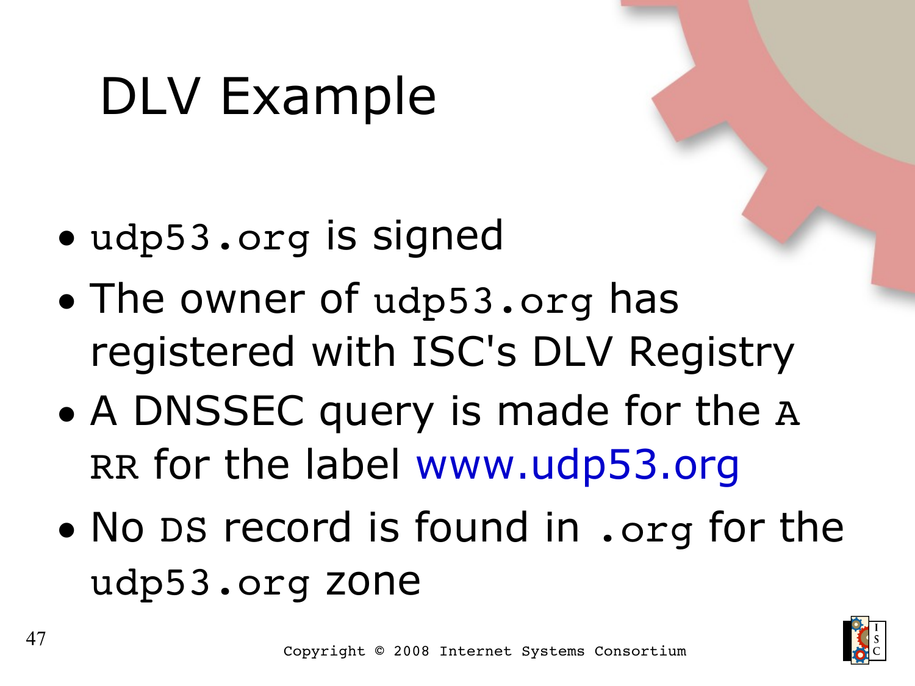# DLV Example

- udp53.org is signed
- The owner of udp53.org has registered with ISC's DLV Registry
- A DNSSEC query is made for the A RR for the label www.udp53.org
- No DS record is found in .org for the udp53.org zone

Copyright © 2008 Internet Systems Consortium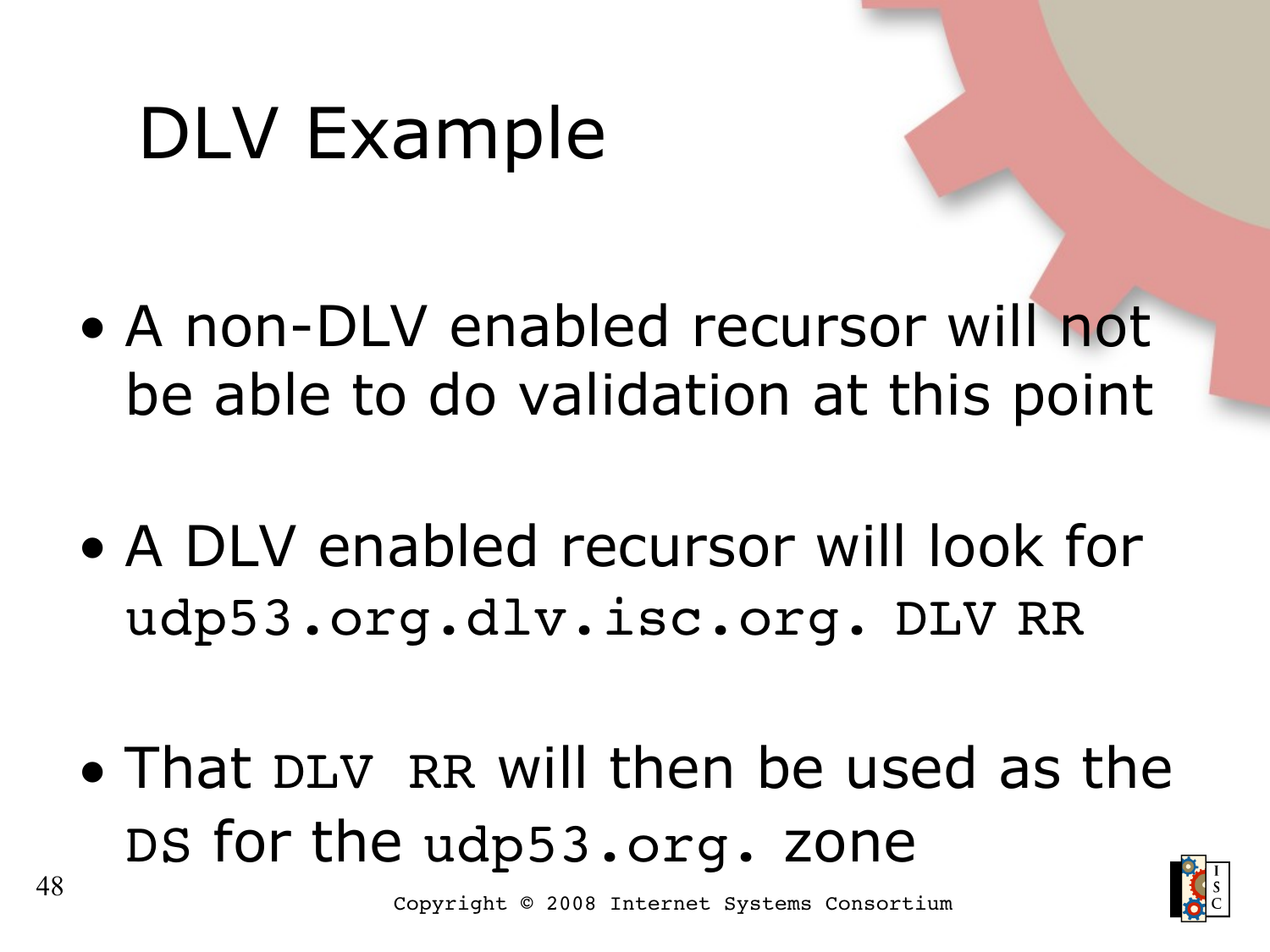# DLV Example

- A non-DLV enabled recursor will not be able to do validation at this point
- A DLV enabled recursor will look for `udp53.org.dlv.isc.org. DLV RR`
- That `DLV RR` will then be used as the `DS` for the `udp53.org.` zone

Copyright © 2008 Internet Systems Consortium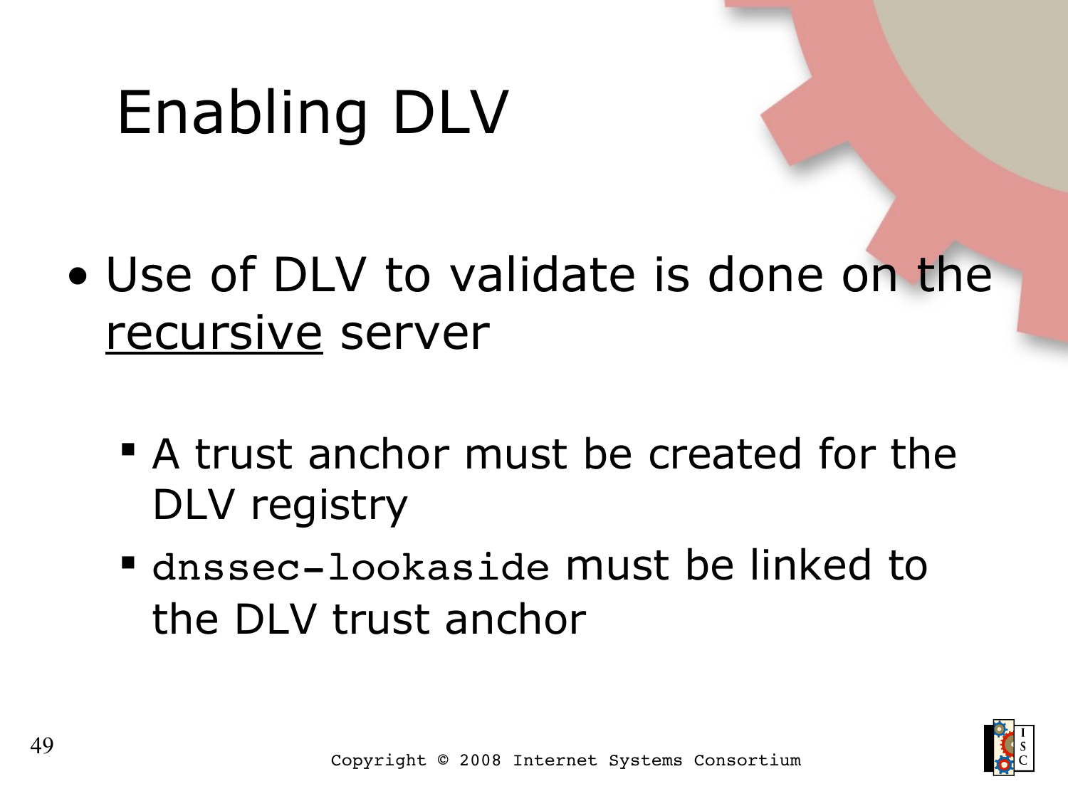# Enabling DLV

- Use of DLV to validate is done on the <u>recursive</u> server
  - A trust anchor must be created for the DLV registry
  - `dnssec-lookaside` must be linked to the DLV trust anchor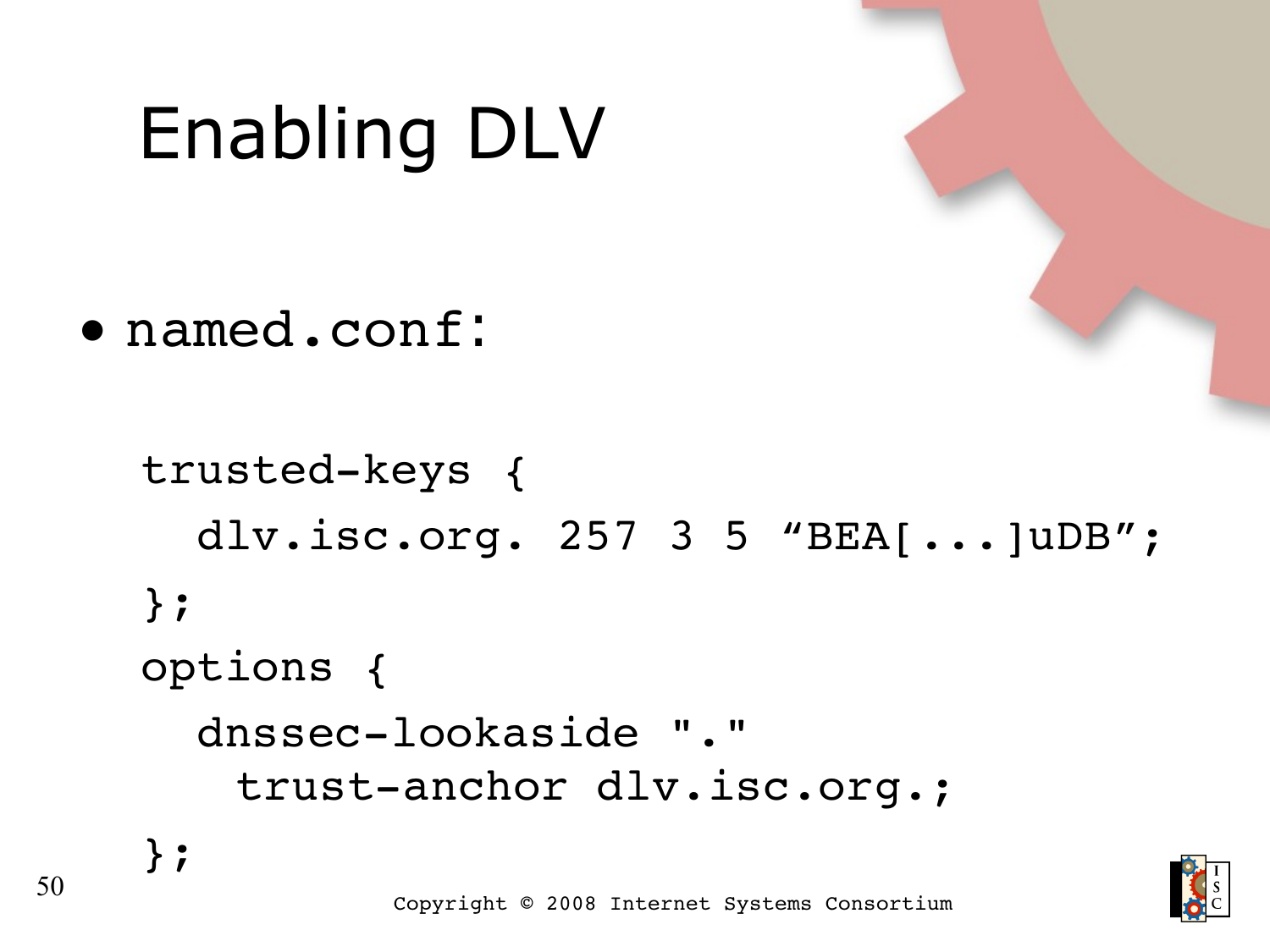# Enabling DLV

- named.conf:

```
trusted-keys {
  dlv.isc.org. 257 3 5 “BEA[...]uDB”;
};
options {
  dnssec-lookaside "."
    trust-anchor dlv.isc.org.;
};
```

Copyright © 2008 Internet Systems Consortium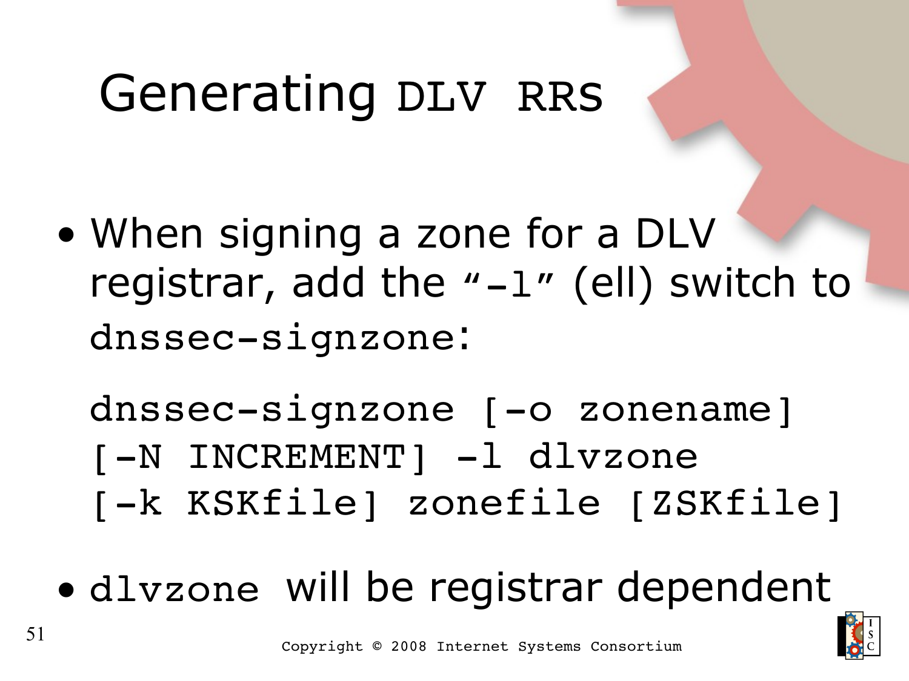# Generating DLV RRs

- When signing a zone for a DLV registrar, add the "-l" (ell) switch to dnssec-signzone:

```
dnssec-signzone [-o zonename]
[-N INCREMENT] -l dlvzone
[-k KSKfile] zonefile [ZSKfile]
```

- dlvzone will be registrar dependent

Copyright © 2008 Internet Systems Consortium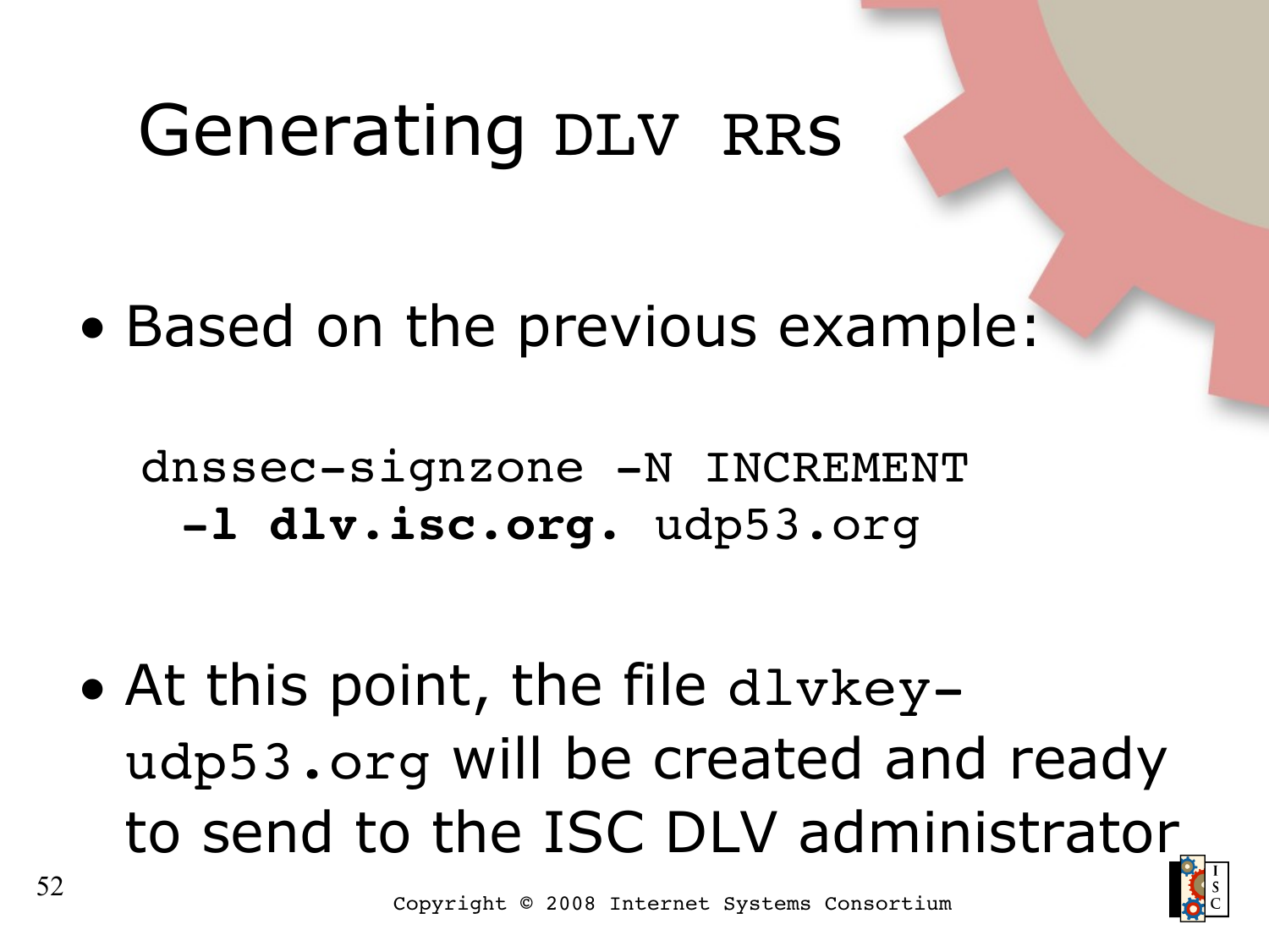# Generating `DLV RRs`

- Based on the previous example:

```
dnssec-signzone -N INCREMENT
  -l dlv.isc.org. udp53.org
```

- At this point, the file `dlvkey-udp53.org` will be created and ready to send to the ISC DLV administrator

Copyright © 2008 Internet Systems Consortium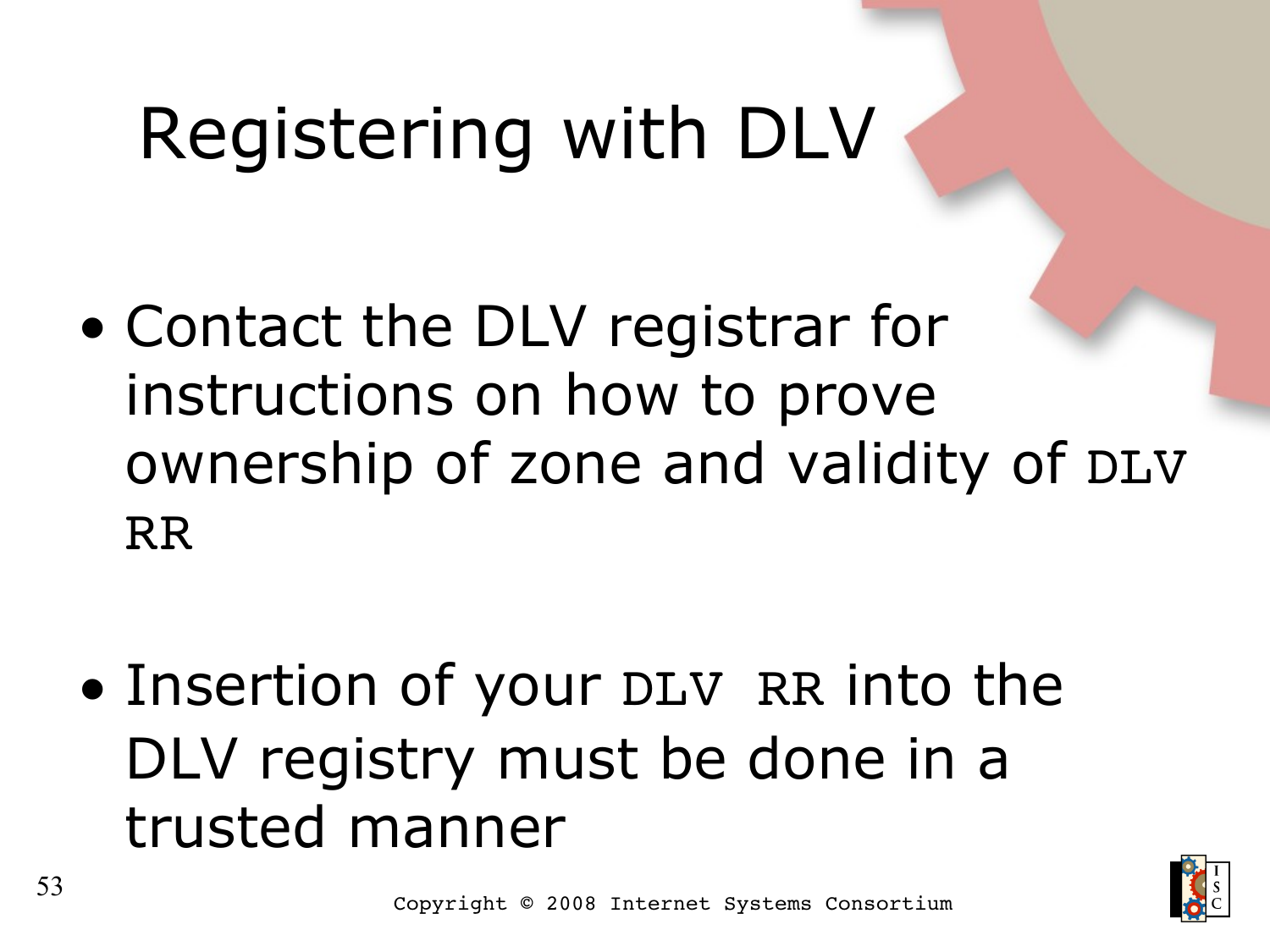# Registering with DLV

- Contact the DLV registrar for instructions on how to prove ownership of zone and validity of DLV RR

- Insertion of your DLV RR into the DLV registry must be done in a trusted manner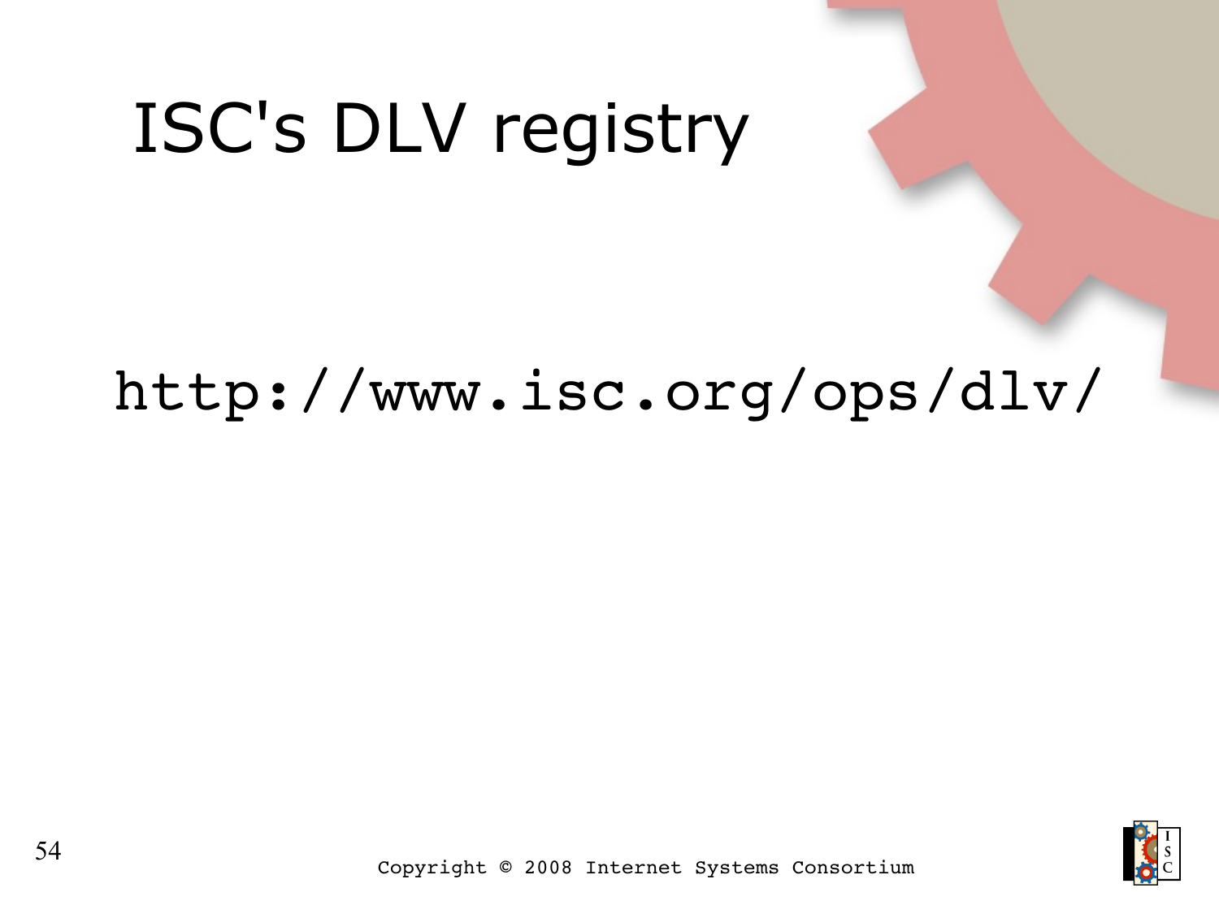# ISC's DLV registry

http://www.isc.org/ops/dlv/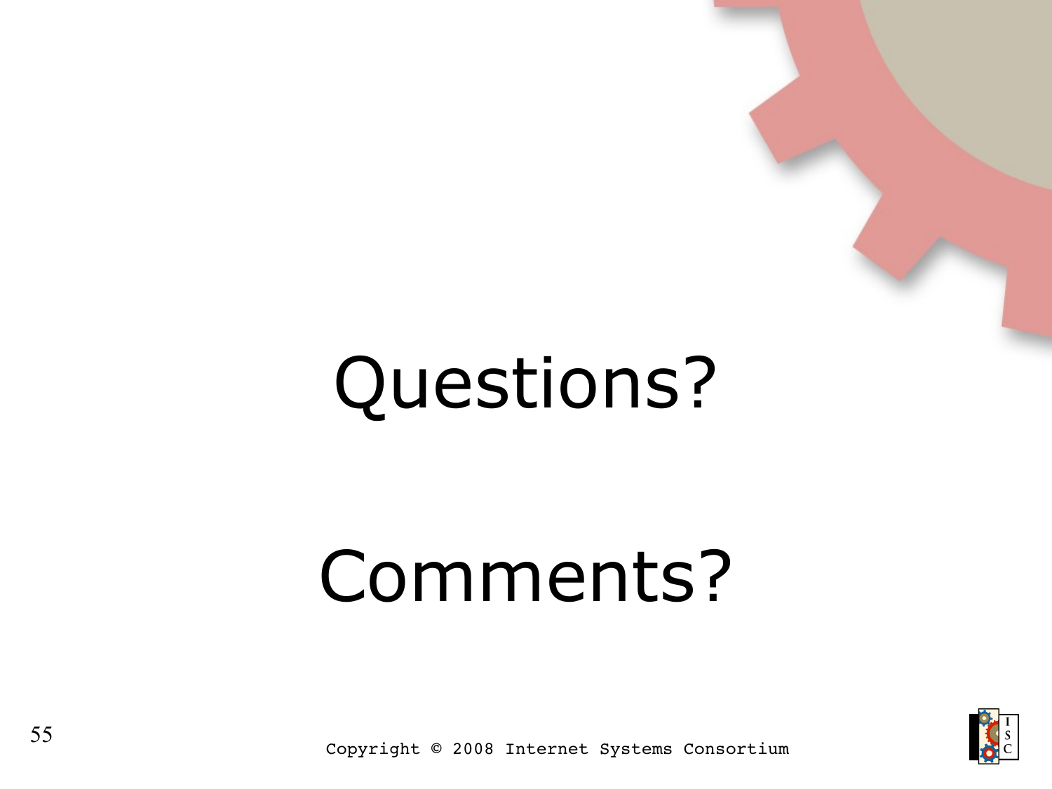# Questions?

# Comments?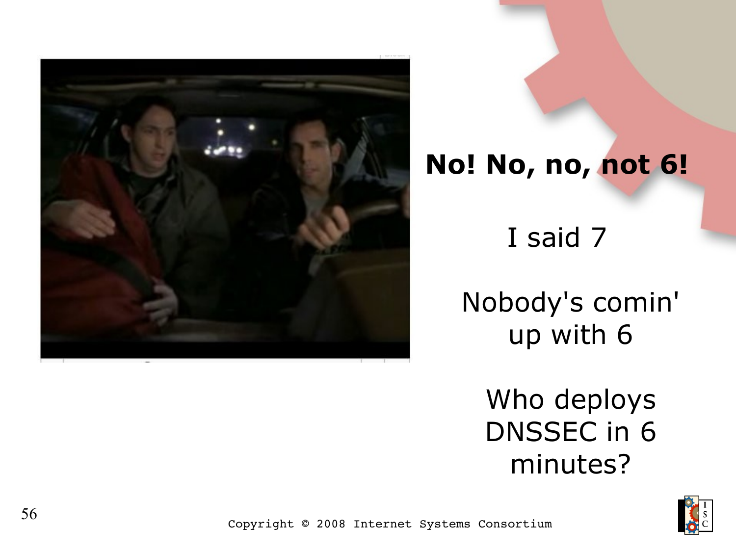**No! No, no, not 6!**

I said 7

Nobody's comin' up with 6

Who deploys DNSSEC in 6 minutes?

Copyright © 2008 Internet Systems Consortium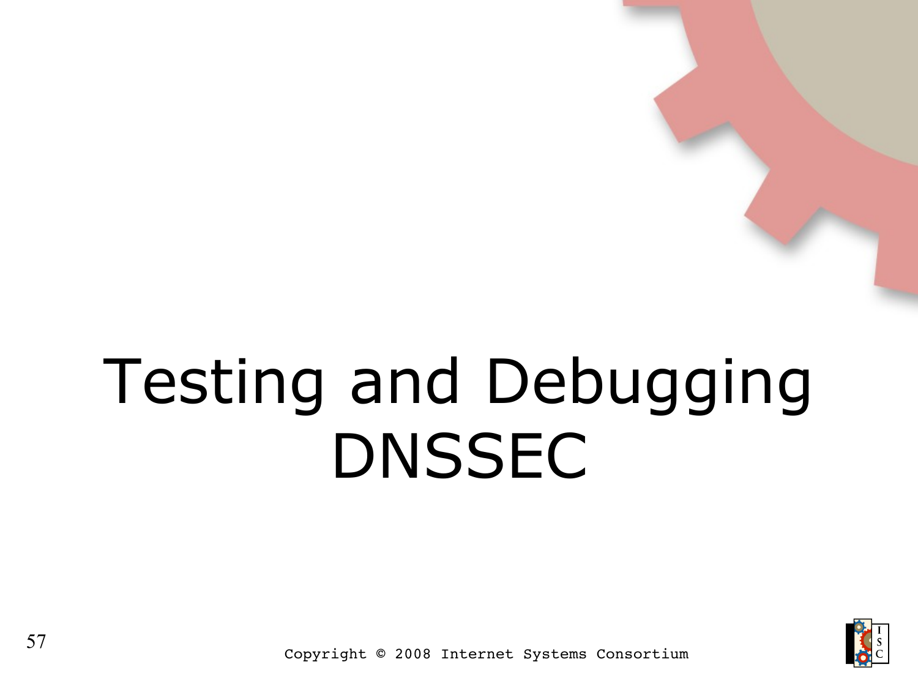# Testing and Debugging DNSSEC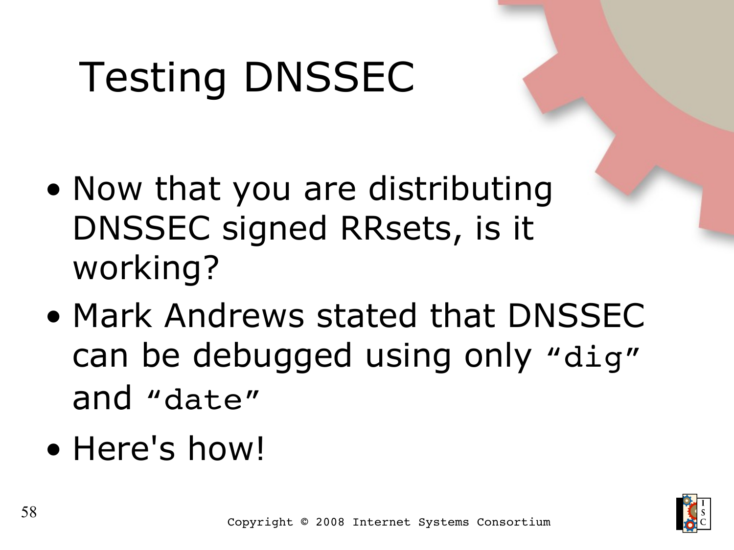# Testing DNSSEC

- Now that you are distributing DNSSEC signed RRsets, is it working?
- Mark Andrews stated that DNSSEC can be debugged using only "`dig`" and "`date`"
- Here's how!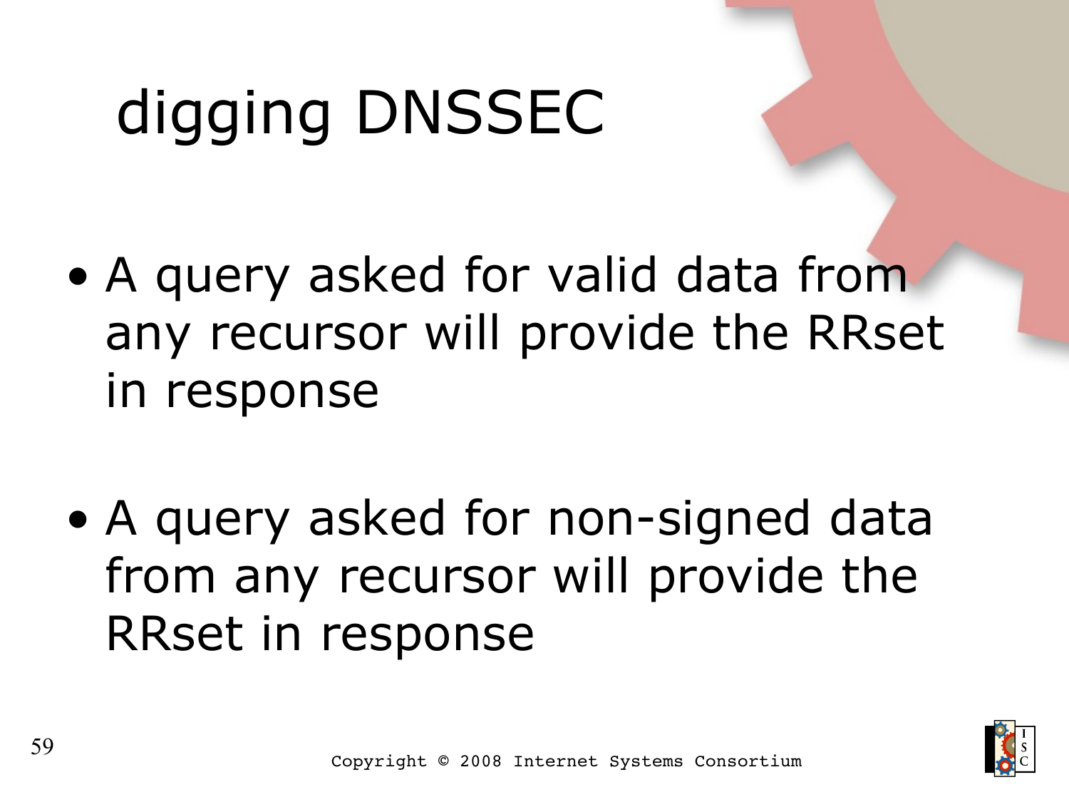# digging DNSSEC

- A query asked for valid data from any recursor will provide the RRset in response

- A query asked for non-signed data from any recursor will provide the RRset in response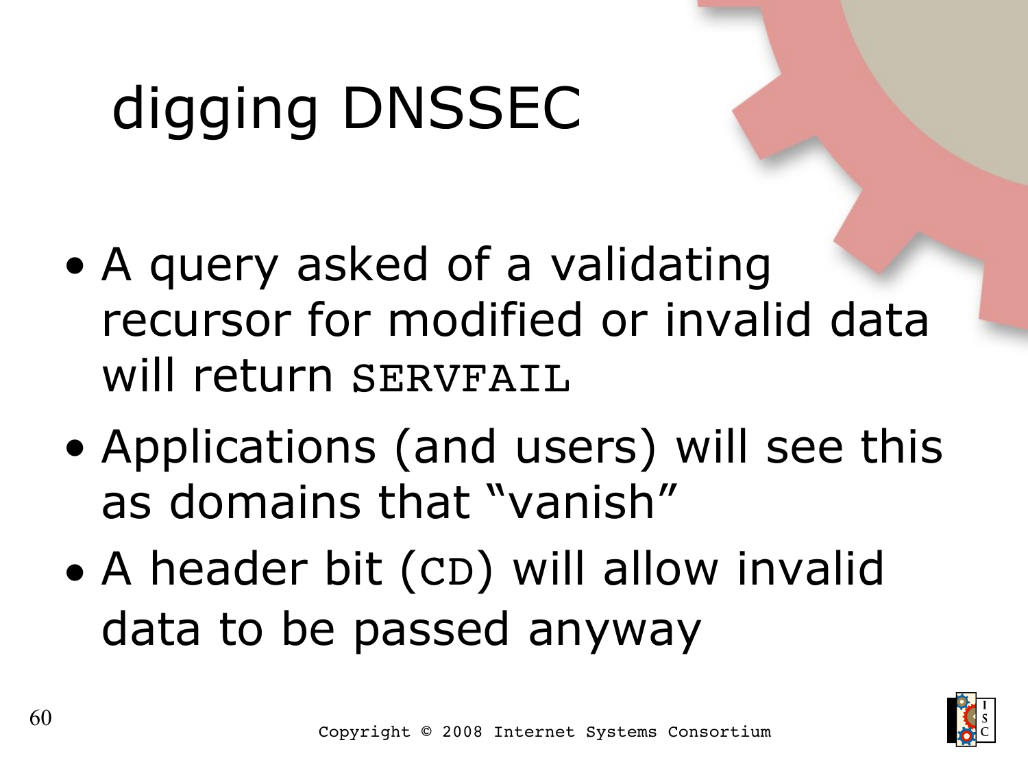# digging DNSSEC

- A query asked of a validating recursor for modified or invalid data will return `SERVFAIL`
- Applications (and users) will see this as domains that "vanish"
- A header bit (`CD`) will allow invalid data to be passed anyway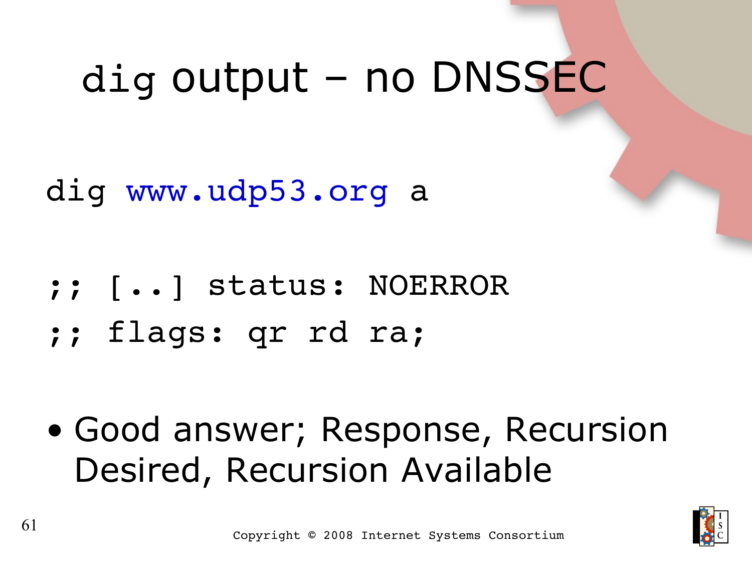# dig output – no DNSSEC

```
dig www.udp53.org a

;; [..] status: NOERROR
;; flags: qr rd ra;
```

- Good answer; Response, Recursion Desired, Recursion Available

Copyright © 2008 Internet Systems Consortium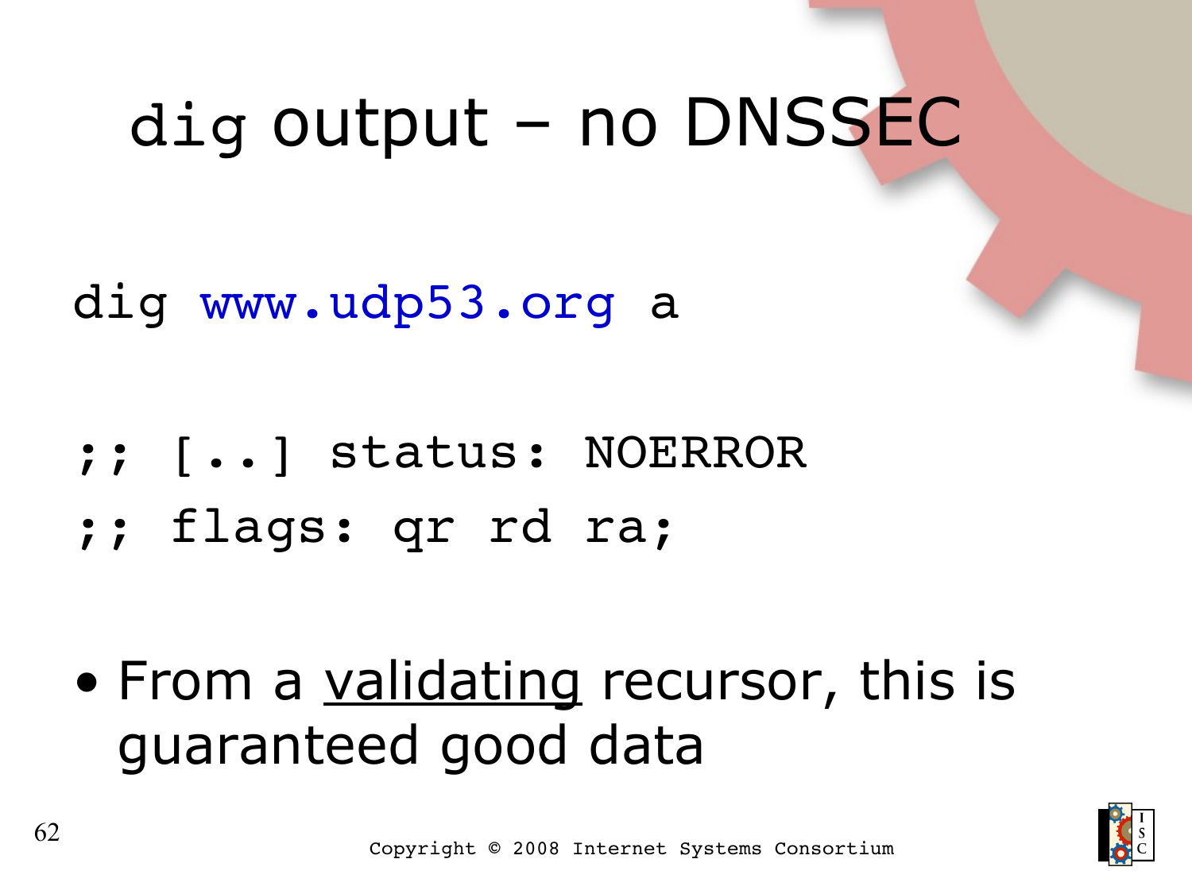# `dig` output – no DNSSEC

```
dig www.udp53.org a

;; [..] status: NOERROR
;; flags: qr rd ra;
```

- From a <u>validating</u> recursor, this is guaranteed good data

Copyright © 2008 Internet Systems Consortium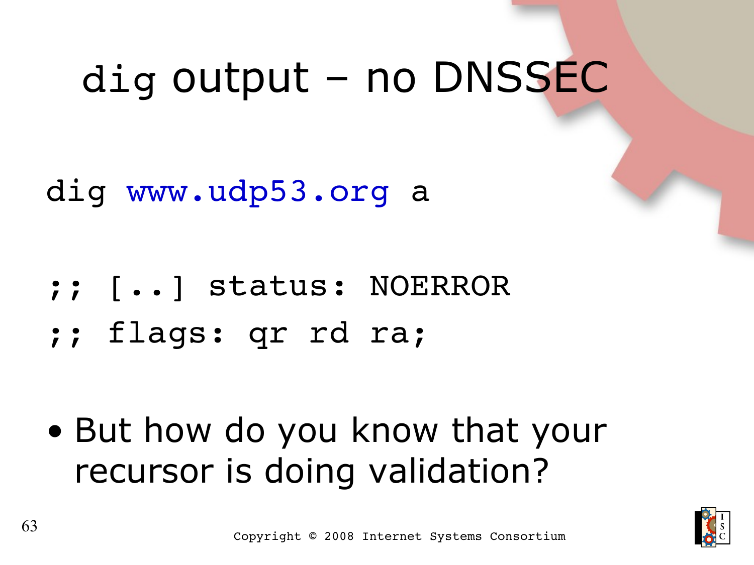# dig output – no DNSSEC

```
dig www.udp53.org a

;; [..] status: NOERROR
;; flags: qr rd ra;
```

- But how do you know that your recursor is doing validation?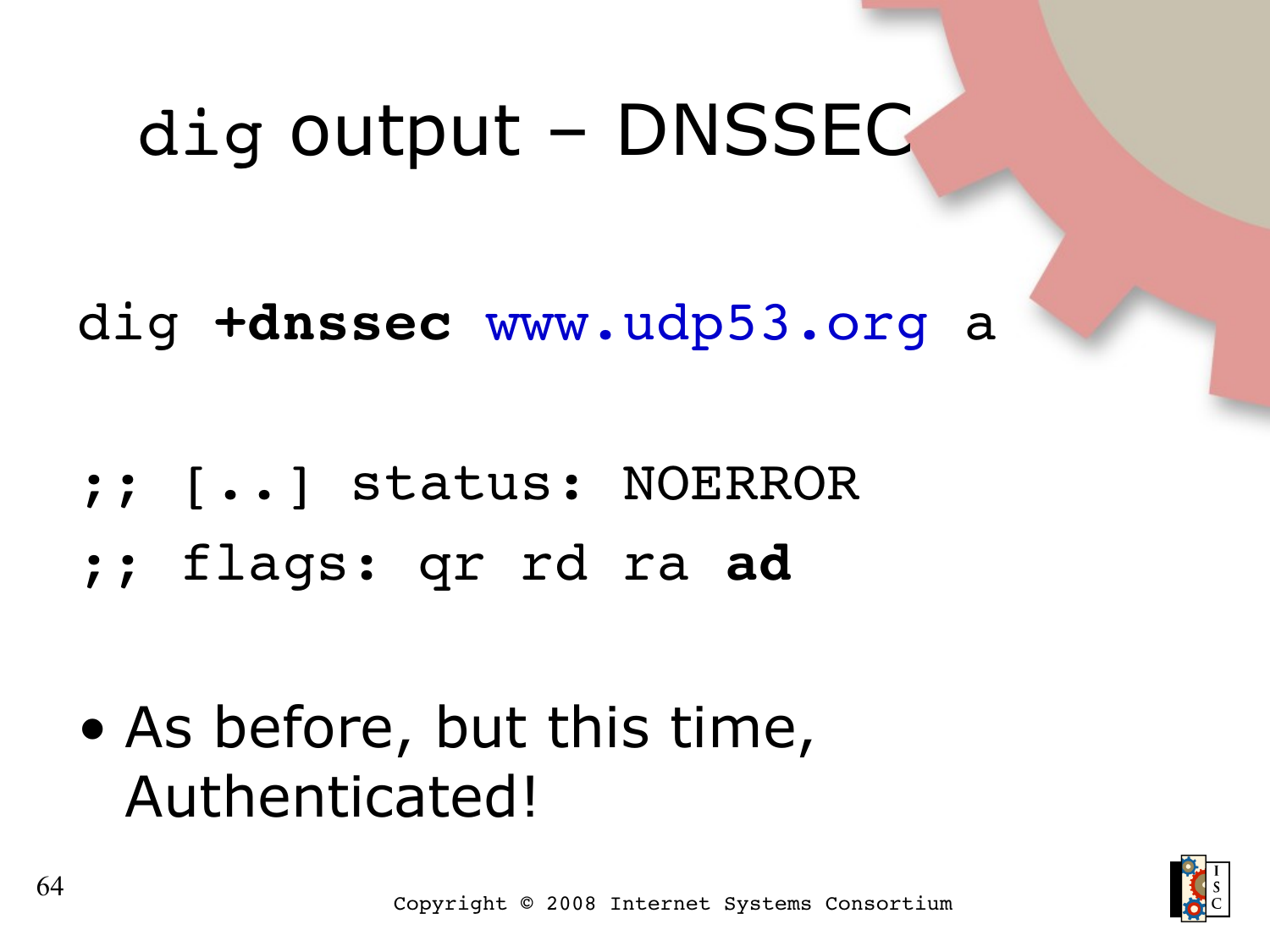# dig output – DNSSEC

```
dig +dnssec www.udp53.org a
```

```
;; [..] status: NOERROR
;; flags: qr rd ra ad
```

- As before, but this time, Authenticated!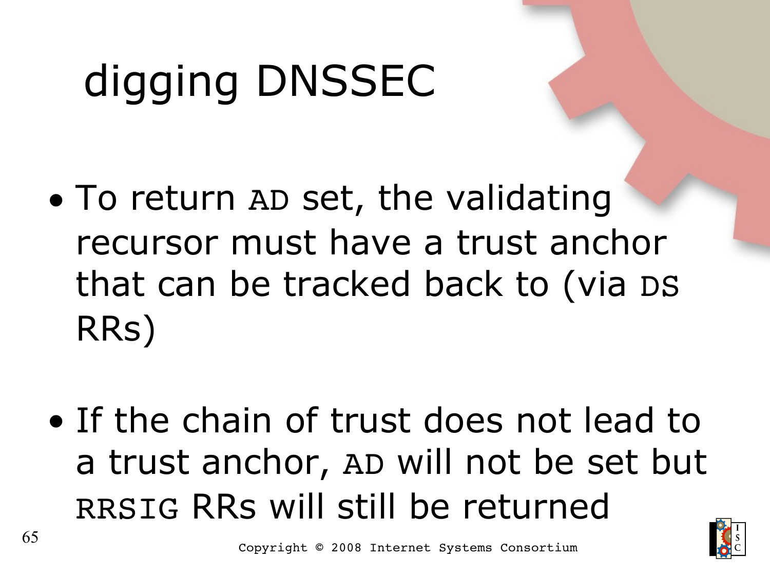# digging DNSSEC

- To return `AD` set, the validating recursor must have a trust anchor that can be tracked back to (via `DS` RRs)

- If the chain of trust does not lead to a trust anchor, `AD` will not be set but `RRSIG` RRs will still be returned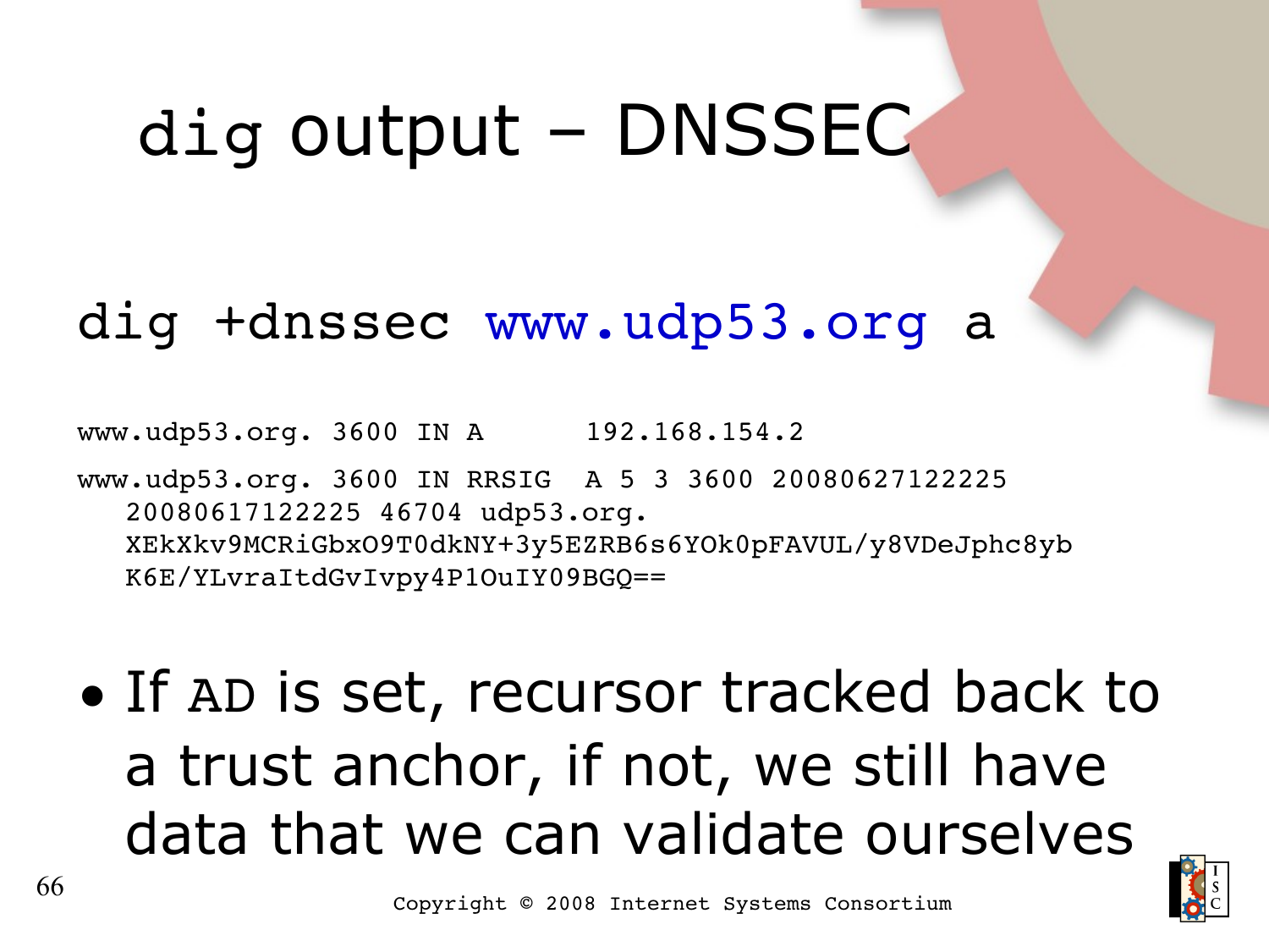# dig output – DNSSEC

dig +dnssec www.udp53.org a

```
www.udp53.org. 3600 IN A      192.168.154.2
www.udp53.org. 3600 IN RRSIG  A 5 3 3600 20080627122225
   20080617122225 46704 udp53.org.
   XEkXkv9MCRiGbxO9T0dkNY+3y5EZRB6s6YOk0pFAVUL/y8VDeJphc8yb
   K6E/YLvraItdGvIvpy4P1OuIY09BGQ==
```

- If AD is set, recursor tracked back to a trust anchor, if not, we still have data that we can validate ourselves

Copyright © 2008 Internet Systems Consortium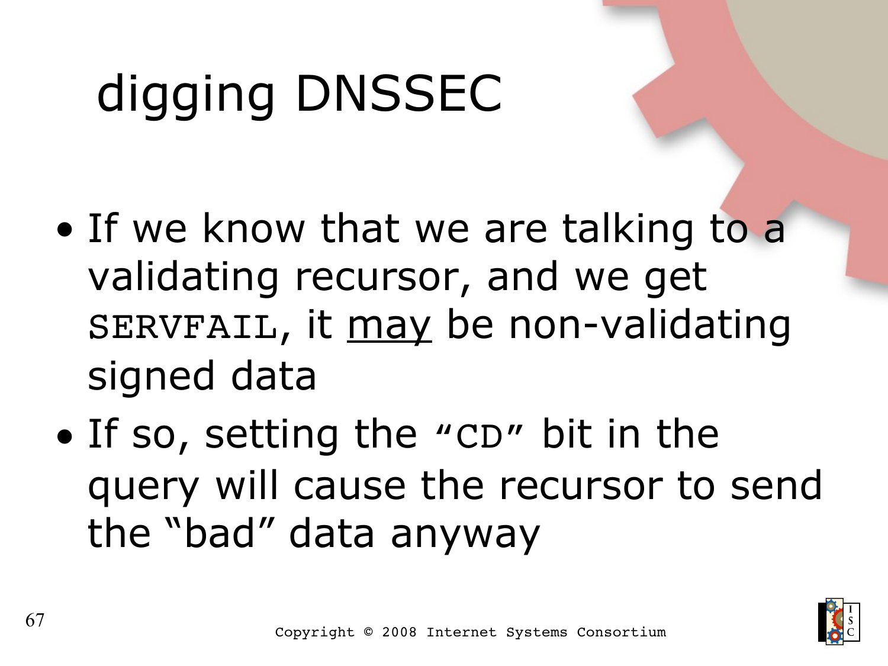# digging DNSSEC

- If we know that we are talking to a validating recursor, and we get `SERVFAIL`, it <u>may</u> be non-validating signed data
- If so, setting the `"CD"` bit in the query will cause the recursor to send the "bad" data anyway

Copyright © 2008 Internet Systems Consortium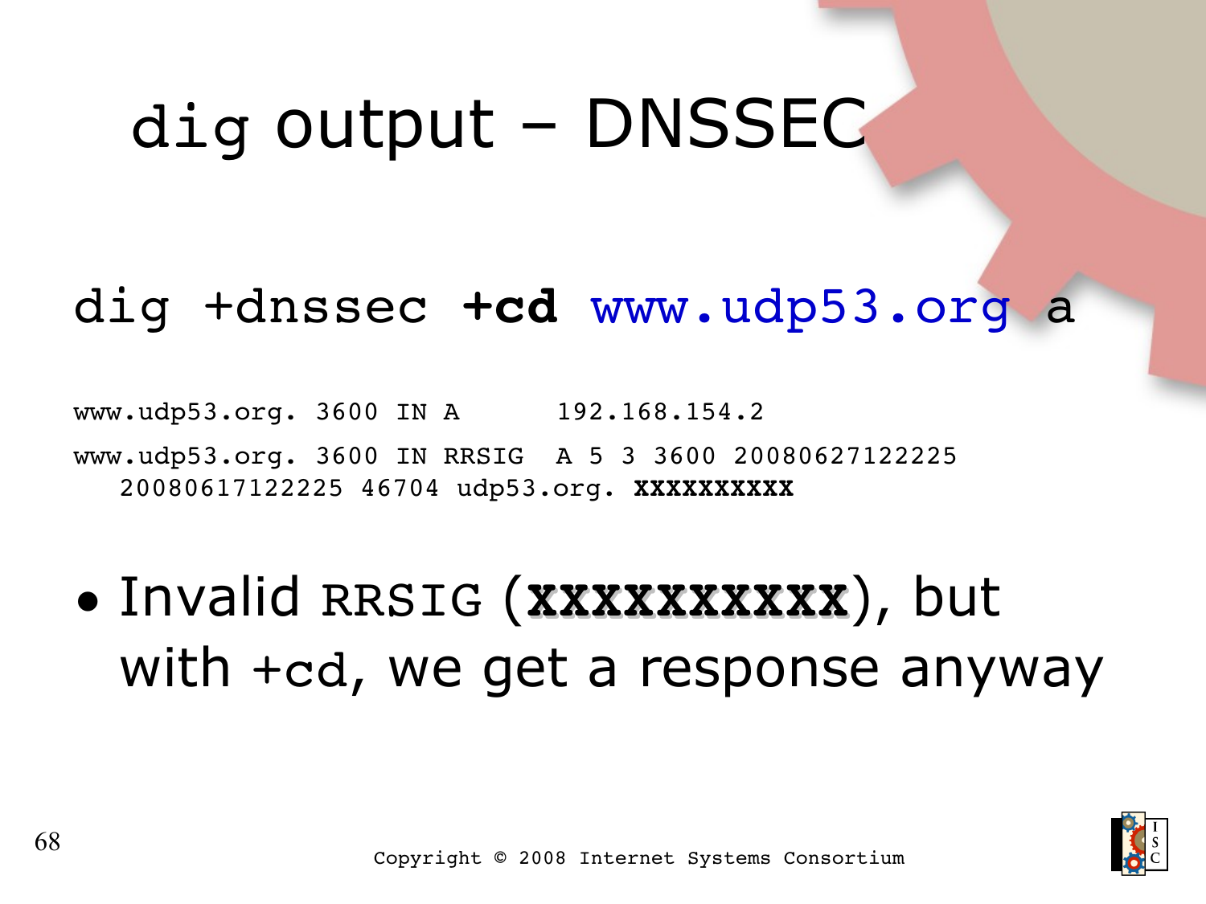# dig output – DNSSEC

```
dig +dnssec +cd www.udp53.org a
```

```
www.udp53.org. 3600 IN A      192.168.154.2
www.udp53.org. 3600 IN RRSIG  A 5 3 3600 20080627122225
   20080617122225 46704 udp53.org. XXXXXXXXXX
```

- Invalid RRSIG (**XXXXXXXXXX**), but with +cd, we get a response anyway

Copyright © 2008 Internet Systems Consortium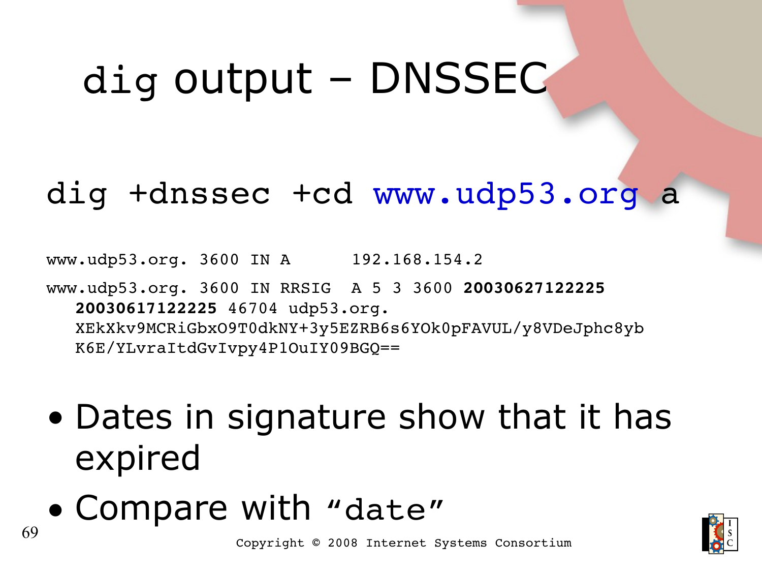# dig output – DNSSEC

```
dig +dnssec +cd www.udp53.org a
```

```
www.udp53.org. 3600 IN A      192.168.154.2
www.udp53.org. 3600 IN RRSIG  A 5 3 3600 20030627122225
   20030617122225 46704 udp53.org.
   XEkXkv9MCRiGbxO9T0dkNY+3y5EZRB6s6YOk0pFAVUL/y8VDeJphc8yb
   K6E/YLvraItdGvIvpy4P1OuIY09BGQ==
```

- Dates in signature show that it has expired
- Compare with “date”

Copyright © 2008 Internet Systems Consortium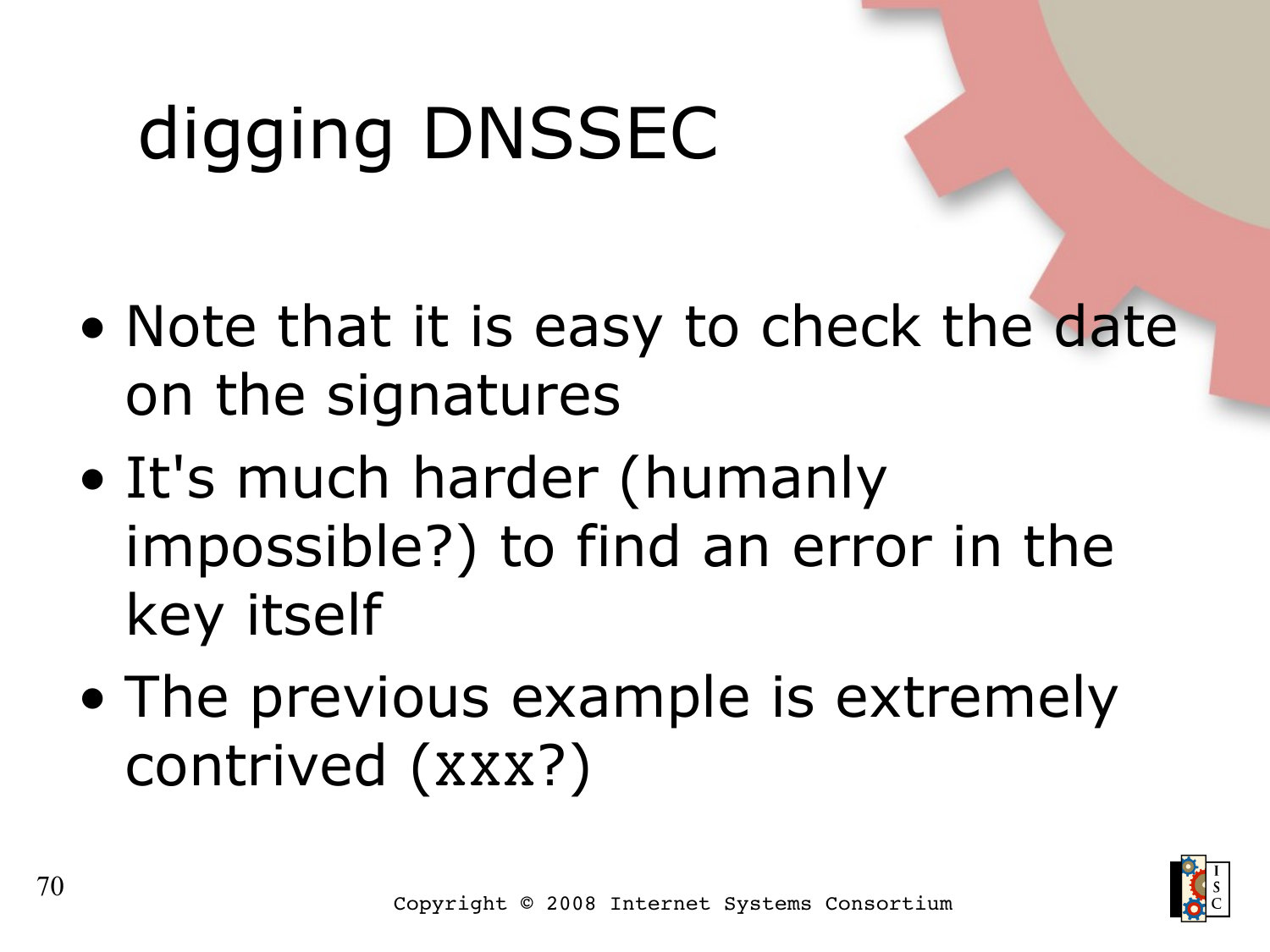# digging DNSSEC

- Note that it is easy to check the date on the signatures
- It's much harder (humanly impossible?) to find an error in the key itself
- The previous example is extremely contrived (XXX?)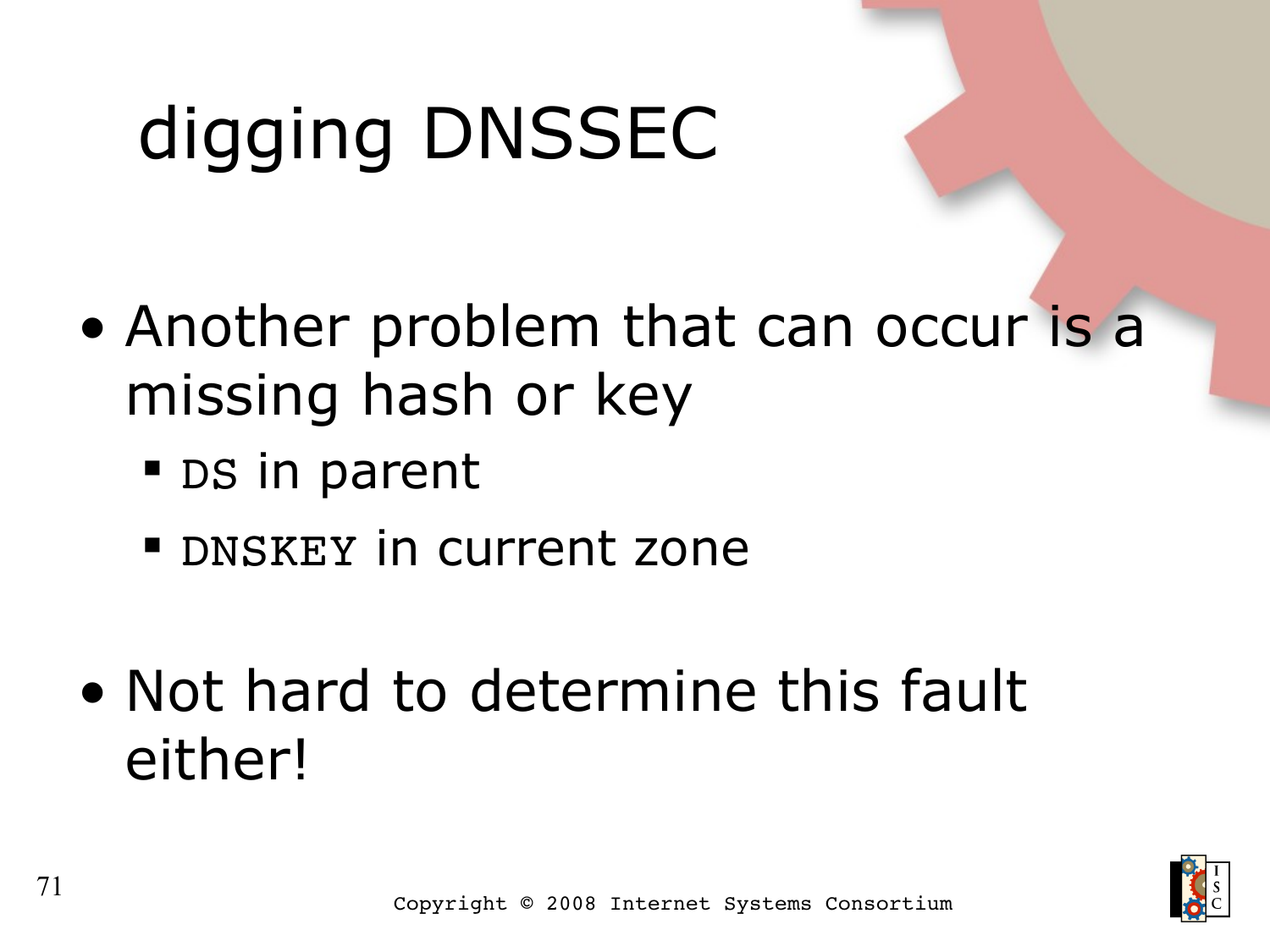# digging DNSSEC

- Another problem that can occur is a missing hash or key
  - `DS` in parent
  - `DNSKEY` in current zone

- Not hard to determine this fault either!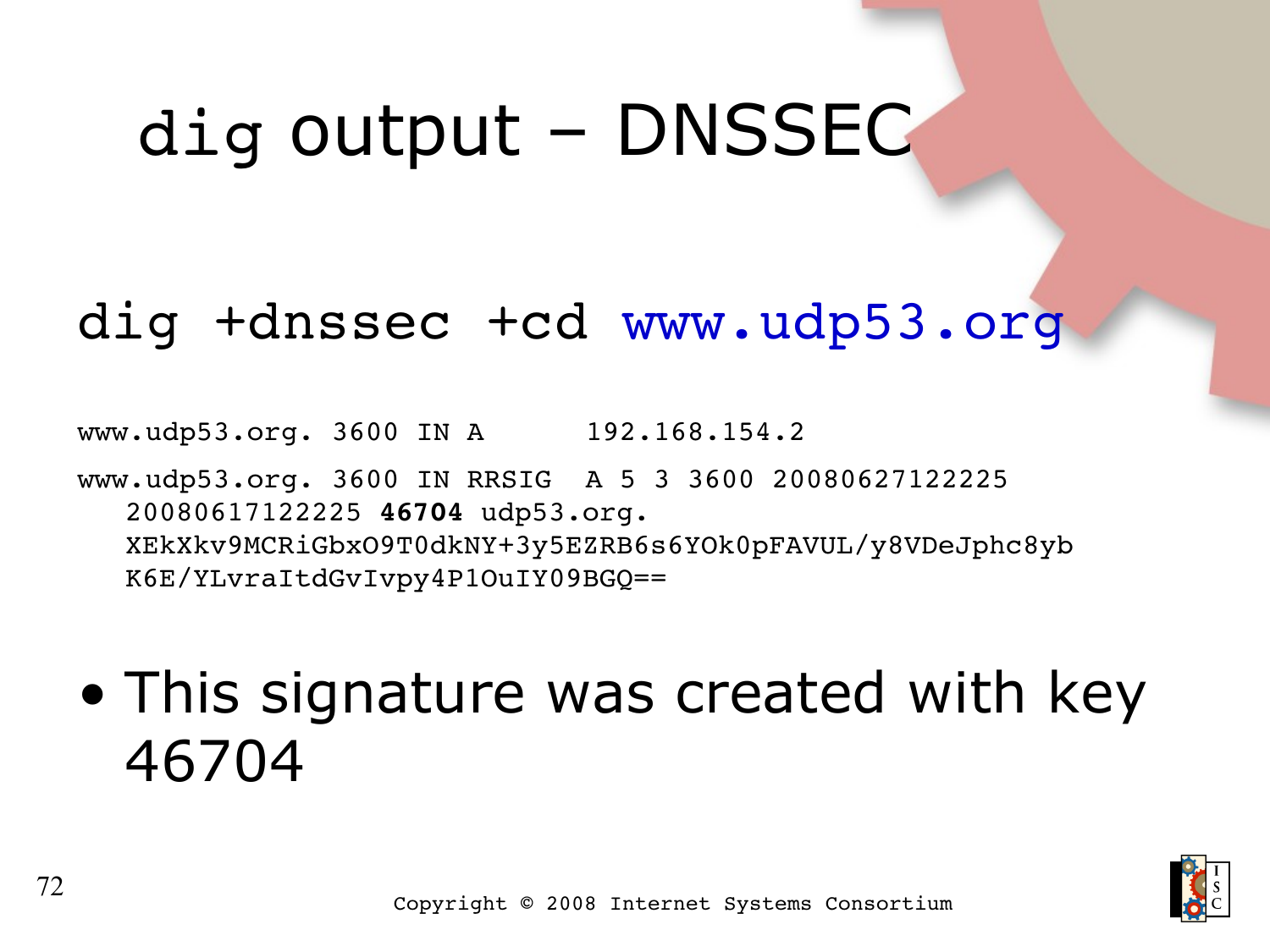# dig output – DNSSEC

dig +dnssec +cd www.udp53.org

```
www.udp53.org. 3600 IN A      192.168.154.2

www.udp53.org. 3600 IN RRSIG  A 5 3 3600 20080627122225
   20080617122225 46704 udp53.org.
   XEkXkv9MCRiGbxO9T0dkNY+3y5EZRB6s6YOk0pFAVUL/y8VDeJphc8yb
   K6E/YLvraItdGvIvpy4P1OuIY09BGQ==
```

- This signature was created with key 46704

Copyright © 2008 Internet Systems Consortium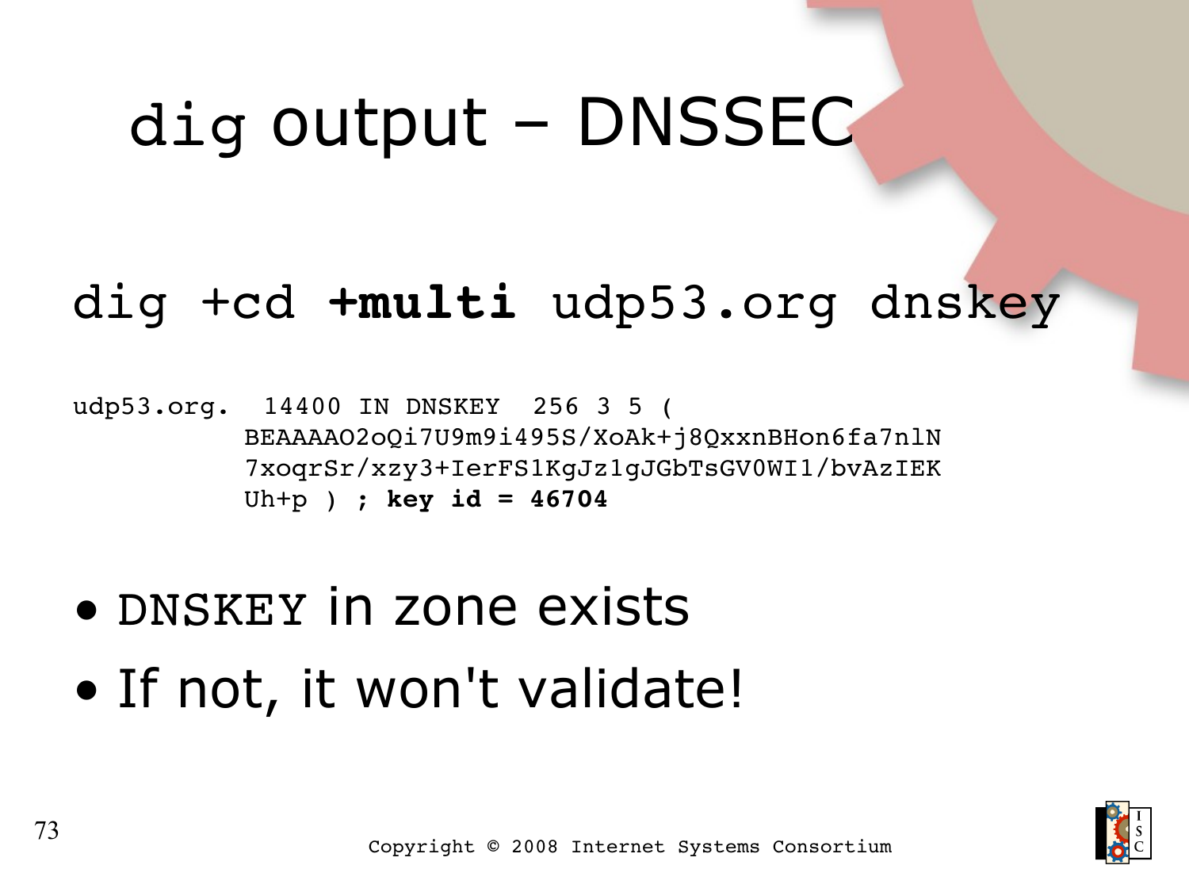# dig output – DNSSEC

**dig +cd +multi udp53.org dnskey**

```
udp53.org.  14400 IN DNSKEY  256 3 5 (
          BEAAAAO2oQi7U9m9i495S/XoAk+j8QxxnBHon6fa7nlN
          7xoqrSr/xzy3+IerFS1KgJz1gJGbTsGV0WI1/bvAzIEK
          Uh+p ) ; key id = 46704
```

- DNSKEY in zone exists
- If not, it won't validate!

Copyright © 2008 Internet Systems Consortium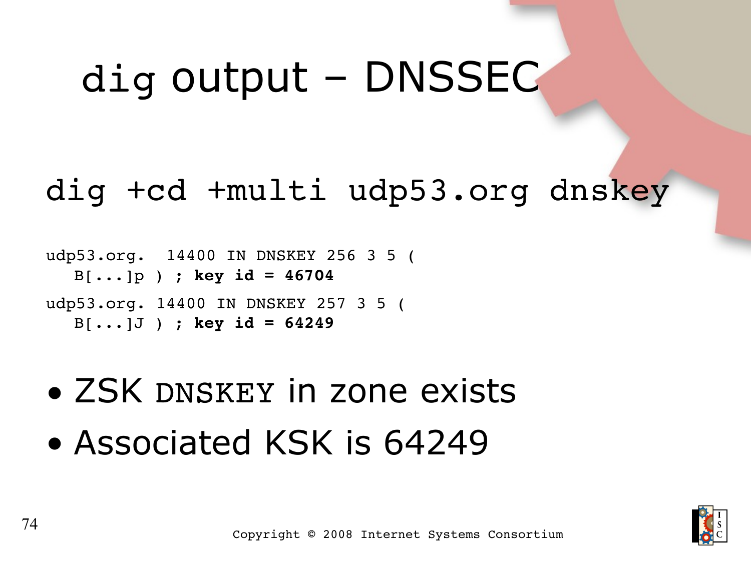# dig output – DNSSEC

```
dig +cd +multi udp53.org dnskey
```

```
udp53.org.  14400 IN DNSKEY 256 3 5 (
   B[...]p ) ; key id = 46704
udp53.org. 14400 IN DNSKEY 257 3 5 (
   B[...]J ) ; key id = 64249
```

- ZSK DNSKEY in zone exists
- Associated KSK is 64249

Copyright © 2008 Internet Systems Consortium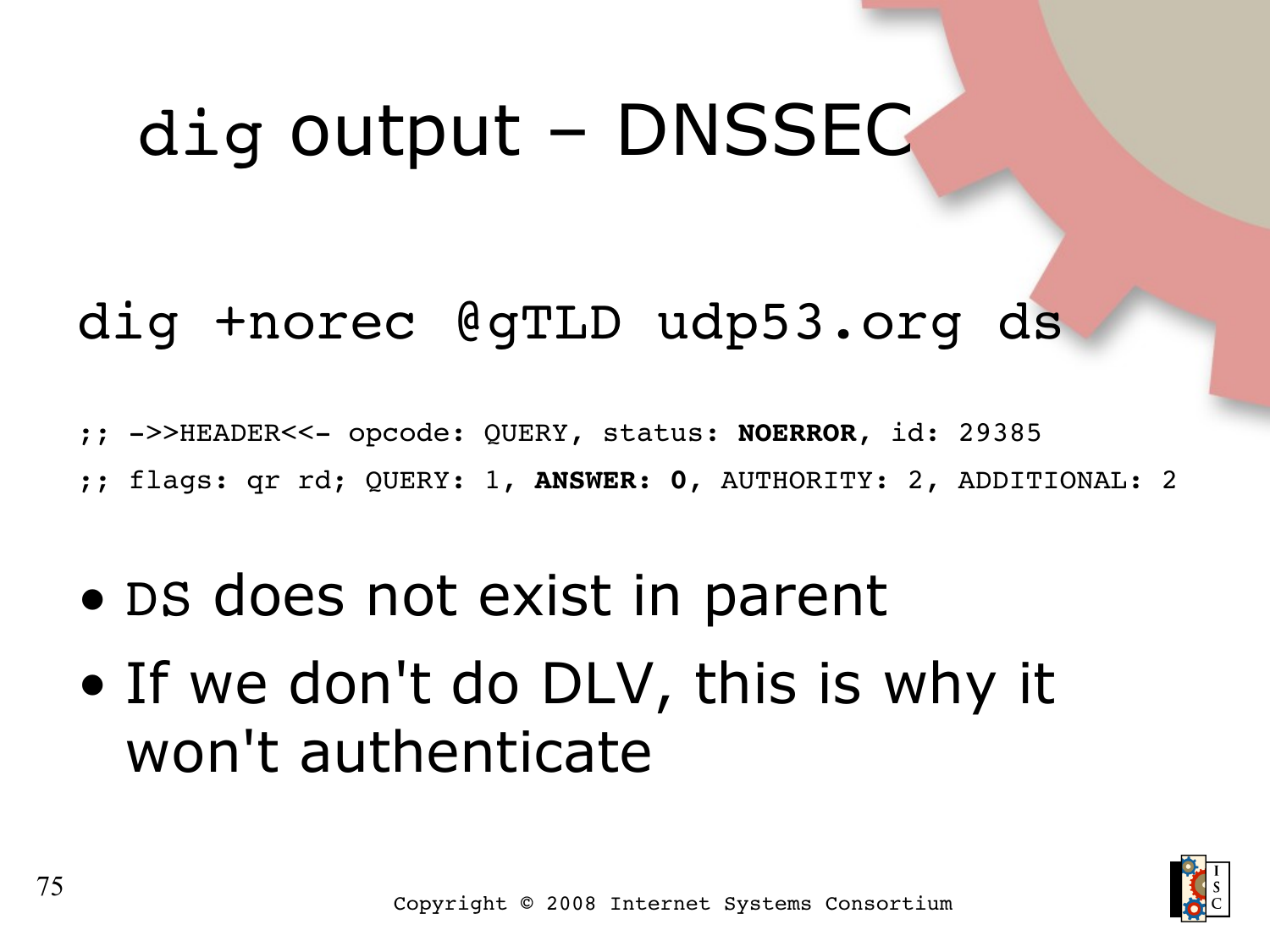# dig output – DNSSEC

```
dig +norec @gTLD udp53.org ds
```

```
;; ->>HEADER<<- opcode: QUERY, status: NOERROR, id: 29385
;; flags: qr rd; QUERY: 1, ANSWER: 0, AUTHORITY: 2, ADDITIONAL: 2
```

- DS does not exist in parent
- If we don't do DLV, this is why it won't authenticate

Copyright © 2008 Internet Systems Consortium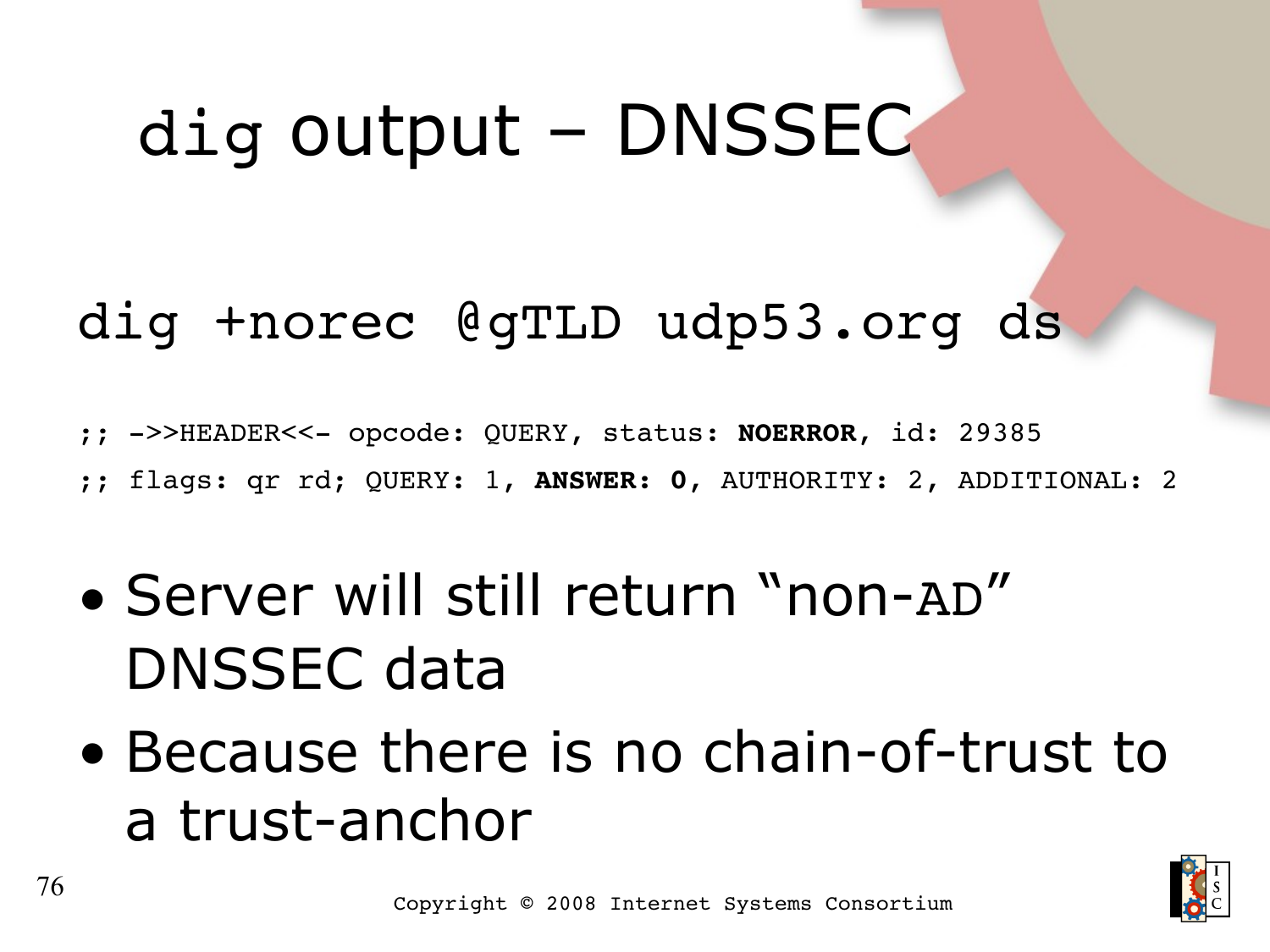# dig output – DNSSEC

```
dig +norec @gTLD udp53.org ds
```

```
;; ->>HEADER<<- opcode: QUERY, status: NOERROR, id: 29385
;; flags: qr rd; QUERY: 1, ANSWER: 0, AUTHORITY: 2, ADDITIONAL: 2
```

- Server will still return “non-AD” DNSSEC data
- Because there is no chain-of-trust to a trust-anchor

Copyright © 2008 Internet Systems Consortium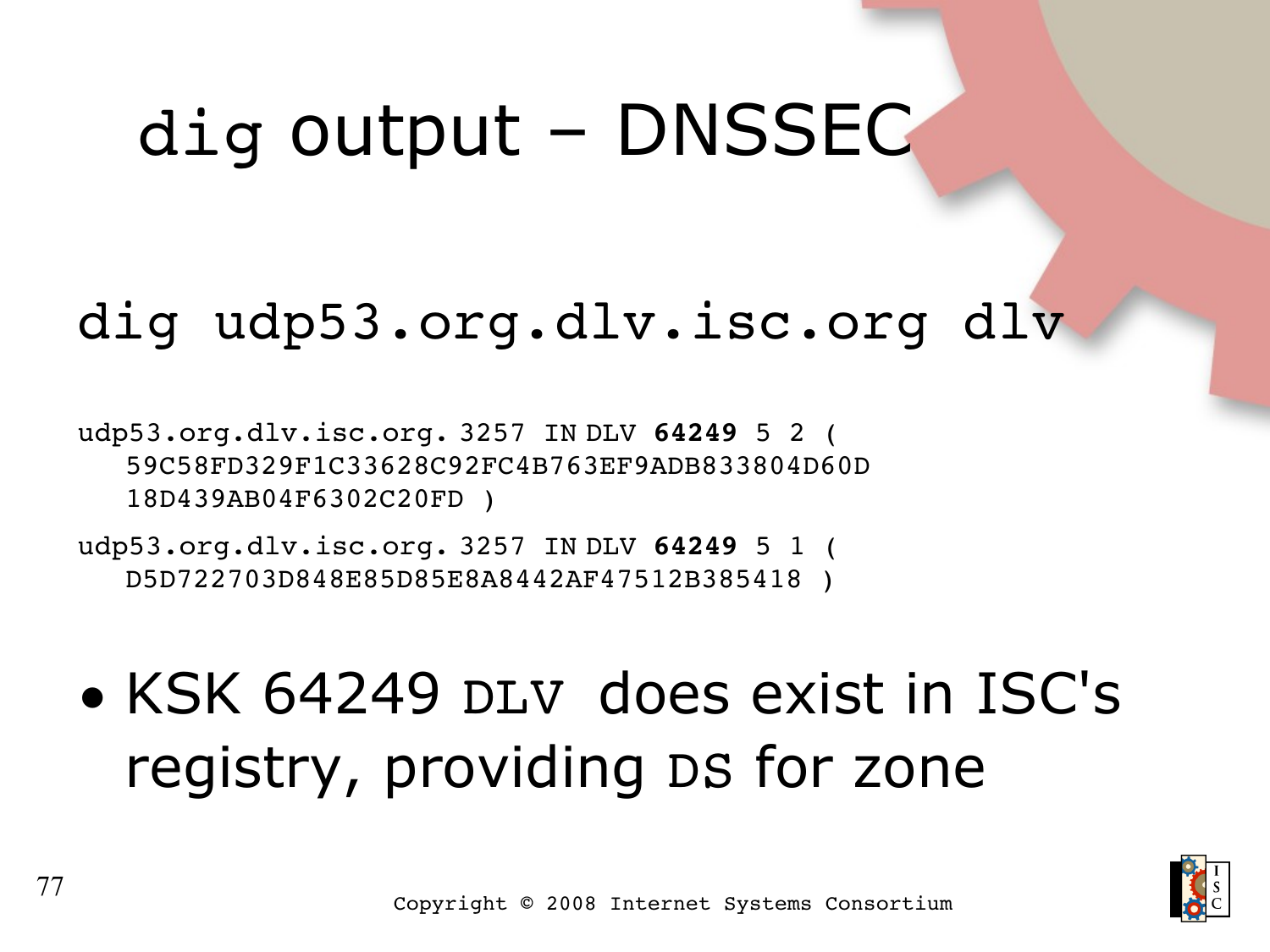# dig output – DNSSEC

```
dig udp53.org.dlv.isc.org dlv
```

```
udp53.org.dlv.isc.org. 3257 IN DLV 64249 5 2 (
   59C58FD329F1C33628C92FC4B763EF9ADB833804D60D
   18D439AB04F6302C20FD )

udp53.org.dlv.isc.org. 3257 IN DLV 64249 5 1 (
   D5D722703D848E85D85E8A8442AF47512B385418 )
```

- KSK 64249 DLV does exist in ISC's registry, providing DS for zone

Copyright © 2008 Internet Systems Consortium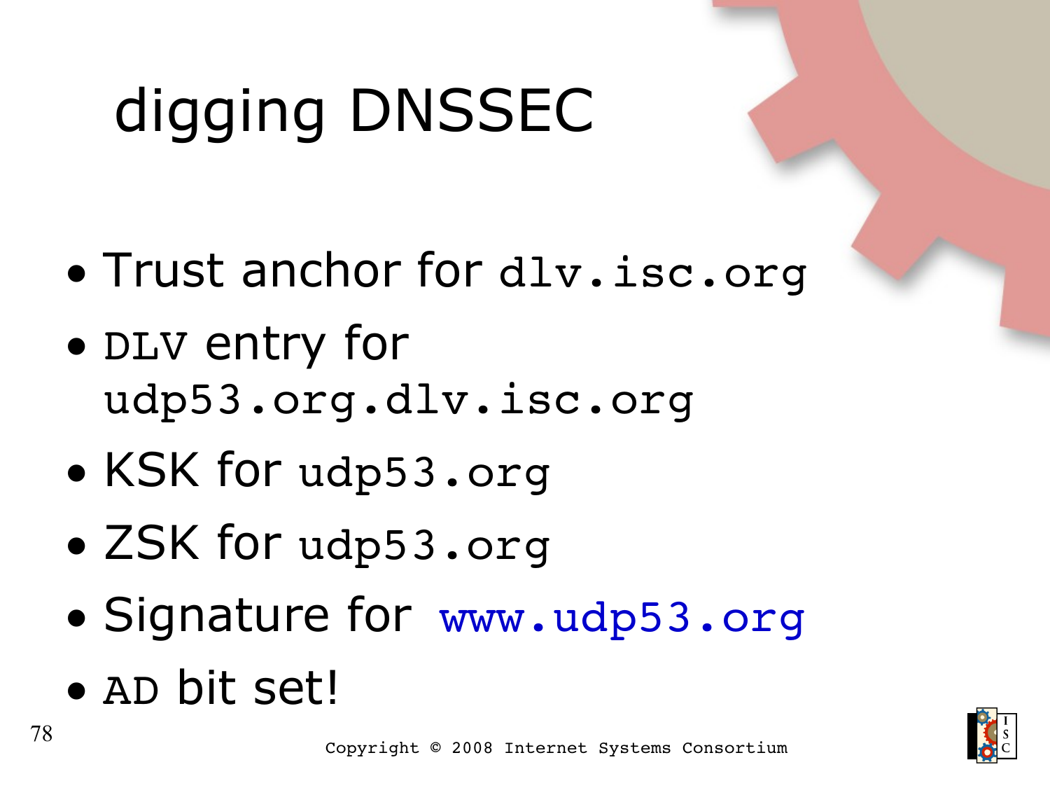# digging DNSSEC

- Trust anchor for `dlv.isc.org`
- `DLV` entry for `udp53.org.dlv.isc.org`
- KSK for `udp53.org`
- ZSK for `udp53.org`
- Signature for `www.udp53.org`
- `AD` bit set!

Copyright © 2008 Internet Systems Consortium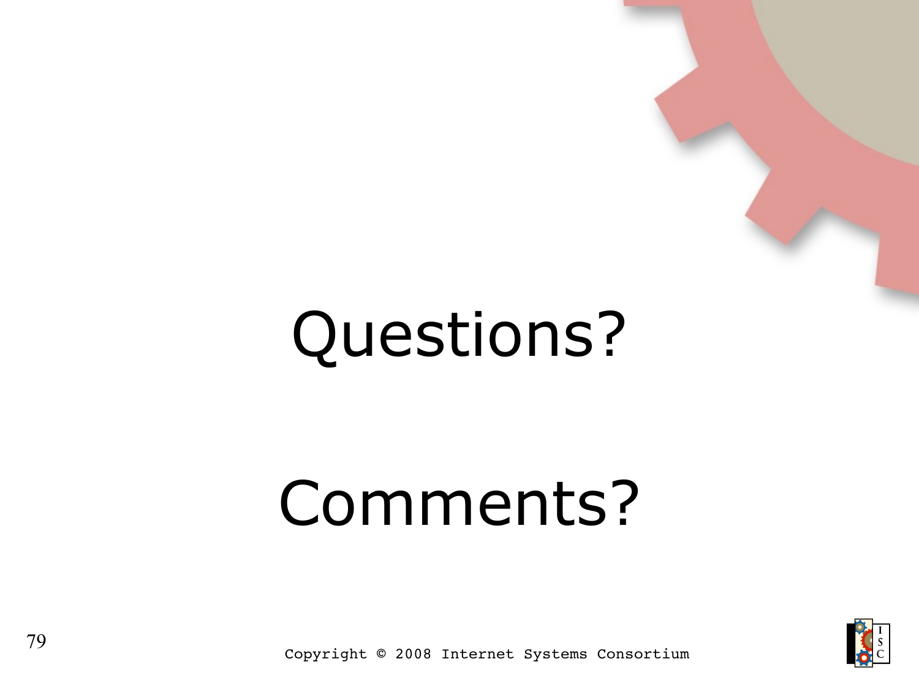# Questions?

# Comments?